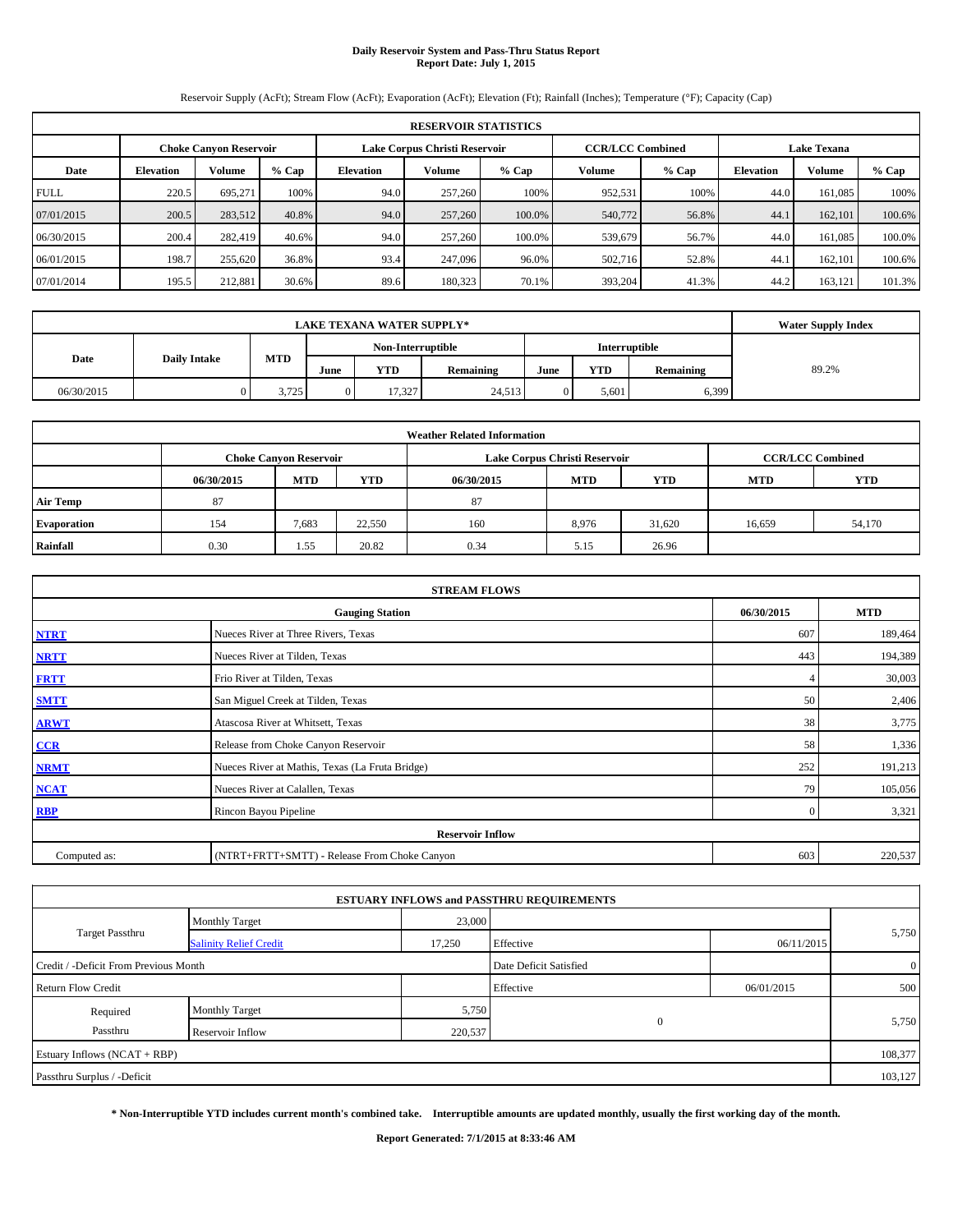# Daily Reservoir System and Pass-Thru Status Report
**Report Date: July 1, 2015**

Reservoir Supply (AcFt); Stream Flow (AcFt); Evaporation (AcFt); Elevation (Ft); Rainfall (Inches); Temperature (°F); Capacity (Cap)

| RESERVOIR STATISTICS | | | | | | | | | | | |
|---|---|---|---|---|---|---|---|---|---|---|---|
| | Choke Canyon Reservoir | | | Lake Corpus Christi Reservoir | | | CCR/LCC Combined | | Lake Texana | | |
| Date | Elevation | Volume | % Cap | Elevation | Volume | % Cap | Volume | % Cap | Elevation | Volume | % Cap |
| FULL | 220.5 | 695,271 | 100% | 94.0 | 257,260 | 100% | 952,531 | 100% | 44.0 | 161,085 | 100% |
| 07/01/2015 | 200.5 | 283,512 | 40.8% | 94.0 | 257,260 | 100.0% | 540,772 | 56.8% | 44.1 | 162,101 | 100.6% |
| 06/30/2015 | 200.4 | 282,419 | 40.6% | 94.0 | 257,260 | 100.0% | 539,679 | 56.7% | 44.0 | 161,085 | 100.0% |
| 06/01/2015 | 198.7 | 255,620 | 36.8% | 93.4 | 247,096 | 96.0% | 502,716 | 52.8% | 44.1 | 162,101 | 100.6% |
| 07/01/2014 | 195.5 | 212,881 | 30.6% | 89.6 | 180,323 | 70.1% | 393,204 | 41.3% | 44.2 | 163,121 | 101.3% |

| LAKE TEXANA WATER SUPPLY* | | | | | | | | | Water Supply Index |
|---|---|---|---|---|---|---|---|---|---|
| Date | Daily Intake | MTD | Non-Interruptible | | | Interruptible | | | |
| | | | June | YTD | Remaining | June | YTD | Remaining | |
| 06/30/2015 | 0 | 3,725 | 0 | 17,327 | 24,513 | 0 | 5,601 | 6,399 | 89.2% |

| Weather Related Information | | | | | | | | |
|---|---|---|---|---|---|---|---|---|
| | Choke Canyon Reservoir | | | Lake Corpus Christi Reservoir | | | CCR/LCC Combined | |
| | 06/30/2015 | MTD | YTD | 06/30/2015 | MTD | YTD | MTD | YTD |
| Air Temp | 87 | | | 87 | | | | |
| Evaporation | 154 | 7,683 | 22,550 | 160 | 8,976 | 31,620 | 16,659 | 54,170 |
| Rainfall | 0.30 | 1.55 | 20.82 | 0.34 | 5.15 | 26.96 | | |

| STREAM FLOWS | | | |
|---|---|---|---|
| | Gauging Station | 06/30/2015 | MTD |
| NTRT | Nueces River at Three Rivers, Texas | 607 | 189,464 |
| NRTT | Nueces River at Tilden, Texas | 443 | 194,389 |
| FRTT | Frio River at Tilden, Texas | 4 | 30,003 |
| SMTT | San Miguel Creek at Tilden, Texas | 50 | 2,406 |
| ARWT | Atascosa River at Whitsett, Texas | 38 | 3,775 |
| CCR | Release from Choke Canyon Reservoir | 58 | 1,336 |
| NRMT | Nueces River at Mathis, Texas (La Fruta Bridge) | 252 | 191,213 |
| NCAT | Nueces River at Calallen, Texas | 79 | 105,056 |
| RBP | Rincon Bayou Pipeline | 0 | 3,321 |
| Reservoir Inflow | | | |
| Computed as: | (NTRT+FRTT+SMTT) - Release From Choke Canyon | 603 | 220,537 |

| ESTUARY INFLOWS and PASSTHRU REQUIREMENTS | | | | | |
|---|---|---|---|---|---|
| Target Passthru | Monthly Target | 23,000 | | | 5,750 |
| | Salinity Relief Credit | 17,250 | Effective | 06/11/2015 | |
| Credit / -Deficit From Previous Month | | | Date Deficit Satisfied | | 0 |
| Return Flow Credit | | | Effective | 06/01/2015 | 500 |
| Required Passthru | Monthly Target | 5,750 | 0 | | 5,750 |
| | Reservoir Inflow | 220,537 | | | |
| Estuary Inflows (NCAT + RBP) | | | | | 108,377 |
| Passthru Surplus / -Deficit | | | | | 103,127 |

**\* Non-Interruptible YTD includes current month's combined take. Interruptible amounts are updated monthly, usually the first working day of the month.**

**Report Generated: 7/1/2015 at 8:33:46 AM**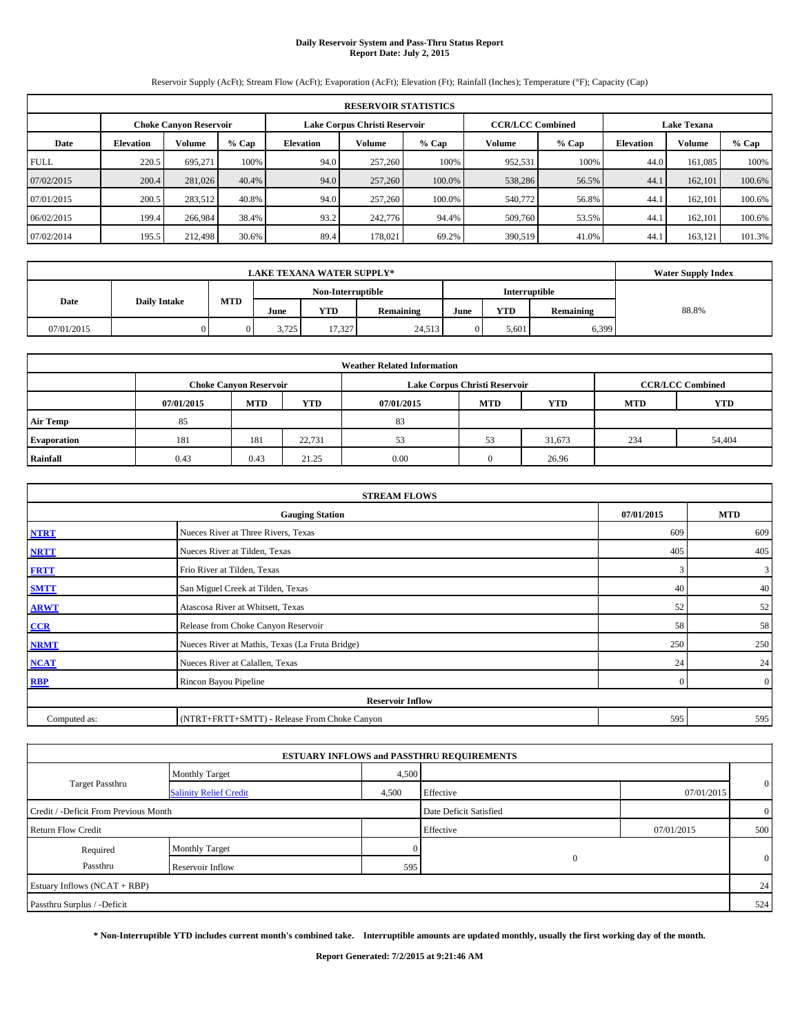# Daily Reservoir System and Pass-Thru Status Report
**Report Date: July 2, 2015**

Reservoir Supply (AcFt); Stream Flow (AcFt); Evaporation (AcFt); Elevation (Ft); Rainfall (Inches); Temperature (°F); Capacity (Cap)

| RESERVOIR STATISTICS | | | | | | | | | | | |
|---|---|---|---|---|---|---|---|---|---|---|---|
| | Choke Canyon Reservoir | | | Lake Corpus Christi Reservoir | | | CCR/LCC Combined | | Lake Texana | | |
| Date | Elevation | Volume | % Cap | Elevation | Volume | % Cap | Volume | % Cap | Elevation | Volume | % Cap |
| FULL | 220.5 | 695,271 | 100% | 94.0 | 257,260 | 100% | 952,531 | 100% | 44.0 | 161,085 | 100% |
| 07/02/2015 | 200.4 | 281,026 | 40.4% | 94.0 | 257,260 | 100.0% | 538,286 | 56.5% | 44.1 | 162,101 | 100.6% |
| 07/01/2015 | 200.5 | 283,512 | 40.8% | 94.0 | 257,260 | 100.0% | 540,772 | 56.8% | 44.1 | 162,101 | 100.6% |
| 06/02/2015 | 199.4 | 266,984 | 38.4% | 93.2 | 242,776 | 94.4% | 509,760 | 53.5% | 44.1 | 162,101 | 100.6% |
| 07/02/2014 | 195.5 | 212,498 | 30.6% | 89.4 | 178,021 | 69.2% | 390,519 | 41.0% | 44.1 | 163,121 | 101.3% |

| LAKE TEXANA WATER SUPPLY* | | | | | | | | | Water Supply Index |
|---|---|---|---|---|---|---|---|---|---|
| Date | Daily Intake | MTD | Non-Interruptible | | | Interruptible | | | |
| | | | June | YTD | Remaining | June | YTD | Remaining | |
| 07/01/2015 | 0 | 0 | 3,725 | 17,327 | 24,513 | 0 | 5,601 | 6,399 | 88.8% |

| Weather Related Information | | | | | | | |
|---|---|---|---|---|---|---|---|
| | Choke Canyon Reservoir | | | Lake Corpus Christi Reservoir | | | CCR/LCC Combined | |
| | 07/01/2015 | MTD | YTD | 07/01/2015 | MTD | YTD | MTD | YTD |
| Air Temp | 85 | | | 83 | | | | |
| Evaporation | 181 | 181 | 22,731 | 53 | 53 | 31,673 | 234 | 54,404 |
| Rainfall | 0.43 | 0.43 | 21.25 | 0.00 | 0 | 26.96 | | |

| STREAM FLOWS | | | |
|---|---|---|---|
| | Gauging Station | 07/01/2015 | MTD |
| NTRT | Nueces River at Three Rivers, Texas | 609 | 609 |
| NRTT | Nueces River at Tilden, Texas | 405 | 405 |
| FRTT | Frio River at Tilden, Texas | 3 | 3 |
| SMTT | San Miguel Creek at Tilden, Texas | 40 | 40 |
| ARWT | Atascosa River at Whitsett, Texas | 52 | 52 |
| CCR | Release from Choke Canyon Reservoir | 58 | 58 |
| NRMT | Nueces River at Mathis, Texas (La Fruta Bridge) | 250 | 250 |
| NCAT | Nueces River at Calallen, Texas | 24 | 24 |
| RBP | Rincon Bayou Pipeline | 0 | 0 |
| **Reservoir Inflow** | | | |
| Computed as: | (NTRT+FRTT+SMTT) - Release From Choke Canyon | 595 | 595 |

| ESTUARY INFLOWS and PASSTHRU REQUIREMENTS | | | | | |
|---|---|---|---|---|---|
| Target Passthru | Monthly Target | 4,500 | | | 0 |
| | Salinity Relief Credit | 4,500 | Effective | 07/01/2015 | |
| Credit / -Deficit From Previous Month | | | Date Deficit Satisfied | | 0 |
| Return Flow Credit | | | Effective | 07/01/2015 | 500 |
| Required Passthru | Monthly Target | 0 | 0 | | 0 |
| | Reservoir Inflow | 595 | | | |
| Estuary Inflows (NCAT + RBP) | | | | | 24 |
| Passthru Surplus / -Deficit | | | | | 524 |

**\* Non-Interruptible YTD includes current month's combined take. Interruptible amounts are updated monthly, usually the first working day of the month.**

**Report Generated: 7/2/2015 at 9:21:46 AM**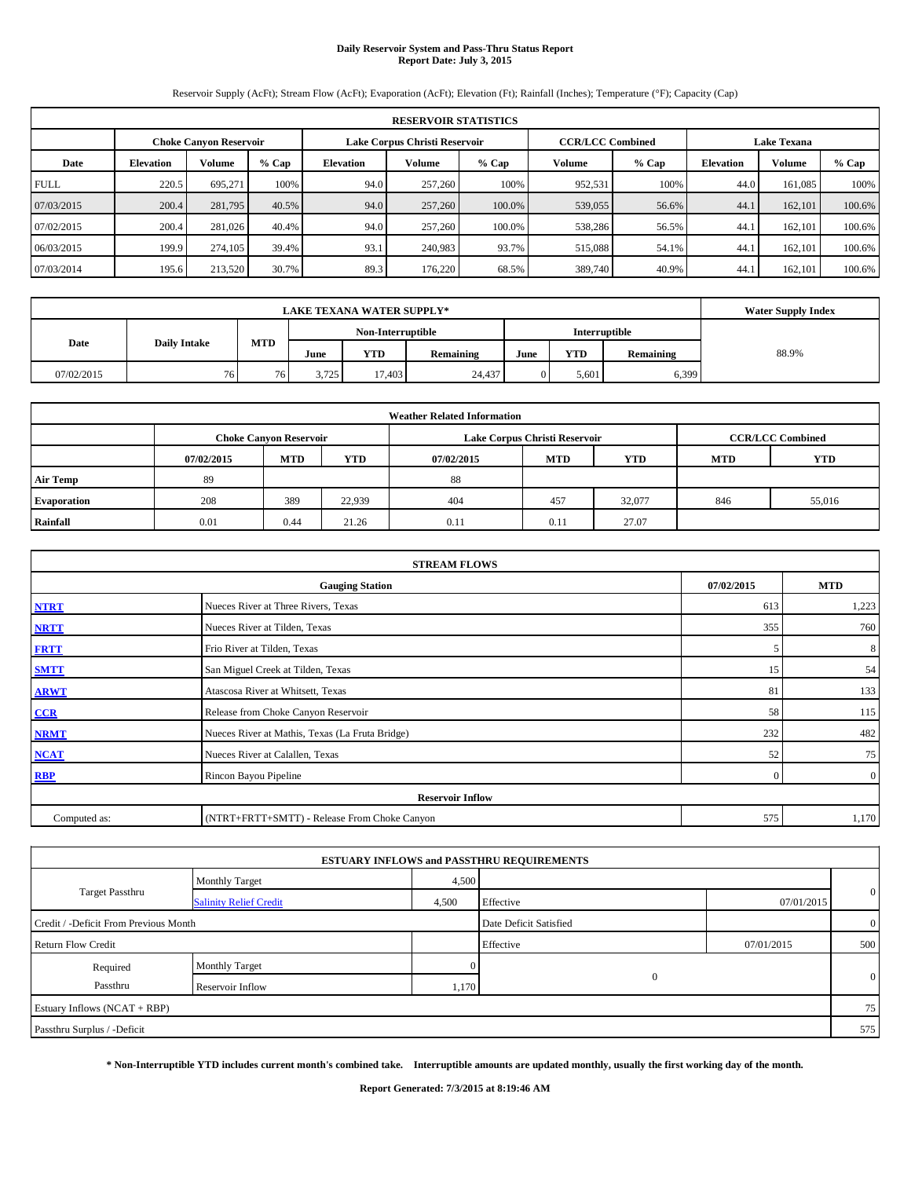# Daily Reservoir System and Pass-Thru Status Report
## Report Date: July 3, 2015

Reservoir Supply (AcFt); Stream Flow (AcFt); Evaporation (AcFt); Elevation (Ft); Rainfall (Inches); Temperature (°F); Capacity (Cap)

| RESERVOIR STATISTICS | | | | | | | | | | | |
|---|---|---|---|---|---|---|---|---|---|---|---|
| | Choke Canyon Reservoir | | | Lake Corpus Christi Reservoir | | | CCR/LCC Combined | | Lake Texana | | |
| Date | Elevation | Volume | % Cap | Elevation | Volume | % Cap | Volume | % Cap | Elevation | Volume | % Cap |
| FULL | 220.5 | 695,271 | 100% | 94.0 | 257,260 | 100% | 952,531 | 100% | 44.0 | 161,085 | 100% |
| 07/03/2015 | 200.4 | 281,795 | 40.5% | 94.0 | 257,260 | 100.0% | 539,055 | 56.6% | 44.1 | 162,101 | 100.6% |
| 07/02/2015 | 200.4 | 281,026 | 40.4% | 94.0 | 257,260 | 100.0% | 538,286 | 56.5% | 44.1 | 162,101 | 100.6% |
| 06/03/2015 | 199.9 | 274,105 | 39.4% | 93.1 | 240,983 | 93.7% | 515,088 | 54.1% | 44.1 | 162,101 | 100.6% |
| 07/03/2014 | 195.6 | 213,520 | 30.7% | 89.3 | 176,220 | 68.5% | 389,740 | 40.9% | 44.1 | 162,101 | 100.6% |

| LAKE TEXANA WATER SUPPLY* | | | | | | | | | Water Supply Index |
|---|---|---|---|---|---|---|---|---|---|
| Date | Daily Intake | MTD | Non-Interruptible | | | Interruptible | | | |
| | | | June | YTD | Remaining | June | YTD | Remaining | |
| 07/02/2015 | 76 | 76 | 3,725 | 17,403 | 24,437 | 0 | 5,601 | 6,399 | 88.9% |

| Weather Related Information | | | | | | | | |
|---|---|---|---|---|---|---|---|---|
| | Choke Canyon Reservoir | | | Lake Corpus Christi Reservoir | | | CCR/LCC Combined | |
| | 07/02/2015 | MTD | YTD | 07/02/2015 | MTD | YTD | MTD | YTD |
| Air Temp | 89 | | | 88 | | | | |
| Evaporation | 208 | 389 | 22,939 | 404 | 457 | 32,077 | 846 | 55,016 |
| Rainfall | 0.01 | 0.44 | 21.26 | 0.11 | 0.11 | 27.07 | | |

| STREAM FLOWS | | | |
|---|---|---|---|
| | Gauging Station | 07/02/2015 | MTD |
| NTRT | Nueces River at Three Rivers, Texas | 613 | 1,223 |
| NRTT | Nueces River at Tilden, Texas | 355 | 760 |
| FRTT | Frio River at Tilden, Texas | 5 | 8 |
| SMTT | San Miguel Creek at Tilden, Texas | 15 | 54 |
| ARWT | Atascosa River at Whitsett, Texas | 81 | 133 |
| CCR | Release from Choke Canyon Reservoir | 58 | 115 |
| NRMT | Nueces River at Mathis, Texas (La Fruta Bridge) | 232 | 482 |
| NCAT | Nueces River at Calallen, Texas | 52 | 75 |
| RBP | Rincon Bayou Pipeline | 0 | 0 |
| Reservoir Inflow | | | |
| Computed as: | (NTRT+FRTT+SMTT) - Release From Choke Canyon | 575 | 1,170 |

| ESTUARY INFLOWS and PASSTHRU REQUIREMENTS | | | | | |
|---|---|---|---|---|---|
| Target Passthru | Monthly Target | 4,500 | | | 0 |
| | Salinity Relief Credit | 4,500 | Effective | 07/01/2015 | |
| Credit / -Deficit From Previous Month | | | Date Deficit Satisfied | | 0 |
| Return Flow Credit | | | Effective | 07/01/2015 | 500 |
| Required Passthru | Monthly Target | 0 | 0 | | 0 |
| | Reservoir Inflow | 1,170 | | | |
| Estuary Inflows (NCAT + RBP) | | | | | 75 |
| Passthru Surplus / -Deficit | | | | | 575 |

**\* Non-Interruptible YTD includes current month's combined take. Interruptible amounts are updated monthly, usually the first working day of the month.**

**Report Generated: 7/3/2015 at 8:19:46 AM**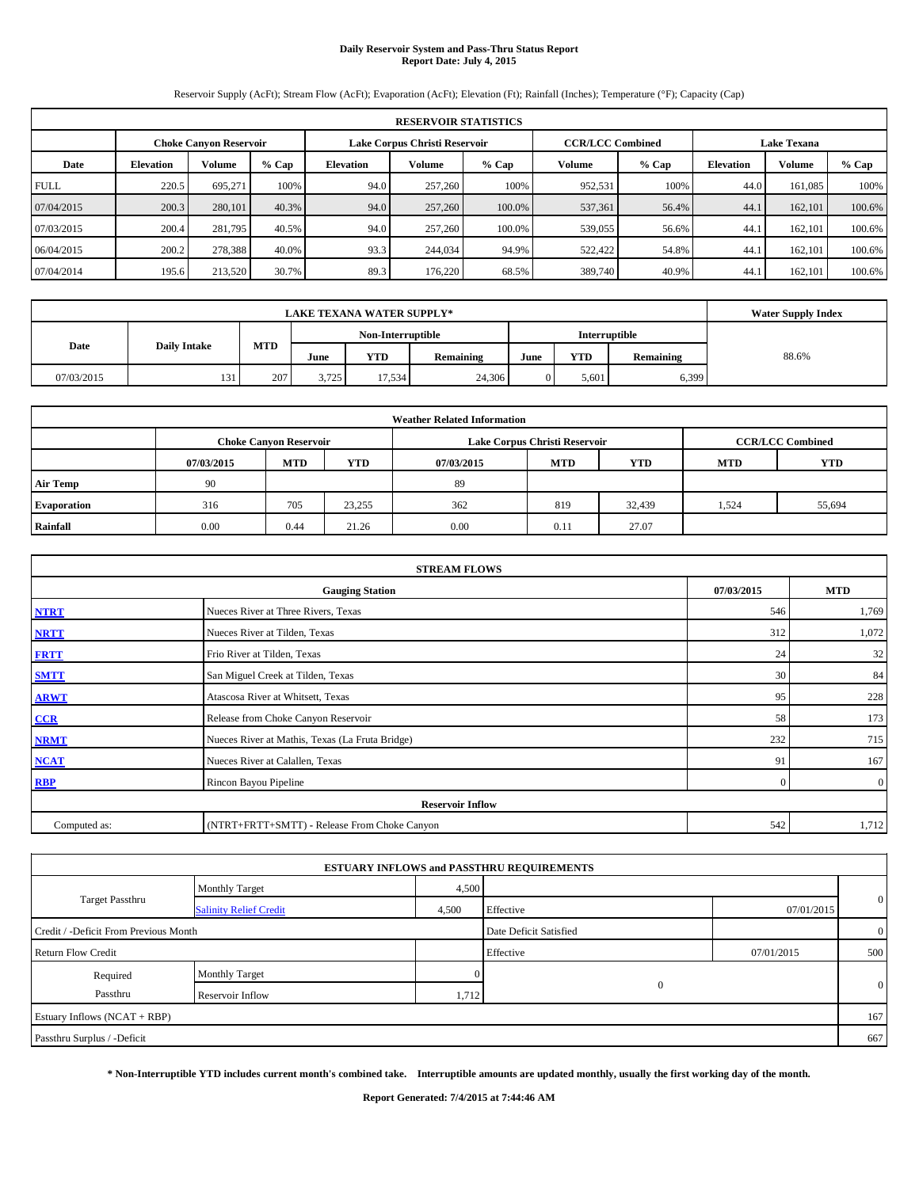# Daily Reservoir System and Pass-Thru Status Report
## Report Date: July 4, 2015

Reservoir Supply (AcFt); Stream Flow (AcFt); Evaporation (AcFt); Elevation (Ft); Rainfall (Inches); Temperature (°F); Capacity (Cap)

| RESERVOIR STATISTICS | | | | | | | | | | | |
|---|---|---|---|---|---|---|---|---|---|---|---|
| | Choke Canyon Reservoir | | | Lake Corpus Christi Reservoir | | | CCR/LCC Combined | | Lake Texana | | |
| Date | Elevation | Volume | % Cap | Elevation | Volume | % Cap | Volume | % Cap | Elevation | Volume | % Cap |
| FULL | 220.5 | 695,271 | 100% | 94.0 | 257,260 | 100% | 952,531 | 100% | 44.0 | 161,085 | 100% |
| 07/04/2015 | 200.3 | 280,101 | 40.3% | 94.0 | 257,260 | 100.0% | 537,361 | 56.4% | 44.1 | 162,101 | 100.6% |
| 07/03/2015 | 200.4 | 281,795 | 40.5% | 94.0 | 257,260 | 100.0% | 539,055 | 56.6% | 44.1 | 162,101 | 100.6% |
| 06/04/2015 | 200.2 | 278,388 | 40.0% | 93.3 | 244,034 | 94.9% | 522,422 | 54.8% | 44.1 | 162,101 | 100.6% |
| 07/04/2014 | 195.6 | 213,520 | 30.7% | 89.3 | 176,220 | 68.5% | 389,740 | 40.9% | 44.1 | 162,101 | 100.6% |

| LAKE TEXANA WATER SUPPLY* | | | | | | | | | Water Supply Index |
|---|---|---|---|---|---|---|---|---|---|
| Date | Daily Intake | MTD | Non-Interruptible | | | Interruptible | | | |
| | | | June | YTD | Remaining | June | YTD | Remaining | |
| 07/03/2015 | 131 | 207 | 3,725 | 17,534 | 24,306 | 0 | 5,601 | 6,399 | 88.6% |

| Weather Related Information | | | | | | | | |
|---|---|---|---|---|---|---|---|---|
| | Choke Canyon Reservoir | | | Lake Corpus Christi Reservoir | | | CCR/LCC Combined | |
| | 07/03/2015 | MTD | YTD | 07/03/2015 | MTD | YTD | MTD | YTD |
| Air Temp | 90 | | | 89 | | | | |
| Evaporation | 316 | 705 | 23,255 | 362 | 819 | 32,439 | 1,524 | 55,694 |
| Rainfall | 0.00 | 0.44 | 21.26 | 0.00 | 0.11 | 27.07 | | |

| STREAM FLOWS | | | |
|---|---|---|---|
| | Gauging Station | 07/03/2015 | MTD |
| NTRT | Nueces River at Three Rivers, Texas | 546 | 1,769 |
| NRTT | Nueces River at Tilden, Texas | 312 | 1,072 |
| FRTT | Frio River at Tilden, Texas | 24 | 32 |
| SMTT | San Miguel Creek at Tilden, Texas | 30 | 84 |
| ARWT | Atascosa River at Whitsett, Texas | 95 | 228 |
| CCR | Release from Choke Canyon Reservoir | 58 | 173 |
| NRMT | Nueces River at Mathis, Texas (La Fruta Bridge) | 232 | 715 |
| NCAT | Nueces River at Calallen, Texas | 91 | 167 |
| RBP | Rincon Bayou Pipeline | 0 | 0 |
| Reservoir Inflow | | | |
| Computed as: | (NTRT+FRTT+SMTT) - Release From Choke Canyon | 542 | 1,712 |

| ESTUARY INFLOWS and PASSTHRU REQUIREMENTS | | | | | |
|---|---|---|---|---|---|
| Target Passthru | Monthly Target | 4,500 | | | 0 |
| | Salinity Relief Credit | 4,500 | Effective | 07/01/2015 | |
| Credit / -Deficit From Previous Month | | | Date Deficit Satisfied | | 0 |
| Return Flow Credit | | | Effective | 07/01/2015 | 500 |
| Required Passthru | Monthly Target | 0 | 0 | | 0 |
| | Reservoir Inflow | 1,712 | | | |
| Estuary Inflows (NCAT + RBP) | | | | | 167 |
| Passthru Surplus / -Deficit | | | | | 667 |

**\* Non-Interruptible YTD includes current month's combined take. Interruptible amounts are updated monthly, usually the first working day of the month.**

**Report Generated: 7/4/2015 at 7:44:46 AM**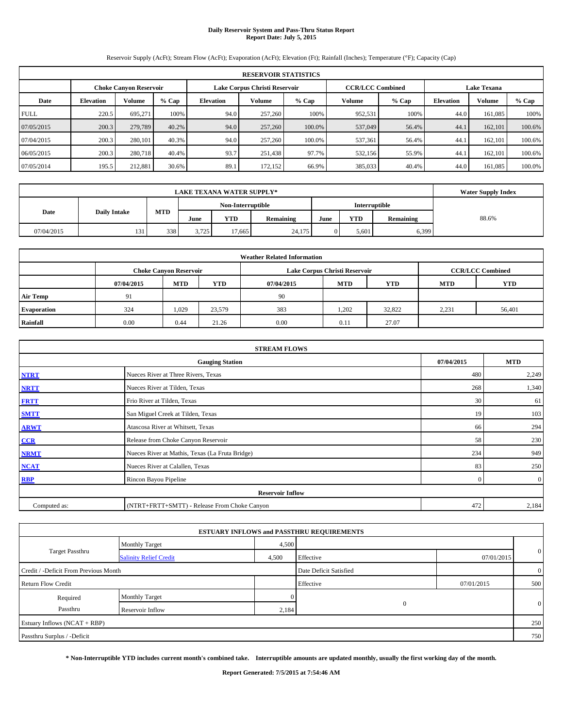# Daily Reservoir System and Pass-Thru Status Report
**Report Date: July 5, 2015**

Reservoir Supply (AcFt); Stream Flow (AcFt); Evaporation (AcFt); Elevation (Ft); Rainfall (Inches); Temperature (°F); Capacity (Cap)

| RESERVOIR STATISTICS | | | | | | | | | | | |
|---|---|---|---|---|---|---|---|---|---|---|---|
| | Choke Canyon Reservoir | | | Lake Corpus Christi Reservoir | | | CCR/LCC Combined | | Lake Texana | | |
| Date | Elevation | Volume | % Cap | Elevation | Volume | % Cap | Volume | % Cap | Elevation | Volume | % Cap |
| FULL | 220.5 | 695,271 | 100% | 94.0 | 257,260 | 100% | 952,531 | 100% | 44.0 | 161,085 | 100% |
| 07/05/2015 | 200.3 | 279,789 | 40.2% | 94.0 | 257,260 | 100.0% | 537,049 | 56.4% | 44.1 | 162,101 | 100.6% |
| 07/04/2015 | 200.3 | 280,101 | 40.3% | 94.0 | 257,260 | 100.0% | 537,361 | 56.4% | 44.1 | 162,101 | 100.6% |
| 06/05/2015 | 200.3 | 280,718 | 40.4% | 93.7 | 251,438 | 97.7% | 532,156 | 55.9% | 44.1 | 162,101 | 100.6% |
| 07/05/2014 | 195.5 | 212,881 | 30.6% | 89.1 | 172,152 | 66.9% | 385,033 | 40.4% | 44.0 | 161,085 | 100.0% |

| LAKE TEXANA WATER SUPPLY* | | | | | | | | | Water Supply Index |
|---|---|---|---|---|---|---|---|---|---|
| Date | Daily Intake | MTD | Non-Interruptible | | | Interruptible | | | |
| | | | June | YTD | Remaining | June | YTD | Remaining | |
| 07/04/2015 | 131 | 338 | 3,725 | 17,665 | 24,175 | 0 | 5,601 | 6,399 | 88.6% |

| Weather Related Information | | | | | | | | |
|---|---|---|---|---|---|---|---|---|
| | Choke Canyon Reservoir | | | Lake Corpus Christi Reservoir | | | CCR/LCC Combined | |
| | 07/04/2015 | MTD | YTD | 07/04/2015 | MTD | YTD | MTD | YTD |
| Air Temp | 91 | | | 90 | | | | |
| Evaporation | 324 | 1,029 | 23,579 | 383 | 1,202 | 32,822 | 2,231 | 56,401 |
| Rainfall | 0.00 | 0.44 | 21.26 | 0.00 | 0.11 | 27.07 | | |

| STREAM FLOWS | | | |
|---|---|---|---|
| | Gauging Station | 07/04/2015 | MTD |
| NTRT | Nueces River at Three Rivers, Texas | 480 | 2,249 |
| NRTT | Nueces River at Tilden, Texas | 268 | 1,340 |
| FRTT | Frio River at Tilden, Texas | 30 | 61 |
| SMTT | San Miguel Creek at Tilden, Texas | 19 | 103 |
| ARWT | Atascosa River at Whitsett, Texas | 66 | 294 |
| CCR | Release from Choke Canyon Reservoir | 58 | 230 |
| NRMT | Nueces River at Mathis, Texas (La Fruta Bridge) | 234 | 949 |
| NCAT | Nueces River at Calallen, Texas | 83 | 250 |
| RBP | Rincon Bayou Pipeline | 0 | 0 |
| **Reservoir Inflow** | | | |
| Computed as: | (NTRT+FRTT+SMTT) - Release From Choke Canyon | 472 | 2,184 |

| ESTUARY INFLOWS and PASSTHRU REQUIREMENTS | | | | | |
|---|---|---|---|---|---|
| Target Passthru | Monthly Target | 4,500 | | | 0 |
| | Salinity Relief Credit | 4,500 | Effective | 07/01/2015 | |
| Credit / -Deficit From Previous Month | | | Date Deficit Satisfied | | 0 |
| Return Flow Credit | | | Effective | 07/01/2015 | 500 |
| Required Passthru | Monthly Target | 0 | 0 | | 0 |
| | Reservoir Inflow | 2,184 | | | |
| Estuary Inflows (NCAT + RBP) | | | | | 250 |
| Passthru Surplus / -Deficit | | | | | 750 |

**\* Non-Interruptible YTD includes current month's combined take. Interruptible amounts are updated monthly, usually the first working day of the month.**

**Report Generated: 7/5/2015 at 7:54:46 AM**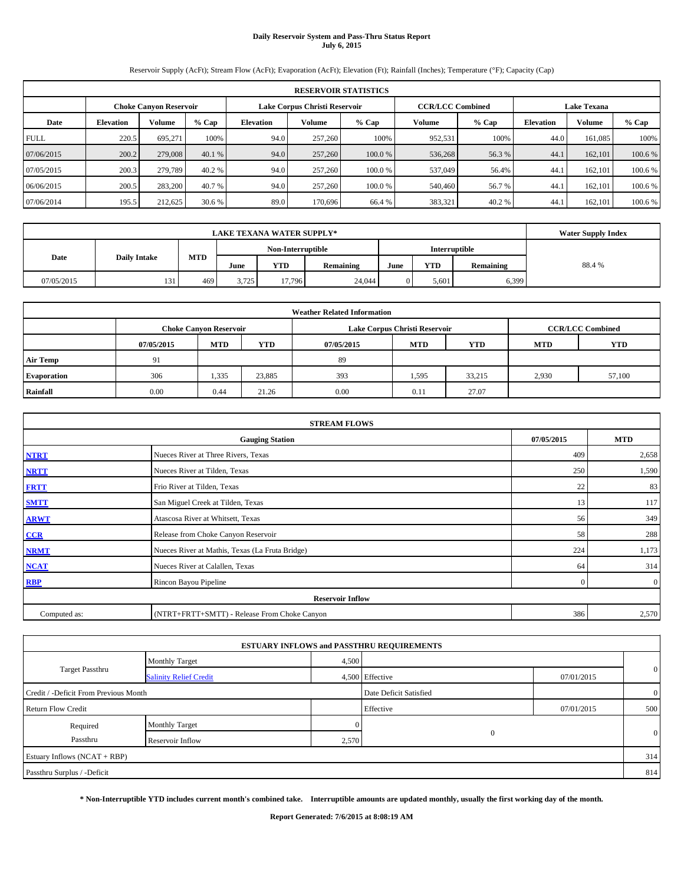# Daily Reservoir System and Pass-Thru Status Report
**July 6, 2015**

Reservoir Supply (AcFt); Stream Flow (AcFt); Evaporation (AcFt); Elevation (Ft); Rainfall (Inches); Temperature (°F); Capacity (Cap)

| RESERVOIR STATISTICS | | | | | | | | | | | |
|---|---|---|---|---|---|---|---|---|---|---|---|
| | Choke Canyon Reservoir | | | Lake Corpus Christi Reservoir | | | CCR/LCC Combined | | Lake Texana | | |
| Date | Elevation | Volume | % Cap | Elevation | Volume | % Cap | Volume | % Cap | Elevation | Volume | % Cap |
| FULL | 220.5 | 695,271 | 100% | 94.0 | 257,260 | 100% | 952,531 | 100% | 44.0 | 161,085 | 100% |
| 07/06/2015 | 200.2 | 279,008 | 40.1 % | 94.0 | 257,260 | 100.0 % | 536,268 | 56.3 % | 44.1 | 162,101 | 100.6 % |
| 07/05/2015 | 200.3 | 279,789 | 40.2 % | 94.0 | 257,260 | 100.0 % | 537,049 | 56.4% | 44.1 | 162,101 | 100.6 % |
| 06/06/2015 | 200.5 | 283,200 | 40.7 % | 94.0 | 257,260 | 100.0 % | 540,460 | 56.7 % | 44.1 | 162,101 | 100.6 % |
| 07/06/2014 | 195.5 | 212,625 | 30.6 % | 89.0 | 170,696 | 66.4 % | 383,321 | 40.2 % | 44.1 | 162,101 | 100.6 % |

| LAKE TEXANA WATER SUPPLY* | | | | | | | | | Water Supply Index |
|---|---|---|---|---|---|---|---|---|---|
| Date | Daily Intake | MTD | Non-Interruptible | | | Interruptible | | | |
| | | | June | YTD | Remaining | June | YTD | Remaining | |
| 07/05/2015 | 131 | 469 | 3,725 | 17,796 | 24,044 | 0 | 5,601 | 6,399 | 88.4 % |

| Weather Related Information | | | | | | | | |
|---|---|---|---|---|---|---|---|---|
| | Choke Canyon Reservoir | | | Lake Corpus Christi Reservoir | | | CCR/LCC Combined | |
| | 07/05/2015 | MTD | YTD | 07/05/2015 | MTD | YTD | MTD | YTD |
| Air Temp | 91 | | | 89 | | | | |
| Evaporation | 306 | 1,335 | 23,885 | 393 | 1,595 | 33,215 | 2,930 | 57,100 |
| Rainfall | 0.00 | 0.44 | 21.26 | 0.00 | 0.11 | 27.07 | | |

| STREAM FLOWS | | | |
|---|---|---|---|
| | Gauging Station | 07/05/2015 | MTD |
| NTRT | Nueces River at Three Rivers, Texas | 409 | 2,658 |
| NRTT | Nueces River at Tilden, Texas | 250 | 1,590 |
| FRTT | Frio River at Tilden, Texas | 22 | 83 |
| SMTT | San Miguel Creek at Tilden, Texas | 13 | 117 |
| ARWT | Atascosa River at Whitsett, Texas | 56 | 349 |
| CCR | Release from Choke Canyon Reservoir | 58 | 288 |
| NRMT | Nueces River at Mathis, Texas (La Fruta Bridge) | 224 | 1,173 |
| NCAT | Nueces River at Calallen, Texas | 64 | 314 |
| RBP | Rincon Bayou Pipeline | 0 | 0 |
| | Reservoir Inflow | | |
| Computed as: | (NTRT+FRTT+SMTT) - Release From Choke Canyon | 386 | 2,570 |

| ESTUARY INFLOWS and PASSTHRU REQUIREMENTS | | | | | |
|---|---|---|---|---|---|
| Target Passthru | Monthly Target | 4,500 | | | 0 |
| | Salinity Relief Credit | 4,500 | Effective | 07/01/2015 | |
| Credit / -Deficit From Previous Month | | | Date Deficit Satisfied | | 0 |
| Return Flow Credit | | | Effective | 07/01/2015 | 500 |
| Required Passthru | Monthly Target | 0 | 0 | | 0 |
| | Reservoir Inflow | 2,570 | | | |
| Estuary Inflows (NCAT + RBP) | | | | | 314 |
| Passthru Surplus / -Deficit | | | | | 814 |

**\* Non-Interruptible YTD includes current month's combined take. Interruptible amounts are updated monthly, usually the first working day of the month.**

**Report Generated: 7/6/2015 at 8:08:19 AM**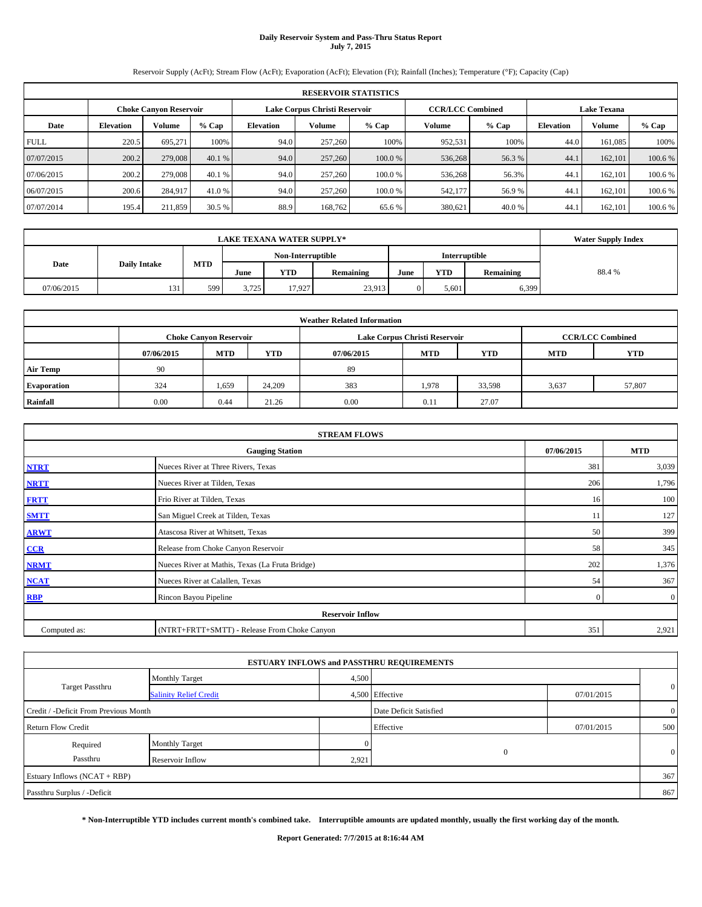# Daily Reservoir System and Pass-Thru Status Report
## July 7, 2015

Reservoir Supply (AcFt); Stream Flow (AcFt); Evaporation (AcFt); Elevation (Ft); Rainfall (Inches); Temperature (°F); Capacity (Cap)

| RESERVOIR STATISTICS | | | | | | | | | | | |
|---|---|---|---|---|---|---|---|---|---|---|---|
| | Choke Canyon Reservoir | | | Lake Corpus Christi Reservoir | | | CCR/LCC Combined | | Lake Texana | | |
| Date | Elevation | Volume | % Cap | Elevation | Volume | % Cap | Volume | % Cap | Elevation | Volume | % Cap |
| FULL | 220.5 | 695,271 | 100% | 94.0 | 257,260 | 100% | 952,531 | 100% | 44.0 | 161,085 | 100% |
| 07/07/2015 | 200.2 | 279,008 | 40.1 % | 94.0 | 257,260 | 100.0 % | 536,268 | 56.3 % | 44.1 | 162,101 | 100.6 % |
| 07/06/2015 | 200.2 | 279,008 | 40.1 % | 94.0 | 257,260 | 100.0 % | 536,268 | 56.3% | 44.1 | 162,101 | 100.6 % |
| 06/07/2015 | 200.6 | 284,917 | 41.0 % | 94.0 | 257,260 | 100.0 % | 542,177 | 56.9 % | 44.1 | 162,101 | 100.6 % |
| 07/07/2014 | 195.4 | 211,859 | 30.5 % | 88.9 | 168,762 | 65.6 % | 380,621 | 40.0 % | 44.1 | 162,101 | 100.6 % |

| LAKE TEXANA WATER SUPPLY* | | | | | | | | | Water Supply Index |
|---|---|---|---|---|---|---|---|---|---|
| Date | Daily Intake | MTD | Non-Interruptible | | | Interruptible | | | |
| | | | June | YTD | Remaining | June | YTD | Remaining | |
| 07/06/2015 | 131 | 599 | 3,725 | 17,927 | 23,913 | 0 | 5,601 | 6,399 | 88.4 % |

| Weather Related Information | | | | | | | | |
|---|---|---|---|---|---|---|---|---|
| | Choke Canyon Reservoir | | | Lake Corpus Christi Reservoir | | | CCR/LCC Combined | |
| | 07/06/2015 | MTD | YTD | 07/06/2015 | MTD | YTD | MTD | YTD |
| Air Temp | 90 | | | 89 | | | | |
| Evaporation | 324 | 1,659 | 24,209 | 383 | 1,978 | 33,598 | 3,637 | 57,807 |
| Rainfall | 0.00 | 0.44 | 21.26 | 0.00 | 0.11 | 27.07 | | |

| STREAM FLOWS | | | |
|---|---|---|---|
| | Gauging Station | 07/06/2015 | MTD |
| NTRT | Nueces River at Three Rivers, Texas | 381 | 3,039 |
| NRTT | Nueces River at Tilden, Texas | 206 | 1,796 |
| FRTT | Frio River at Tilden, Texas | 16 | 100 |
| SMTT | San Miguel Creek at Tilden, Texas | 11 | 127 |
| ARWT | Atascosa River at Whitsett, Texas | 50 | 399 |
| CCR | Release from Choke Canyon Reservoir | 58 | 345 |
| NRMT | Nueces River at Mathis, Texas (La Fruta Bridge) | 202 | 1,376 |
| NCAT | Nueces River at Calallen, Texas | 54 | 367 |
| RBP | Rincon Bayou Pipeline | 0 | 0 |
| | Reservoir Inflow | | |
| Computed as: | (NTRT+FRTT+SMTT) - Release From Choke Canyon | 351 | 2,921 |

| ESTUARY INFLOWS and PASSTHRU REQUIREMENTS | | | | | |
|---|---|---|---|---|---|
| Target Passthru | Monthly Target | 4,500 | | | 0 |
| | Salinity Relief Credit | 4,500 | Effective | 07/01/2015 | |
| Credit / -Deficit From Previous Month | | | Date Deficit Satisfied | | 0 |
| Return Flow Credit | | | Effective | 07/01/2015 | 500 |
| Required Passthru | Monthly Target | 0 | 0 | | 0 |
| | Reservoir Inflow | 2,921 | | | |
| Estuary Inflows (NCAT + RBP) | | | | | 367 |
| Passthru Surplus / -Deficit | | | | | 867 |

**\* Non-Interruptible YTD includes current month's combined take. Interruptible amounts are updated monthly, usually the first working day of the month.**

**Report Generated: 7/7/2015 at 8:16:44 AM**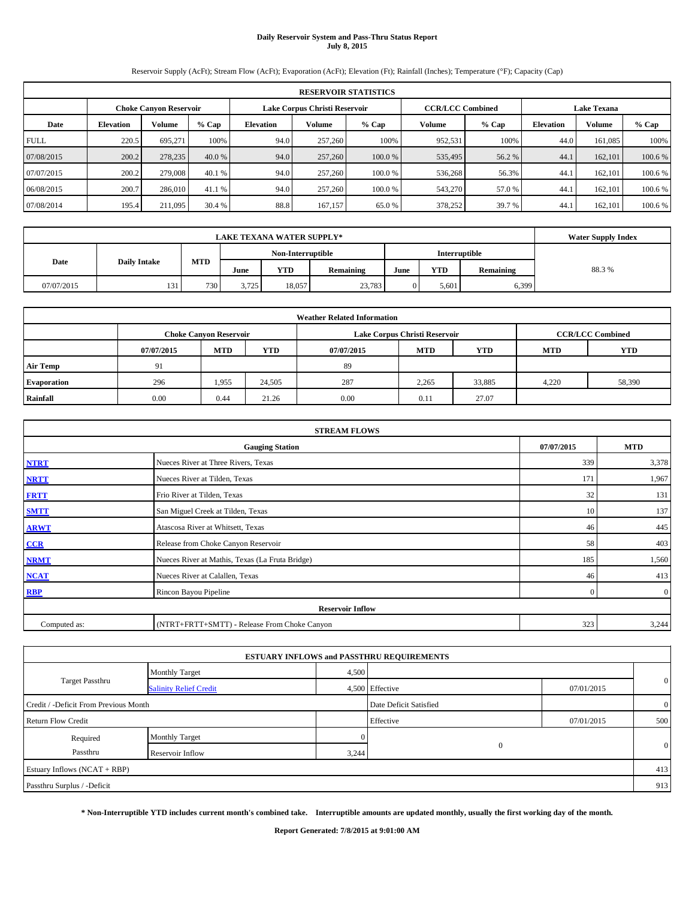# Daily Reservoir System and Pass-Thru Status Report
**July 8, 2015**

Reservoir Supply (AcFt); Stream Flow (AcFt); Evaporation (AcFt); Elevation (Ft); Rainfall (Inches); Temperature (°F); Capacity (Cap)

| RESERVOIR STATISTICS | | | | | | | | | | | |
|---|---|---|---|---|---|---|---|---|---|---|---|
| | Choke Canyon Reservoir | | | Lake Corpus Christi Reservoir | | | CCR/LCC Combined | | Lake Texana | | |
| Date | Elevation | Volume | % Cap | Elevation | Volume | % Cap | Volume | % Cap | Elevation | Volume | % Cap |
| FULL | 220.5 | 695,271 | 100% | 94.0 | 257,260 | 100% | 952,531 | 100% | 44.0 | 161,085 | 100% |
| 07/08/2015 | 200.2 | 278,235 | 40.0 % | 94.0 | 257,260 | 100.0 % | 535,495 | 56.2 % | 44.1 | 162,101 | 100.6 % |
| 07/07/2015 | 200.2 | 279,008 | 40.1 % | 94.0 | 257,260 | 100.0 % | 536,268 | 56.3% | 44.1 | 162,101 | 100.6 % |
| 06/08/2015 | 200.7 | 286,010 | 41.1 % | 94.0 | 257,260 | 100.0 % | 543,270 | 57.0 % | 44.1 | 162,101 | 100.6 % |
| 07/08/2014 | 195.4 | 211,095 | 30.4 % | 88.8 | 167,157 | 65.0 % | 378,252 | 39.7 % | 44.1 | 162,101 | 100.6 % |

| LAKE TEXANA WATER SUPPLY* | | | | | | | | | Water Supply Index |
|---|---|---|---|---|---|---|---|---|---|
| Date | Daily Intake | MTD | Non-Interruptible | | | Interruptible | | | |
| | | | June | YTD | Remaining | June | YTD | Remaining | |
| 07/07/2015 | 131 | 730 | 3,725 | 18,057 | 23,783 | 0 | 5,601 | 6,399 | 88.3 % |

| Weather Related Information | | | | | | | | |
|---|---|---|---|---|---|---|---|---|
| | Choke Canyon Reservoir | | | Lake Corpus Christi Reservoir | | | CCR/LCC Combined | |
| | 07/07/2015 | MTD | YTD | 07/07/2015 | MTD | YTD | MTD | YTD |
| Air Temp | 91 | | | 89 | | | | |
| Evaporation | 296 | 1,955 | 24,505 | 287 | 2,265 | 33,885 | 4,220 | 58,390 |
| Rainfall | 0.00 | 0.44 | 21.26 | 0.00 | 0.11 | 27.07 | | |

| STREAM FLOWS | | | |
|---|---|---|---|
| | Gauging Station | 07/07/2015 | MTD |
| NTRT | Nueces River at Three Rivers, Texas | 339 | 3,378 |
| NRTT | Nueces River at Tilden, Texas | 171 | 1,967 |
| FRTT | Frio River at Tilden, Texas | 32 | 131 |
| SMTT | San Miguel Creek at Tilden, Texas | 10 | 137 |
| ARWT | Atascosa River at Whitsett, Texas | 46 | 445 |
| CCR | Release from Choke Canyon Reservoir | 58 | 403 |
| NRMT | Nueces River at Mathis, Texas (La Fruta Bridge) | 185 | 1,560 |
| NCAT | Nueces River at Calallen, Texas | 46 | 413 |
| RBP | Rincon Bayou Pipeline | 0 | 0 |
| Reservoir Inflow | | | |
| Computed as: | (NTRT+FRTT+SMTT) - Release From Choke Canyon | 323 | 3,244 |

| ESTUARY INFLOWS and PASSTHRU REQUIREMENTS | | | | | |
|---|---|---|---|---|---|
| Target Passthru | Monthly Target | 4,500 | | | 0 |
| | Salinity Relief Credit | 4,500 | Effective | 07/01/2015 | |
| Credit / -Deficit From Previous Month | | | Date Deficit Satisfied | | 0 |
| Return Flow Credit | | | Effective | 07/01/2015 | 500 |
| Required Passthru | Monthly Target | 0 | 0 | | 0 |
| | Reservoir Inflow | 3,244 | | | |
| Estuary Inflows (NCAT + RBP) | | | | | 413 |
| Passthru Surplus / -Deficit | | | | | 913 |

**\* Non-Interruptible YTD includes current month's combined take. Interruptible amounts are updated monthly, usually the first working day of the month.**

**Report Generated: 7/8/2015 at 9:01:00 AM**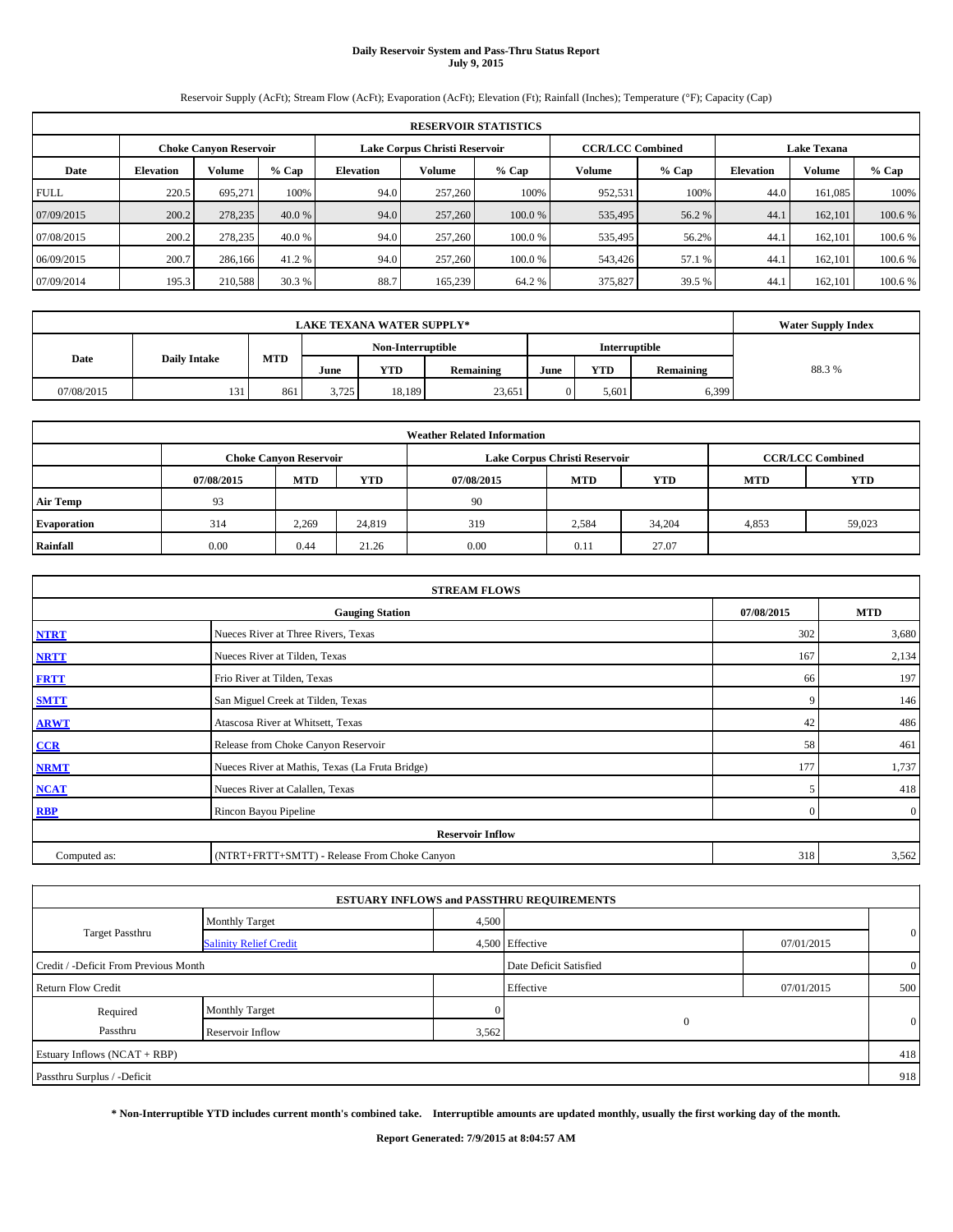# Daily Reservoir System and Pass-Thru Status Report
**July 9, 2015**

Reservoir Supply (AcFt); Stream Flow (AcFt); Evaporation (AcFt); Elevation (Ft); Rainfall (Inches); Temperature (°F); Capacity (Cap)

| RESERVOIR STATISTICS | | | | | | | | | | | |
|---|---|---|---|---|---|---|---|---|---|---|---|
| | Choke Canyon Reservoir | | | Lake Corpus Christi Reservoir | | | CCR/LCC Combined | | Lake Texana | | |
| Date | Elevation | Volume | % Cap | Elevation | Volume | % Cap | Volume | % Cap | Elevation | Volume | % Cap |
| FULL | 220.5 | 695,271 | 100% | 94.0 | 257,260 | 100% | 952,531 | 100% | 44.0 | 161,085 | 100% |
| 07/09/2015 | 200.2 | 278,235 | 40.0 % | 94.0 | 257,260 | 100.0 % | 535,495 | 56.2 % | 44.1 | 162,101 | 100.6 % |
| 07/08/2015 | 200.2 | 278,235 | 40.0 % | 94.0 | 257,260 | 100.0 % | 535,495 | 56.2% | 44.1 | 162,101 | 100.6 % |
| 06/09/2015 | 200.7 | 286,166 | 41.2 % | 94.0 | 257,260 | 100.0 % | 543,426 | 57.1 % | 44.1 | 162,101 | 100.6 % |
| 07/09/2014 | 195.3 | 210,588 | 30.3 % | 88.7 | 165,239 | 64.2 % | 375,827 | 39.5 % | 44.1 | 162,101 | 100.6 % |

| LAKE TEXANA WATER SUPPLY* | | | | | | | | | Water Supply Index |
|---|---|---|---|---|---|---|---|---|---|
| Date | Daily Intake | MTD | Non-Interruptible | | | Interruptible | | | |
| | | | June | YTD | Remaining | June | YTD | Remaining | |
| 07/08/2015 | 131 | 861 | 3,725 | 18,189 | 23,651 | 0 | 5,601 | 6,399 | 88.3 % |

| Weather Related Information | | | | | | | | |
|---|---|---|---|---|---|---|---|---|
| | Choke Canyon Reservoir | | | Lake Corpus Christi Reservoir | | | CCR/LCC Combined | |
| | 07/08/2015 | MTD | YTD | 07/08/2015 | MTD | YTD | MTD | YTD |
| Air Temp | 93 | | | 90 | | | | |
| Evaporation | 314 | 2,269 | 24,819 | 319 | 2,584 | 34,204 | 4,853 | 59,023 |
| Rainfall | 0.00 | 0.44 | 21.26 | 0.00 | 0.11 | 27.07 | | |

| STREAM FLOWS | | | |
|---|---|---|---|
| | Gauging Station | 07/08/2015 | MTD |
| NTRT | Nueces River at Three Rivers, Texas | 302 | 3,680 |
| NRTT | Nueces River at Tilden, Texas | 167 | 2,134 |
| FRTT | Frio River at Tilden, Texas | 66 | 197 |
| SMTT | San Miguel Creek at Tilden, Texas | 9 | 146 |
| ARWT | Atascosa River at Whitsett, Texas | 42 | 486 |
| CCR | Release from Choke Canyon Reservoir | 58 | 461 |
| NRMT | Nueces River at Mathis, Texas (La Fruta Bridge) | 177 | 1,737 |
| NCAT | Nueces River at Calallen, Texas | 5 | 418 |
| RBP | Rincon Bayou Pipeline | 0 | 0 |
| Reservoir Inflow | | | |
| Computed as: | (NTRT+FRTT+SMTT) - Release From Choke Canyon | 318 | 3,562 |

| ESTUARY INFLOWS and PASSTHRU REQUIREMENTS | | | | | |
|---|---|---|---|---|---|
| Target Passthru | Monthly Target | 4,500 | | | 0 |
| | Salinity Relief Credit | 4,500 | Effective | 07/01/2015 | |
| Credit / -Deficit From Previous Month | | | Date Deficit Satisfied | | 0 |
| Return Flow Credit | | | Effective | 07/01/2015 | 500 |
| Required Passthru | Monthly Target | 0 | 0 | | 0 |
| | Reservoir Inflow | 3,562 | | | |
| Estuary Inflows (NCAT + RBP) | | | | | 418 |
| Passthru Surplus / -Deficit | | | | | 918 |

**\* Non-Interruptible YTD includes current month's combined take. Interruptible amounts are updated monthly, usually the first working day of the month.**

**Report Generated: 7/9/2015 at 8:04:57 AM**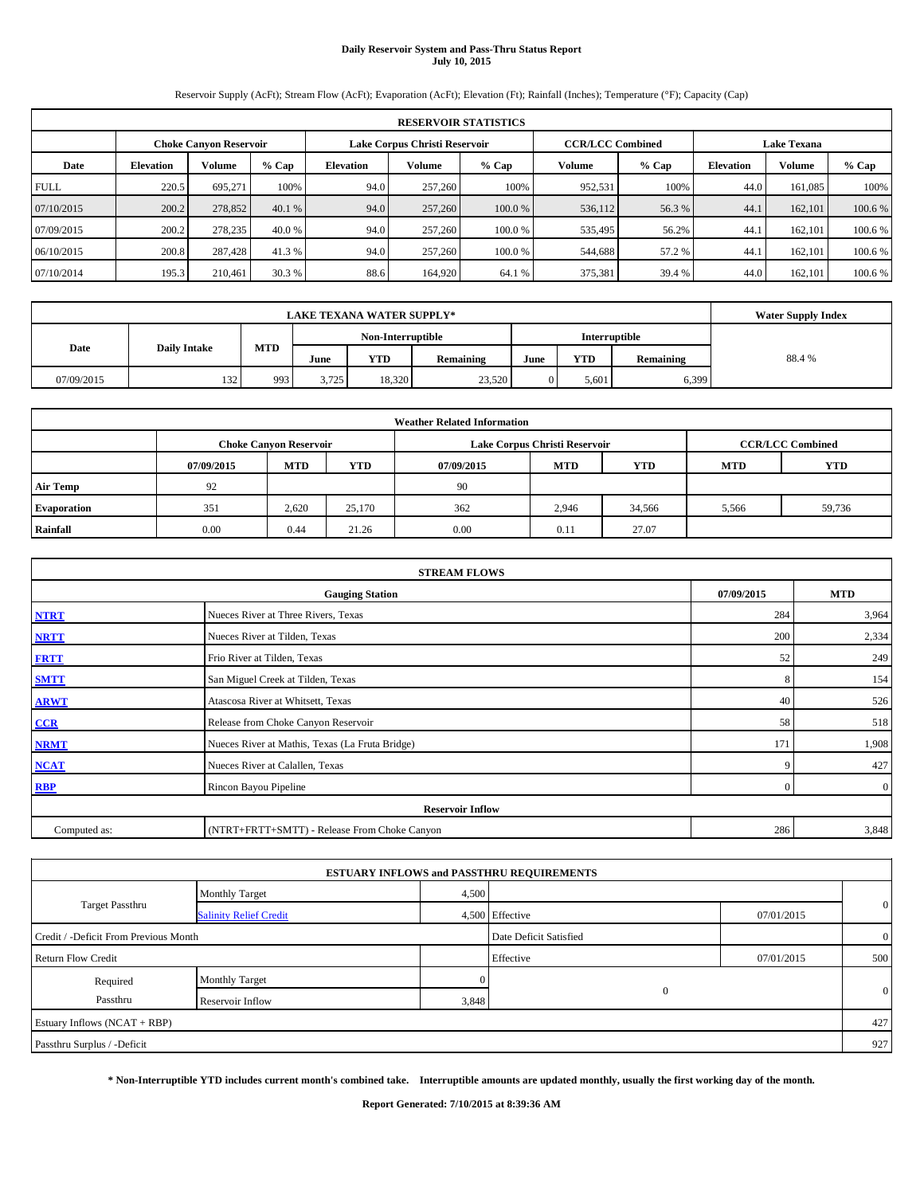# Daily Reservoir System and Pass-Thru Status Report
## July 10, 2015

Reservoir Supply (AcFt); Stream Flow (AcFt); Evaporation (AcFt); Elevation (Ft); Rainfall (Inches); Temperature (°F); Capacity (Cap)

| RESERVOIR STATISTICS | | | | | | | | | | | |
|---|---|---|---|---|---|---|---|---|---|---|---|
| | Choke Canyon Reservoir | | | Lake Corpus Christi Reservoir | | | CCR/LCC Combined | | Lake Texana | | |
| Date | Elevation | Volume | % Cap | Elevation | Volume | % Cap | Volume | % Cap | Elevation | Volume | % Cap |
| FULL | 220.5 | 695,271 | 100% | 94.0 | 257,260 | 100% | 952,531 | 100% | 44.0 | 161,085 | 100% |
| 07/10/2015 | 200.2 | 278,852 | 40.1 % | 94.0 | 257,260 | 100.0 % | 536,112 | 56.3 % | 44.1 | 162,101 | 100.6 % |
| 07/09/2015 | 200.2 | 278,235 | 40.0 % | 94.0 | 257,260 | 100.0 % | 535,495 | 56.2% | 44.1 | 162,101 | 100.6 % |
| 06/10/2015 | 200.8 | 287,428 | 41.3 % | 94.0 | 257,260 | 100.0 % | 544,688 | 57.2 % | 44.1 | 162,101 | 100.6 % |
| 07/10/2014 | 195.3 | 210,461 | 30.3 % | 88.6 | 164,920 | 64.1 % | 375,381 | 39.4 % | 44.0 | 162,101 | 100.6 % |

| LAKE TEXANA WATER SUPPLY* | | | | | | | | | Water Supply Index |
|---|---|---|---|---|---|---|---|---|---|
| Date | Daily Intake | MTD | Non-Interruptible | | | Interruptible | | | |
| | | | June | YTD | Remaining | June | YTD | Remaining | |
| 07/09/2015 | 132 | 993 | 3,725 | 18,320 | 23,520 | 0 | 5,601 | 6,399 | 88.4 % |

| Weather Related Information | | | | | | | | |
|---|---|---|---|---|---|---|---|---|
| | Choke Canyon Reservoir | | | Lake Corpus Christi Reservoir | | | CCR/LCC Combined | |
| | 07/09/2015 | MTD | YTD | 07/09/2015 | MTD | YTD | MTD | YTD |
| Air Temp | 92 | | | 90 | | | | |
| Evaporation | 351 | 2,620 | 25,170 | 362 | 2,946 | 34,566 | 5,566 | 59,736 |
| Rainfall | 0.00 | 0.44 | 21.26 | 0.00 | 0.11 | 27.07 | | |

| STREAM FLOWS | | | |
|---|---|---|---|
| | Gauging Station | 07/09/2015 | MTD |
| NTRT | Nueces River at Three Rivers, Texas | 284 | 3,964 |
| NRTT | Nueces River at Tilden, Texas | 200 | 2,334 |
| FRTT | Frio River at Tilden, Texas | 52 | 249 |
| SMTT | San Miguel Creek at Tilden, Texas | 8 | 154 |
| ARWT | Atascosa River at Whitsett, Texas | 40 | 526 |
| CCR | Release from Choke Canyon Reservoir | 58 | 518 |
| NRMT | Nueces River at Mathis, Texas (La Fruta Bridge) | 171 | 1,908 |
| NCAT | Nueces River at Calallen, Texas | 9 | 427 |
| RBP | Rincon Bayou Pipeline | 0 | 0 |
| Reservoir Inflow | | | |
| Computed as: | (NTRT+FRTT+SMTT) - Release From Choke Canyon | 286 | 3,848 |

| ESTUARY INFLOWS and PASSTHRU REQUIREMENTS | | | | | |
|---|---|---|---|---|---|
| Target Passthru | Monthly Target | 4,500 | | | 0 |
| | Salinity Relief Credit | 4,500 | Effective | 07/01/2015 | |
| Credit / -Deficit From Previous Month | | | Date Deficit Satisfied | | 0 |
| Return Flow Credit | | | Effective | 07/01/2015 | 500 |
| Required Passthru | Monthly Target | 0 | 0 | | 0 |
| | Reservoir Inflow | 3,848 | | | |
| Estuary Inflows (NCAT + RBP) | | | | | 427 |
| Passthru Surplus / -Deficit | | | | | 927 |

**\* Non-Interruptible YTD includes current month's combined take. Interruptible amounts are updated monthly, usually the first working day of the month.**

**Report Generated: 7/10/2015 at 8:39:36 AM**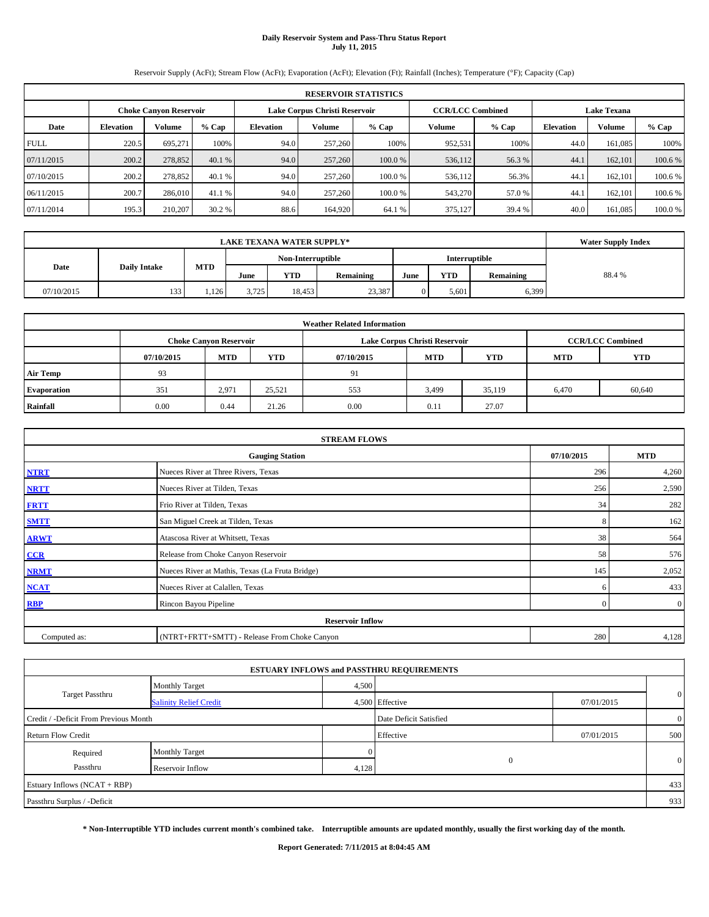# Daily Reservoir System and Pass-Thru Status Report
## July 11, 2015

Reservoir Supply (AcFt); Stream Flow (AcFt); Evaporation (AcFt); Elevation (Ft); Rainfall (Inches); Temperature (°F); Capacity (Cap)

| RESERVOIR STATISTICS | | | | | | | | | | | |
|---|---|---|---|---|---|---|---|---|---|---|---|
| | Choke Canyon Reservoir | | | Lake Corpus Christi Reservoir | | | CCR/LCC Combined | | Lake Texana | | |
| Date | Elevation | Volume | % Cap | Elevation | Volume | % Cap | Volume | % Cap | Elevation | Volume | % Cap |
| FULL | 220.5 | 695,271 | 100% | 94.0 | 257,260 | 100% | 952,531 | 100% | 44.0 | 161,085 | 100% |
| 07/11/2015 | 200.2 | 278,852 | 40.1 % | 94.0 | 257,260 | 100.0 % | 536,112 | 56.3 % | 44.1 | 162,101 | 100.6 % |
| 07/10/2015 | 200.2 | 278,852 | 40.1 % | 94.0 | 257,260 | 100.0 % | 536,112 | 56.3% | 44.1 | 162,101 | 100.6 % |
| 06/11/2015 | 200.7 | 286,010 | 41.1 % | 94.0 | 257,260 | 100.0 % | 543,270 | 57.0 % | 44.1 | 162,101 | 100.6 % |
| 07/11/2014 | 195.3 | 210,207 | 30.2 % | 88.6 | 164,920 | 64.1 % | 375,127 | 39.4 % | 40.0 | 161,085 | 100.0 % |

| LAKE TEXANA WATER SUPPLY* | | | | | | | | | Water Supply Index |
|---|---|---|---|---|---|---|---|---|---|
| | | | Non-Interruptible | | | Interruptible | | | |
| Date | Daily Intake | MTD | June | YTD | Remaining | June | YTD | Remaining | |
| 07/10/2015 | 133 | 1,126 | 3,725 | 18,453 | 23,387 | 0 | 5,601 | 6,399 | 88.4 % |

| Weather Related Information | | | | | | | | |
|---|---|---|---|---|---|---|---|---|
| | Choke Canyon Reservoir | | | Lake Corpus Christi Reservoir | | | CCR/LCC Combined | |
| | 07/10/2015 | MTD | YTD | 07/10/2015 | MTD | YTD | MTD | YTD |
| Air Temp | 93 | | | 91 | | | | |
| Evaporation | 351 | 2,971 | 25,521 | 553 | 3,499 | 35,119 | 6,470 | 60,640 |
| Rainfall | 0.00 | 0.44 | 21.26 | 0.00 | 0.11 | 27.07 | | |

| STREAM FLOWS | | | |
|---|---|---|---|
| | Gauging Station | 07/10/2015 | MTD |
| NTRT | Nueces River at Three Rivers, Texas | 296 | 4,260 |
| NRTT | Nueces River at Tilden, Texas | 256 | 2,590 |
| FRTT | Frio River at Tilden, Texas | 34 | 282 |
| SMTT | San Miguel Creek at Tilden, Texas | 8 | 162 |
| ARWT | Atascosa River at Whitsett, Texas | 38 | 564 |
| CCR | Release from Choke Canyon Reservoir | 58 | 576 |
| NRMT | Nueces River at Mathis, Texas (La Fruta Bridge) | 145 | 2,052 |
| NCAT | Nueces River at Calallen, Texas | 6 | 433 |
| RBP | Rincon Bayou Pipeline | 0 | 0 |
| Reservoir Inflow | | | |
| Computed as: | (NTRT+FRTT+SMTT) - Release From Choke Canyon | 280 | 4,128 |

| ESTUARY INFLOWS and PASSTHRU REQUIREMENTS | | | | | |
|---|---|---|---|---|---|
| Target Passthru | Monthly Target | 4,500 | | | 0 |
| | Salinity Relief Credit | 4,500 | Effective | 07/01/2015 | |
| Credit / -Deficit From Previous Month | | | Date Deficit Satisfied | | 0 |
| Return Flow Credit | | | Effective | 07/01/2015 | 500 |
| Required Passthru | Monthly Target | 0 | 0 | | 0 |
| | Reservoir Inflow | 4,128 | | | |
| Estuary Inflows (NCAT + RBP) | | | | | 433 |
| Passthru Surplus / -Deficit | | | | | 933 |

**\* Non-Interruptible YTD includes current month's combined take. Interruptible amounts are updated monthly, usually the first working day of the month.**

**Report Generated: 7/11/2015 at 8:04:45 AM**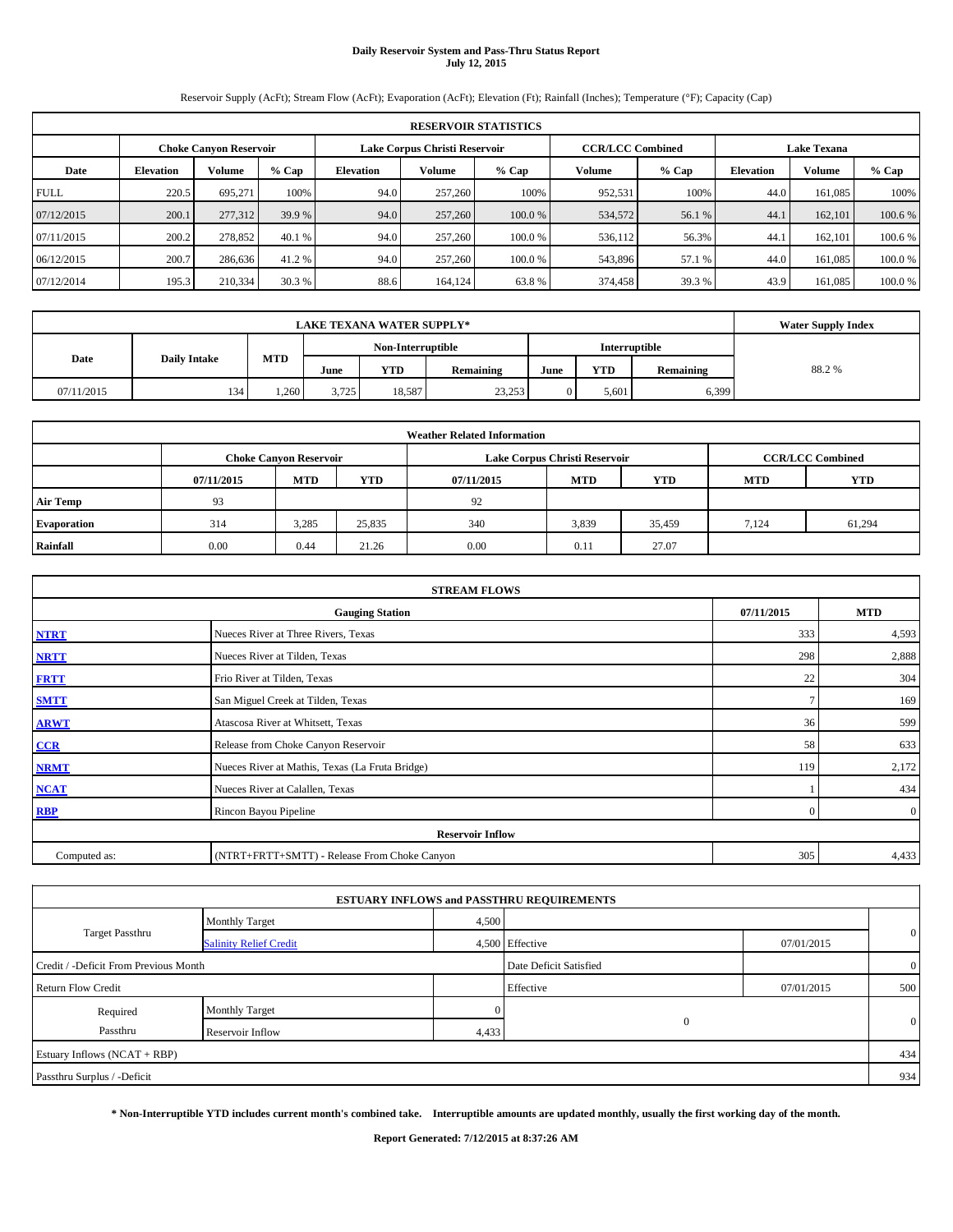# Daily Reservoir System and Pass-Thru Status Report
**July 12, 2015**

Reservoir Supply (AcFt); Stream Flow (AcFt); Evaporation (AcFt); Elevation (Ft); Rainfall (Inches); Temperature (°F); Capacity (Cap)

| RESERVOIR STATISTICS | | | | | | | | | | | |
|---|---|---|---|---|---|---|---|---|---|---|---|
| | Choke Canyon Reservoir | | | Lake Corpus Christi Reservoir | | | CCR/LCC Combined | | Lake Texana | | |
| Date | Elevation | Volume | % Cap | Elevation | Volume | % Cap | Volume | % Cap | Elevation | Volume | % Cap |
| FULL | 220.5 | 695,271 | 100% | 94.0 | 257,260 | 100% | 952,531 | 100% | 44.0 | 161,085 | 100% |
| 07/12/2015 | 200.1 | 277,312 | 39.9 % | 94.0 | 257,260 | 100.0 % | 534,572 | 56.1 % | 44.1 | 162,101 | 100.6 % |
| 07/11/2015 | 200.2 | 278,852 | 40.1 % | 94.0 | 257,260 | 100.0 % | 536,112 | 56.3% | 44.1 | 162,101 | 100.6 % |
| 06/12/2015 | 200.7 | 286,636 | 41.2 % | 94.0 | 257,260 | 100.0 % | 543,896 | 57.1 % | 44.0 | 161,085 | 100.0 % |
| 07/12/2014 | 195.3 | 210,334 | 30.3 % | 88.6 | 164,124 | 63.8 % | 374,458 | 39.3 % | 43.9 | 161,085 | 100.0 % |

| LAKE TEXANA WATER SUPPLY* | | | | | | | | | Water Supply Index |
|---|---|---|---|---|---|---|---|---|---|
| Date | Daily Intake | MTD | Non-Interruptible | | | Interruptible | | | |
| | | | June | YTD | Remaining | June | YTD | Remaining | |
| 07/11/2015 | 134 | 1,260 | 3,725 | 18,587 | 23,253 | 0 | 5,601 | 6,399 | 88.2 % |

| Weather Related Information | | | | | | | | |
|---|---|---|---|---|---|---|---|---|
| | Choke Canyon Reservoir | | | Lake Corpus Christi Reservoir | | | CCR/LCC Combined | |
| | 07/11/2015 | MTD | YTD | 07/11/2015 | MTD | YTD | MTD | YTD |
| Air Temp | 93 | | | 92 | | | | |
| Evaporation | 314 | 3,285 | 25,835 | 340 | 3,839 | 35,459 | 7,124 | 61,294 |
| Rainfall | 0.00 | 0.44 | 21.26 | 0.00 | 0.11 | 27.07 | | |

| STREAM FLOWS | | | |
|---|---|---|---|
| | Gauging Station | 07/11/2015 | MTD |
| NTRT | Nueces River at Three Rivers, Texas | 333 | 4,593 |
| NRTT | Nueces River at Tilden, Texas | 298 | 2,888 |
| FRTT | Frio River at Tilden, Texas | 22 | 304 |
| SMTT | San Miguel Creek at Tilden, Texas | 7 | 169 |
| ARWT | Atascosa River at Whitsett, Texas | 36 | 599 |
| CCR | Release from Choke Canyon Reservoir | 58 | 633 |
| NRMT | Nueces River at Mathis, Texas (La Fruta Bridge) | 119 | 2,172 |
| NCAT | Nueces River at Calallen, Texas | 1 | 434 |
| RBP | Rincon Bayou Pipeline | 0 | 0 |
| **Reservoir Inflow** | | | |
| Computed as: | (NTRT+FRTT+SMTT) - Release From Choke Canyon | 305 | 4,433 |

| ESTUARY INFLOWS and PASSTHRU REQUIREMENTS | | | | | |
|---|---|---|---|---|---|
| Target Passthru | Monthly Target | 4,500 | | | 0 |
| | Salinity Relief Credit | 4,500 | Effective | 07/01/2015 | |
| Credit / -Deficit From Previous Month | | | Date Deficit Satisfied | | 0 |
| Return Flow Credit | | | Effective | 07/01/2015 | 500 |
| Required Passthru | Monthly Target | 0 | 0 | | 0 |
| | Reservoir Inflow | 4,433 | | | |
| Estuary Inflows (NCAT + RBP) | | | | | 434 |
| Passthru Surplus / -Deficit | | | | | 934 |

**\* Non-Interruptible YTD includes current month's combined take. Interruptible amounts are updated monthly, usually the first working day of the month.**

**Report Generated: 7/12/2015 at 8:37:26 AM**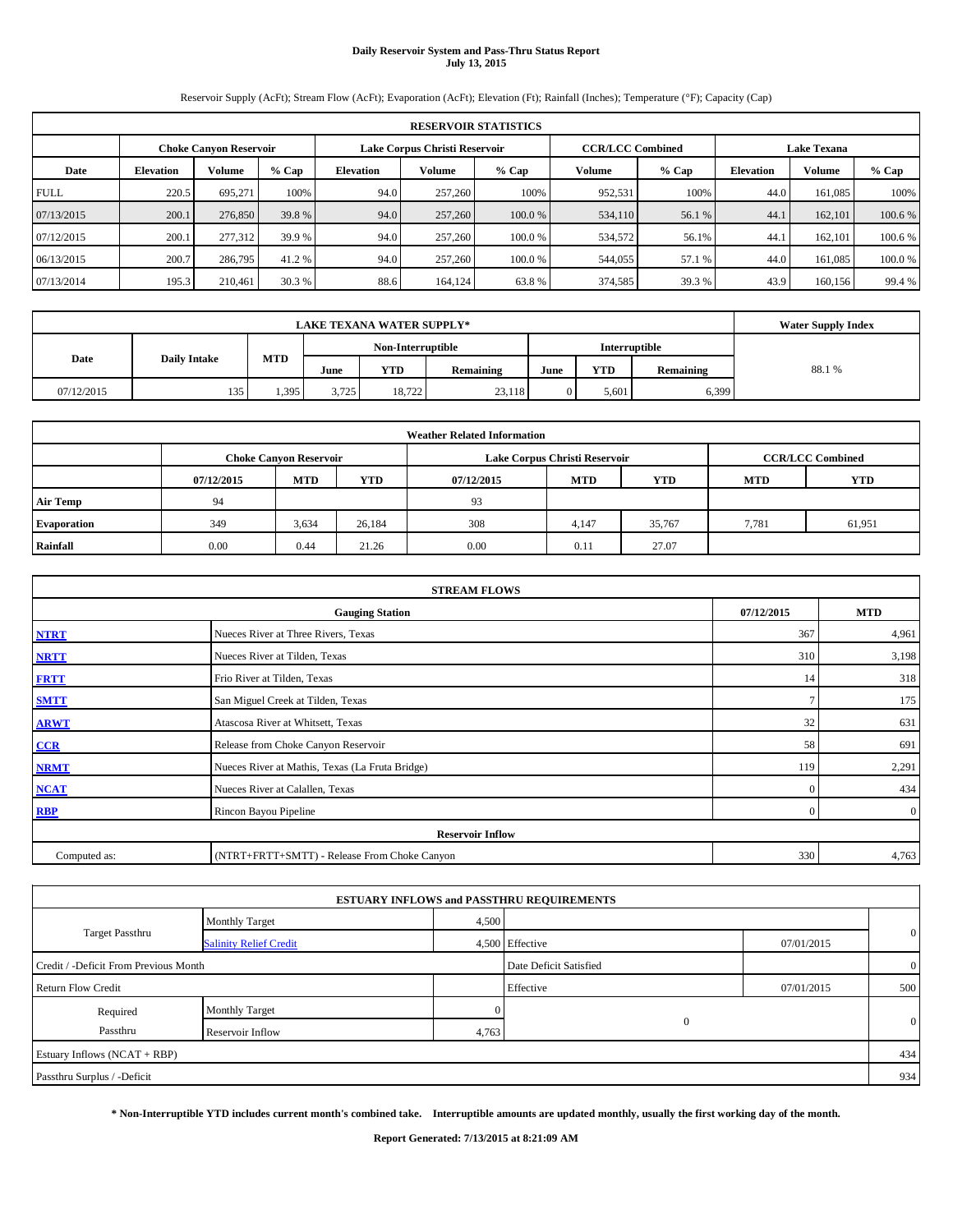# Daily Reservoir System and Pass-Thru Status Report
**July 13, 2015**

Reservoir Supply (AcFt); Stream Flow (AcFt); Evaporation (AcFt); Elevation (Ft); Rainfall (Inches); Temperature (°F); Capacity (Cap)

| RESERVOIR STATISTICS | | | | | | | | | | | |
|---|---|---|---|---|---|---|---|---|---|---|---|
| | Choke Canyon Reservoir | | | Lake Corpus Christi Reservoir | | | CCR/LCC Combined | | Lake Texana | | |
| Date | Elevation | Volume | % Cap | Elevation | Volume | % Cap | Volume | % Cap | Elevation | Volume | % Cap |
| FULL | 220.5 | 695,271 | 100% | 94.0 | 257,260 | 100% | 952,531 | 100% | 44.0 | 161,085 | 100% |
| 07/13/2015 | 200.1 | 276,850 | 39.8 % | 94.0 | 257,260 | 100.0 % | 534,110 | 56.1 % | 44.1 | 162,101 | 100.6 % |
| 07/12/2015 | 200.1 | 277,312 | 39.9 % | 94.0 | 257,260 | 100.0 % | 534,572 | 56.1% | 44.1 | 162,101 | 100.6 % |
| 06/13/2015 | 200.7 | 286,795 | 41.2 % | 94.0 | 257,260 | 100.0 % | 544,055 | 57.1 % | 44.0 | 161,085 | 100.0 % |
| 07/13/2014 | 195.3 | 210,461 | 30.3 % | 88.6 | 164,124 | 63.8 % | 374,585 | 39.3 % | 43.9 | 160,156 | 99.4 % |

| LAKE TEXANA WATER SUPPLY* | | | | | | | | | Water Supply Index |
|---|---|---|---|---|---|---|---|---|---|
| Date | Daily Intake | MTD | Non-Interruptible | | | Interruptible | | | |
| | | | June | YTD | Remaining | June | YTD | Remaining | |
| 07/12/2015 | 135 | 1,395 | 3,725 | 18,722 | 23,118 | 0 | 5,601 | 6,399 | 88.1 % |

| Weather Related Information | | | | | | | | |
|---|---|---|---|---|---|---|---|---|
| | Choke Canyon Reservoir | | | Lake Corpus Christi Reservoir | | | CCR/LCC Combined | |
| | 07/12/2015 | MTD | YTD | 07/12/2015 | MTD | YTD | MTD | YTD |
| Air Temp | 94 | | | 93 | | | | |
| Evaporation | 349 | 3,634 | 26,184 | 308 | 4,147 | 35,767 | 7,781 | 61,951 |
| Rainfall | 0.00 | 0.44 | 21.26 | 0.00 | 0.11 | 27.07 | | |

| STREAM FLOWS | | | |
|---|---|---|---|
| | Gauging Station | 07/12/2015 | MTD |
| NTRT | Nueces River at Three Rivers, Texas | 367 | 4,961 |
| NRTT | Nueces River at Tilden, Texas | 310 | 3,198 |
| FRTT | Frio River at Tilden, Texas | 14 | 318 |
| SMTT | San Miguel Creek at Tilden, Texas | 7 | 175 |
| ARWT | Atascosa River at Whitsett, Texas | 32 | 631 |
| CCR | Release from Choke Canyon Reservoir | 58 | 691 |
| NRMT | Nueces River at Mathis, Texas (La Fruta Bridge) | 119 | 2,291 |
| NCAT | Nueces River at Calallen, Texas | 0 | 434 |
| RBP | Rincon Bayou Pipeline | 0 | 0 |
| **Reservoir Inflow** | | | |
| Computed as: | (NTRT+FRTT+SMTT) - Release From Choke Canyon | 330 | 4,763 |

| ESTUARY INFLOWS and PASSTHRU REQUIREMENTS | | | | | |
|---|---|---|---|---|---|
| Target Passthru | Monthly Target | 4,500 | | | 0 |
| | Salinity Relief Credit | 4,500 | Effective | 07/01/2015 | |
| Credit / -Deficit From Previous Month | | | Date Deficit Satisfied | | 0 |
| Return Flow Credit | | | Effective | 07/01/2015 | 500 |
| Required Passthru | Monthly Target | 0 | 0 | | 0 |
| | Reservoir Inflow | 4,763 | | | |
| Estuary Inflows (NCAT + RBP) | | | | | 434 |
| Passthru Surplus / -Deficit | | | | | 934 |

**\* Non-Interruptible YTD includes current month's combined take. Interruptible amounts are updated monthly, usually the first working day of the month.**

**Report Generated: 7/13/2015 at 8:21:09 AM**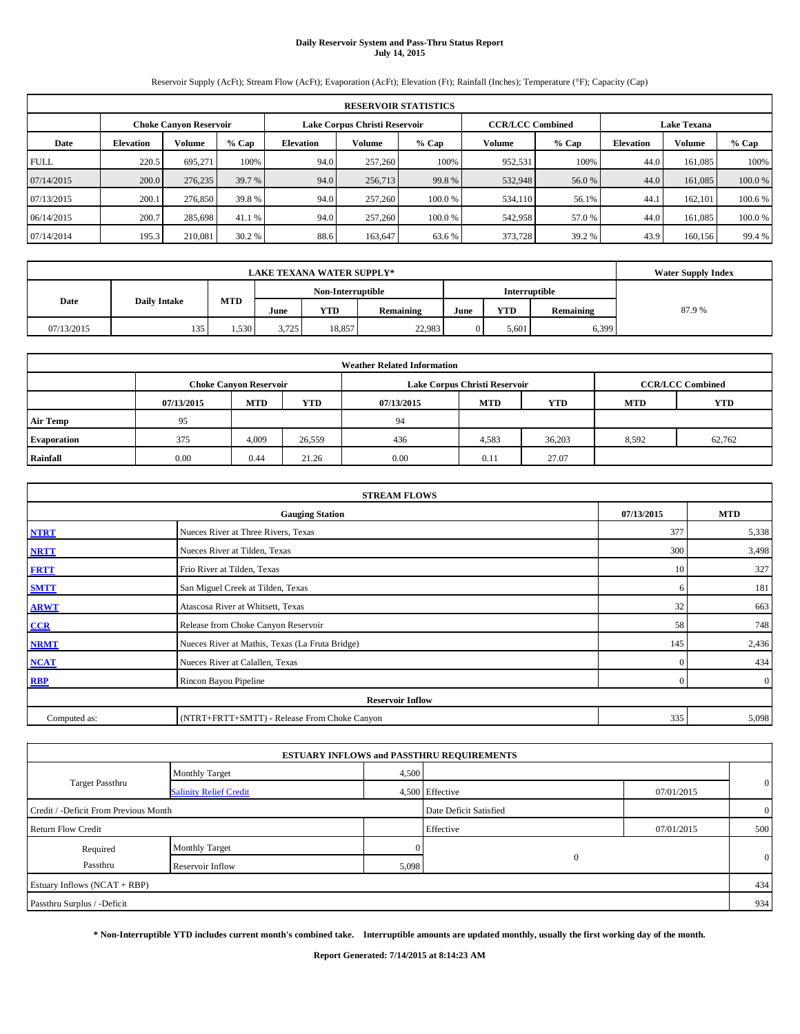# Daily Reservoir System and Pass-Thru Status Report
## July 14, 2015

Reservoir Supply (AcFt); Stream Flow (AcFt); Evaporation (AcFt); Elevation (Ft); Rainfall (Inches); Temperature (°F); Capacity (Cap)

| RESERVOIR STATISTICS | | | | | | | | | | | |
|---|---|---|---|---|---|---|---|---|---|---|---|
| | Choke Canyon Reservoir | | | Lake Corpus Christi Reservoir | | | CCR/LCC Combined | | Lake Texana | | |
| Date | Elevation | Volume | % Cap | Elevation | Volume | % Cap | Volume | % Cap | Elevation | Volume | % Cap |
| FULL | 220.5 | 695,271 | 100% | 94.0 | 257,260 | 100% | 952,531 | 100% | 44.0 | 161,085 | 100% |
| 07/14/2015 | 200.0 | 276,235 | 39.7 % | 94.0 | 256,713 | 99.8 % | 532,948 | 56.0 % | 44.0 | 161,085 | 100.0 % |
| 07/13/2015 | 200.1 | 276,850 | 39.8 % | 94.0 | 257,260 | 100.0 % | 534,110 | 56.1% | 44.1 | 162,101 | 100.6 % |
| 06/14/2015 | 200.7 | 285,698 | 41.1 % | 94.0 | 257,260 | 100.0 % | 542,958 | 57.0 % | 44.0 | 161,085 | 100.0 % |
| 07/14/2014 | 195.3 | 210,081 | 30.2 % | 88.6 | 163,647 | 63.6 % | 373,728 | 39.2 % | 43.9 | 160,156 | 99.4 % |

| LAKE TEXANA WATER SUPPLY* | | | | | | | | | Water Supply Index |
|---|---|---|---|---|---|---|---|---|---|
| Date | Daily Intake | MTD | Non-Interruptible | | | Interruptible | | | |
| | | | June | YTD | Remaining | June | YTD | Remaining | |
| 07/13/2015 | 135 | 1,530 | 3,725 | 18,857 | 22,983 | 0 | 5,601 | 6,399 | 87.9 % |

| Weather Related Information | | | | | | | | |
|---|---|---|---|---|---|---|---|---|
| | Choke Canyon Reservoir | | | Lake Corpus Christi Reservoir | | | CCR/LCC Combined | |
| | 07/13/2015 | MTD | YTD | 07/13/2015 | MTD | YTD | MTD | YTD |
| Air Temp | 95 | | | 94 | | | | |
| Evaporation | 375 | 4,009 | 26,559 | 436 | 4,583 | 36,203 | 8,592 | 62,762 |
| Rainfall | 0.00 | 0.44 | 21.26 | 0.00 | 0.11 | 27.07 | | |

| STREAM FLOWS | | | |
|---|---|---|---|
| | Gauging Station | 07/13/2015 | MTD |
| NTRT | Nueces River at Three Rivers, Texas | 377 | 5,338 |
| NRTT | Nueces River at Tilden, Texas | 300 | 3,498 |
| FRTT | Frio River at Tilden, Texas | 10 | 327 |
| SMTT | San Miguel Creek at Tilden, Texas | 6 | 181 |
| ARWT | Atascosa River at Whitsett, Texas | 32 | 663 |
| CCR | Release from Choke Canyon Reservoir | 58 | 748 |
| NRMT | Nueces River at Mathis, Texas (La Fruta Bridge) | 145 | 2,436 |
| NCAT | Nueces River at Calallen, Texas | 0 | 434 |
| RBP | Rincon Bayou Pipeline | 0 | 0 |
| Reservoir Inflow | | | |
| Computed as: | (NTRT+FRTT+SMTT) - Release From Choke Canyon | 335 | 5,098 |

| ESTUARY INFLOWS and PASSTHRU REQUIREMENTS | | | | | |
|---|---|---|---|---|---|
| Target Passthru | Monthly Target | 4,500 | | | 0 |
| | Salinity Relief Credit | 4,500 | Effective | 07/01/2015 | |
| Credit / -Deficit From Previous Month | | | Date Deficit Satisfied | | 0 |
| Return Flow Credit | | | Effective | 07/01/2015 | 500 |
| Required Passthru | Monthly Target | 0 | 0 | | 0 |
| | Reservoir Inflow | 5,098 | | | |
| Estuary Inflows (NCAT + RBP) | | | | | 434 |
| Passthru Surplus / -Deficit | | | | | 934 |

**\* Non-Interruptible YTD includes current month's combined take. Interruptible amounts are updated monthly, usually the first working day of the month.**

**Report Generated: 7/14/2015 at 8:14:23 AM**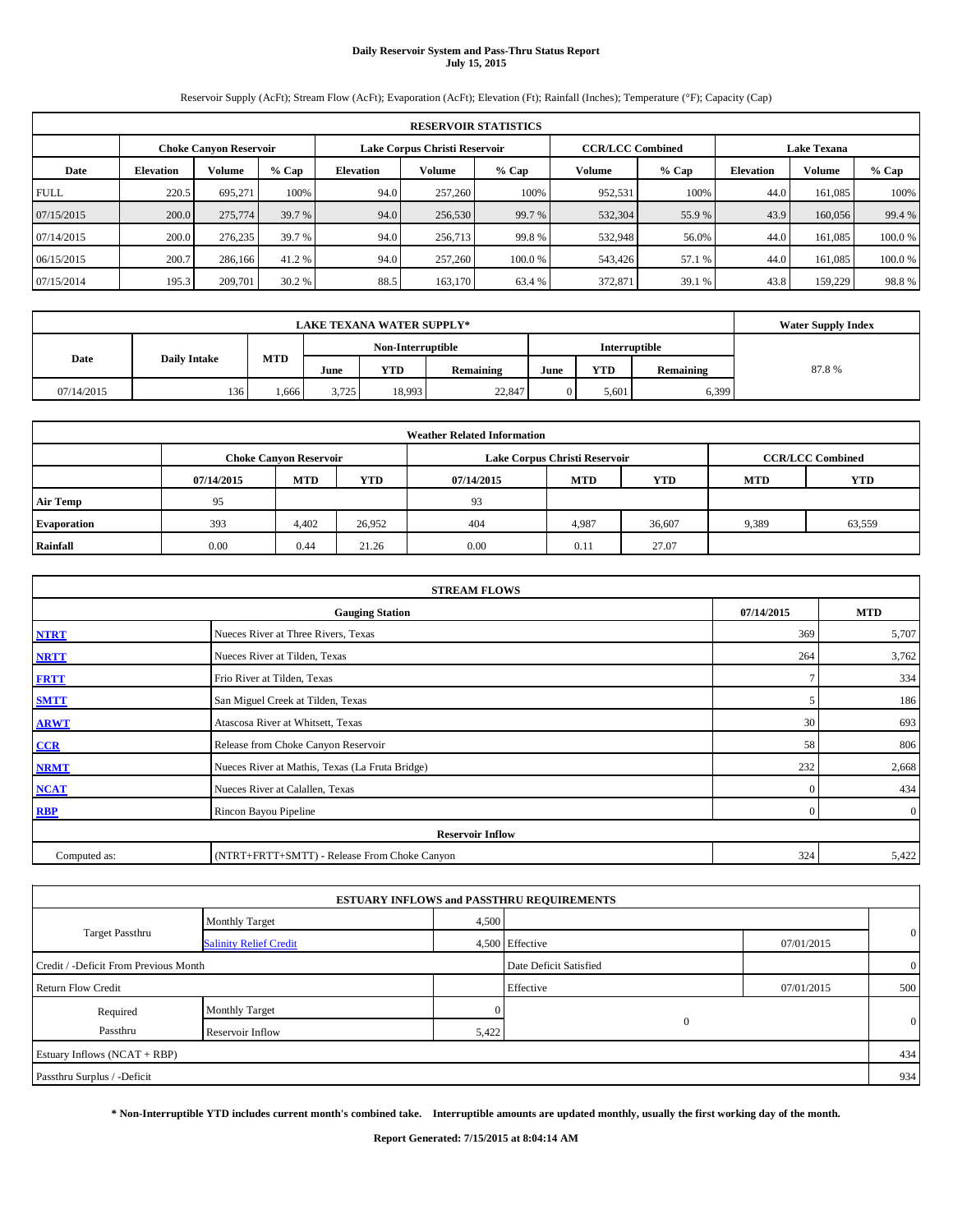# Daily Reservoir System and Pass-Thru Status Report
## July 15, 2015

Reservoir Supply (AcFt); Stream Flow (AcFt); Evaporation (AcFt); Elevation (Ft); Rainfall (Inches); Temperature (°F); Capacity (Cap)

| RESERVOIR STATISTICS | | | | | | | | | | | |
|---|---|---|---|---|---|---|---|---|---|---|---|
| | Choke Canyon Reservoir | | | Lake Corpus Christi Reservoir | | | CCR/LCC Combined | | Lake Texana | | |
| Date | Elevation | Volume | % Cap | Elevation | Volume | % Cap | Volume | % Cap | Elevation | Volume | % Cap |
| FULL | 220.5 | 695,271 | 100% | 94.0 | 257,260 | 100% | 952,531 | 100% | 44.0 | 161,085 | 100% |
| 07/15/2015 | 200.0 | 275,774 | 39.7 % | 94.0 | 256,530 | 99.7 % | 532,304 | 55.9 % | 43.9 | 160,056 | 99.4 % |
| 07/14/2015 | 200.0 | 276,235 | 39.7 % | 94.0 | 256,713 | 99.8 % | 532,948 | 56.0% | 44.0 | 161,085 | 100.0 % |
| 06/15/2015 | 200.7 | 286,166 | 41.2 % | 94.0 | 257,260 | 100.0 % | 543,426 | 57.1 % | 44.0 | 161,085 | 100.0 % |
| 07/15/2014 | 195.3 | 209,701 | 30.2 % | 88.5 | 163,170 | 63.4 % | 372,871 | 39.1 % | 43.8 | 159,229 | 98.8 % |

| LAKE TEXANA WATER SUPPLY* | | | | | | | | | Water Supply Index |
|---|---|---|---|---|---|---|---|---|---|
| Date | Daily Intake | MTD | Non-Interruptible | | | Interruptible | | | |
| | | | June | YTD | Remaining | June | YTD | Remaining | |
| 07/14/2015 | 136 | 1,666 | 3,725 | 18,993 | 22,847 | 0 | 5,601 | 6,399 | 87.8 % |

| Weather Related Information | | | | | | | | |
|---|---|---|---|---|---|---|---|---|
| | Choke Canyon Reservoir | | | Lake Corpus Christi Reservoir | | | CCR/LCC Combined | |
| | 07/14/2015 | MTD | YTD | 07/14/2015 | MTD | YTD | MTD | YTD |
| Air Temp | 95 | | | 93 | | | | |
| Evaporation | 393 | 4,402 | 26,952 | 404 | 4,987 | 36,607 | 9,389 | 63,559 |
| Rainfall | 0.00 | 0.44 | 21.26 | 0.00 | 0.11 | 27.07 | | |

| STREAM FLOWS | | | |
|---|---|---|---|
| | Gauging Station | 07/14/2015 | MTD |
| NTRT | Nueces River at Three Rivers, Texas | 369 | 5,707 |
| NRTT | Nueces River at Tilden, Texas | 264 | 3,762 |
| FRTT | Frio River at Tilden, Texas | 7 | 334 |
| SMTT | San Miguel Creek at Tilden, Texas | 5 | 186 |
| ARWT | Atascosa River at Whitsett, Texas | 30 | 693 |
| CCR | Release from Choke Canyon Reservoir | 58 | 806 |
| NRMT | Nueces River at Mathis, Texas (La Fruta Bridge) | 232 | 2,668 |
| NCAT | Nueces River at Calallen, Texas | 0 | 434 |
| RBP | Rincon Bayou Pipeline | 0 | 0 |
| | Reservoir Inflow | | |
| Computed as: | (NTRT+FRTT+SMTT) - Release From Choke Canyon | 324 | 5,422 |

| ESTUARY INFLOWS and PASSTHRU REQUIREMENTS | | | | | |
|---|---|---|---|---|---|
| Target Passthru | Monthly Target | 4,500 | | | 0 |
| | Salinity Relief Credit | 4,500 | Effective | 07/01/2015 | |
| Credit / -Deficit From Previous Month | | | Date Deficit Satisfied | | 0 |
| Return Flow Credit | | | Effective | 07/01/2015 | 500 |
| Required Passthru | Monthly Target | 0 | 0 | | 0 |
| | Reservoir Inflow | 5,422 | | | |
| Estuary Inflows (NCAT + RBP) | | | | | 434 |
| Passthru Surplus / -Deficit | | | | | 934 |

**\* Non-Interruptible YTD includes current month's combined take. Interruptible amounts are updated monthly, usually the first working day of the month.**

**Report Generated: 7/15/2015 at 8:04:14 AM**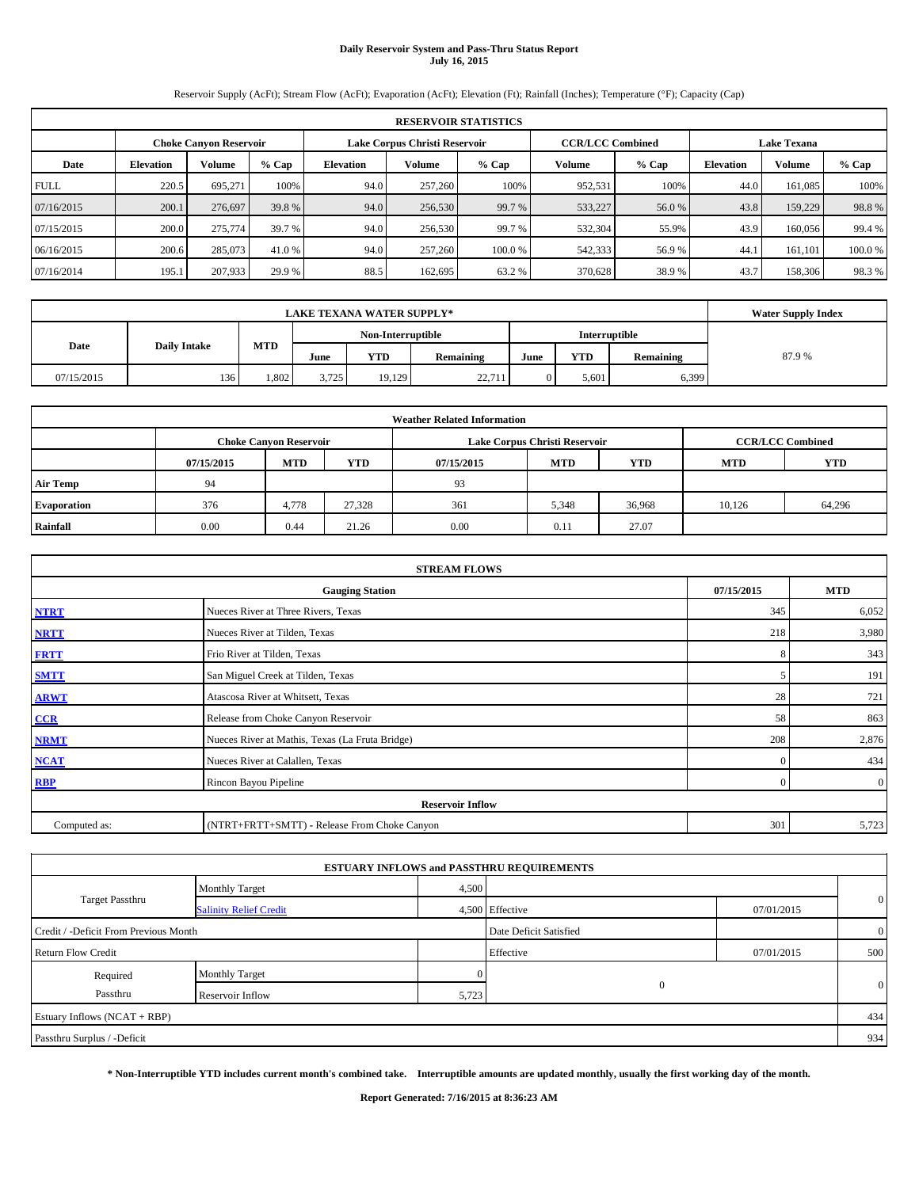# Daily Reservoir System and Pass-Thru Status Report
## July 16, 2015

Reservoir Supply (AcFt); Stream Flow (AcFt); Evaporation (AcFt); Elevation (Ft); Rainfall (Inches); Temperature (°F); Capacity (Cap)

| RESERVOIR STATISTICS | | | | | | | | | | | |
|---|---|---|---|---|---|---|---|---|---|---|---|
| | Choke Canyon Reservoir | | | Lake Corpus Christi Reservoir | | | CCR/LCC Combined | | Lake Texana | | |
| Date | Elevation | Volume | % Cap | Elevation | Volume | % Cap | Volume | % Cap | Elevation | Volume | % Cap |
| FULL | 220.5 | 695,271 | 100% | 94.0 | 257,260 | 100% | 952,531 | 100% | 44.0 | 161,085 | 100% |
| 07/16/2015 | 200.1 | 276,697 | 39.8 % | 94.0 | 256,530 | 99.7 % | 533,227 | 56.0 % | 43.8 | 159,229 | 98.8 % |
| 07/15/2015 | 200.0 | 275,774 | 39.7 % | 94.0 | 256,530 | 99.7 % | 532,304 | 55.9% | 43.9 | 160,056 | 99.4 % |
| 06/16/2015 | 200.6 | 285,073 | 41.0 % | 94.0 | 257,260 | 100.0 % | 542,333 | 56.9 % | 44.1 | 161,101 | 100.0 % |
| 07/16/2014 | 195.1 | 207,933 | 29.9 % | 88.5 | 162,695 | 63.2 % | 370,628 | 38.9 % | 43.7 | 158,306 | 98.3 % |

| LAKE TEXANA WATER SUPPLY* | | | | | | | | | Water Supply Index |
|---|---|---|---|---|---|---|---|---|---|
| Date | Daily Intake | MTD | Non-Interruptible | | | Interruptible | | | |
| | | | June | YTD | Remaining | June | YTD | Remaining | |
| 07/15/2015 | 136 | 1,802 | 3,725 | 19,129 | 22,711 | 0 | 5,601 | 6,399 | 87.9 % |

| Weather Related Information | | | | | | | | |
|---|---|---|---|---|---|---|---|---|
| | Choke Canyon Reservoir | | | Lake Corpus Christi Reservoir | | | CCR/LCC Combined | |
| | 07/15/2015 | MTD | YTD | 07/15/2015 | MTD | YTD | MTD | YTD |
| Air Temp | 94 | | | 93 | | | | |
| Evaporation | 376 | 4,778 | 27,328 | 361 | 5,348 | 36,968 | 10,126 | 64,296 |
| Rainfall | 0.00 | 0.44 | 21.26 | 0.00 | 0.11 | 27.07 | | |

| STREAM FLOWS | | | |
|---|---|---|---|
| | Gauging Station | 07/15/2015 | MTD |
| NTRT | Nueces River at Three Rivers, Texas | 345 | 6,052 |
| NRTT | Nueces River at Tilden, Texas | 218 | 3,980 |
| FRTT | Frio River at Tilden, Texas | 8 | 343 |
| SMTT | San Miguel Creek at Tilden, Texas | 5 | 191 |
| ARWT | Atascosa River at Whitsett, Texas | 28 | 721 |
| CCR | Release from Choke Canyon Reservoir | 58 | 863 |
| NRMT | Nueces River at Mathis, Texas (La Fruta Bridge) | 208 | 2,876 |
| NCAT | Nueces River at Calallen, Texas | 0 | 434 |
| RBP | Rincon Bayou Pipeline | 0 | 0 |
| Reservoir Inflow | | | |
| Computed as: | (NTRT+FRTT+SMTT) - Release From Choke Canyon | 301 | 5,723 |

| ESTUARY INFLOWS and PASSTHRU REQUIREMENTS | | | | | |
|---|---|---|---|---|---|
| Target Passthru | Monthly Target | 4,500 | | | 0 |
| | Salinity Relief Credit | 4,500 | Effective | 07/01/2015 | |
| Credit / -Deficit From Previous Month | | | Date Deficit Satisfied | | 0 |
| Return Flow Credit | | | Effective | 07/01/2015 | 500 |
| Required Passthru | Monthly Target | 0 | 0 | | 0 |
| | Reservoir Inflow | 5,723 | | | |
| Estuary Inflows (NCAT + RBP) | | | | | 434 |
| Passthru Surplus / -Deficit | | | | | 934 |

**\* Non-Interruptible YTD includes current month's combined take. Interruptible amounts are updated monthly, usually the first working day of the month.**

**Report Generated: 7/16/2015 at 8:36:23 AM**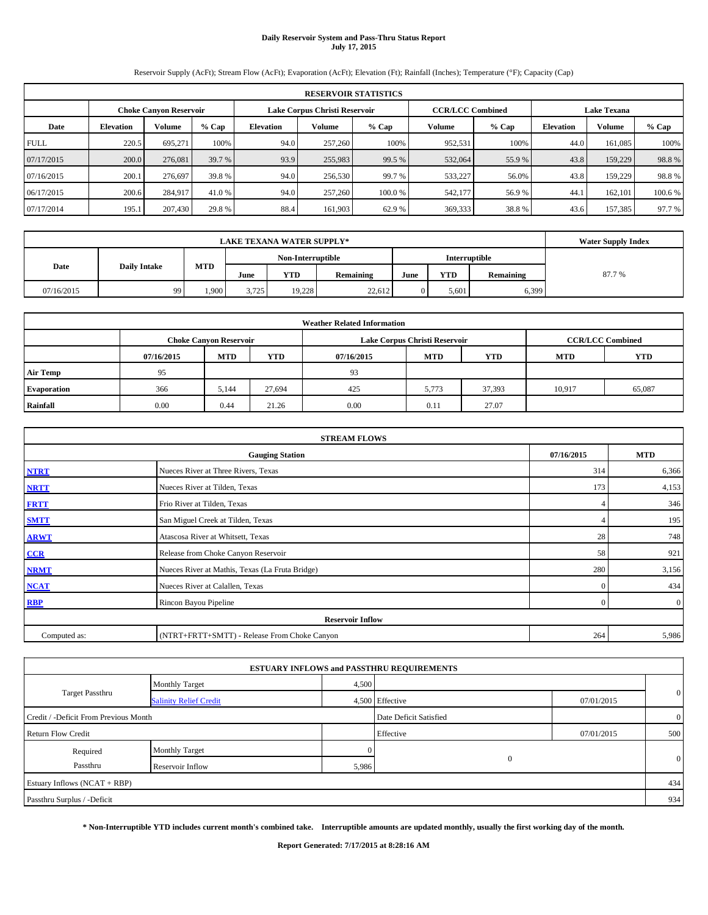# Daily Reservoir System and Pass-Thru Status Report
## July 17, 2015

Reservoir Supply (AcFt); Stream Flow (AcFt); Evaporation (AcFt); Elevation (Ft); Rainfall (Inches); Temperature (°F); Capacity (Cap)

| RESERVOIR STATISTICS | | | | | | | | | | | |
|---|---|---|---|---|---|---|---|---|---|---|---|
| | Choke Canyon Reservoir | | | Lake Corpus Christi Reservoir | | | CCR/LCC Combined | | Lake Texana | | |
| Date | Elevation | Volume | % Cap | Elevation | Volume | % Cap | Volume | % Cap | Elevation | Volume | % Cap |
| FULL | 220.5 | 695,271 | 100% | 94.0 | 257,260 | 100% | 952,531 | 100% | 44.0 | 161,085 | 100% |
| 07/17/2015 | 200.0 | 276,081 | 39.7 % | 93.9 | 255,983 | 99.5 % | 532,064 | 55.9 % | 43.8 | 159,229 | 98.8 % |
| 07/16/2015 | 200.1 | 276,697 | 39.8 % | 94.0 | 256,530 | 99.7 % | 533,227 | 56.0% | 43.8 | 159,229 | 98.8 % |
| 06/17/2015 | 200.6 | 284,917 | 41.0 % | 94.0 | 257,260 | 100.0 % | 542,177 | 56.9 % | 44.1 | 162,101 | 100.6 % |
| 07/17/2014 | 195.1 | 207,430 | 29.8 % | 88.4 | 161,903 | 62.9 % | 369,333 | 38.8 % | 43.6 | 157,385 | 97.7 % |

| LAKE TEXANA WATER SUPPLY* | | | | | | | | | Water Supply Index |
|---|---|---|---|---|---|---|---|---|---|
| Date | Daily Intake | MTD | Non-Interruptible | | | Interruptible | | | |
| | | | June | YTD | Remaining | June | YTD | Remaining | |
| 07/16/2015 | 99 | 1,900 | 3,725 | 19,228 | 22,612 | 0 | 5,601 | 6,399 | 87.7 % |

| Weather Related Information | | | | | | | | |
|---|---|---|---|---|---|---|---|---|
| | Choke Canyon Reservoir | | | Lake Corpus Christi Reservoir | | | CCR/LCC Combined | |
| | 07/16/2015 | MTD | YTD | 07/16/2015 | MTD | YTD | MTD | YTD |
| Air Temp | 95 | | | 93 | | | | |
| Evaporation | 366 | 5,144 | 27,694 | 425 | 5,773 | 37,393 | 10,917 | 65,087 |
| Rainfall | 0.00 | 0.44 | 21.26 | 0.00 | 0.11 | 27.07 | | |

| STREAM FLOWS | | | |
|---|---|---|---|
| | Gauging Station | 07/16/2015 | MTD |
| NTRT | Nueces River at Three Rivers, Texas | 314 | 6,366 |
| NRTT | Nueces River at Tilden, Texas | 173 | 4,153 |
| FRTT | Frio River at Tilden, Texas | 4 | 346 |
| SMTT | San Miguel Creek at Tilden, Texas | 4 | 195 |
| ARWT | Atascosa River at Whitsett, Texas | 28 | 748 |
| CCR | Release from Choke Canyon Reservoir | 58 | 921 |
| NRMT | Nueces River at Mathis, Texas (La Fruta Bridge) | 280 | 3,156 |
| NCAT | Nueces River at Calallen, Texas | 0 | 434 |
| RBP | Rincon Bayou Pipeline | 0 | 0 |
| Reservoir Inflow | | | |
| Computed as: | (NTRT+FRTT+SMTT) - Release From Choke Canyon | 264 | 5,986 |

| ESTUARY INFLOWS and PASSTHRU REQUIREMENTS | | | | | |
|---|---|---|---|---|---|
| Target Passthru | Monthly Target | 4,500 | | | 0 |
| | Salinity Relief Credit | 4,500 | Effective | 07/01/2015 | |
| Credit / -Deficit From Previous Month | | | Date Deficit Satisfied | | 0 |
| Return Flow Credit | | | Effective | 07/01/2015 | 500 |
| Required Passthru | Monthly Target | 0 | 0 | | 0 |
| | Reservoir Inflow | 5,986 | | | |
| Estuary Inflows (NCAT + RBP) | | | | | 434 |
| Passthru Surplus / -Deficit | | | | | 934 |

**\* Non-Interruptible YTD includes current month's combined take. Interruptible amounts are updated monthly, usually the first working day of the month.**

**Report Generated: 7/17/2015 at 8:28:16 AM**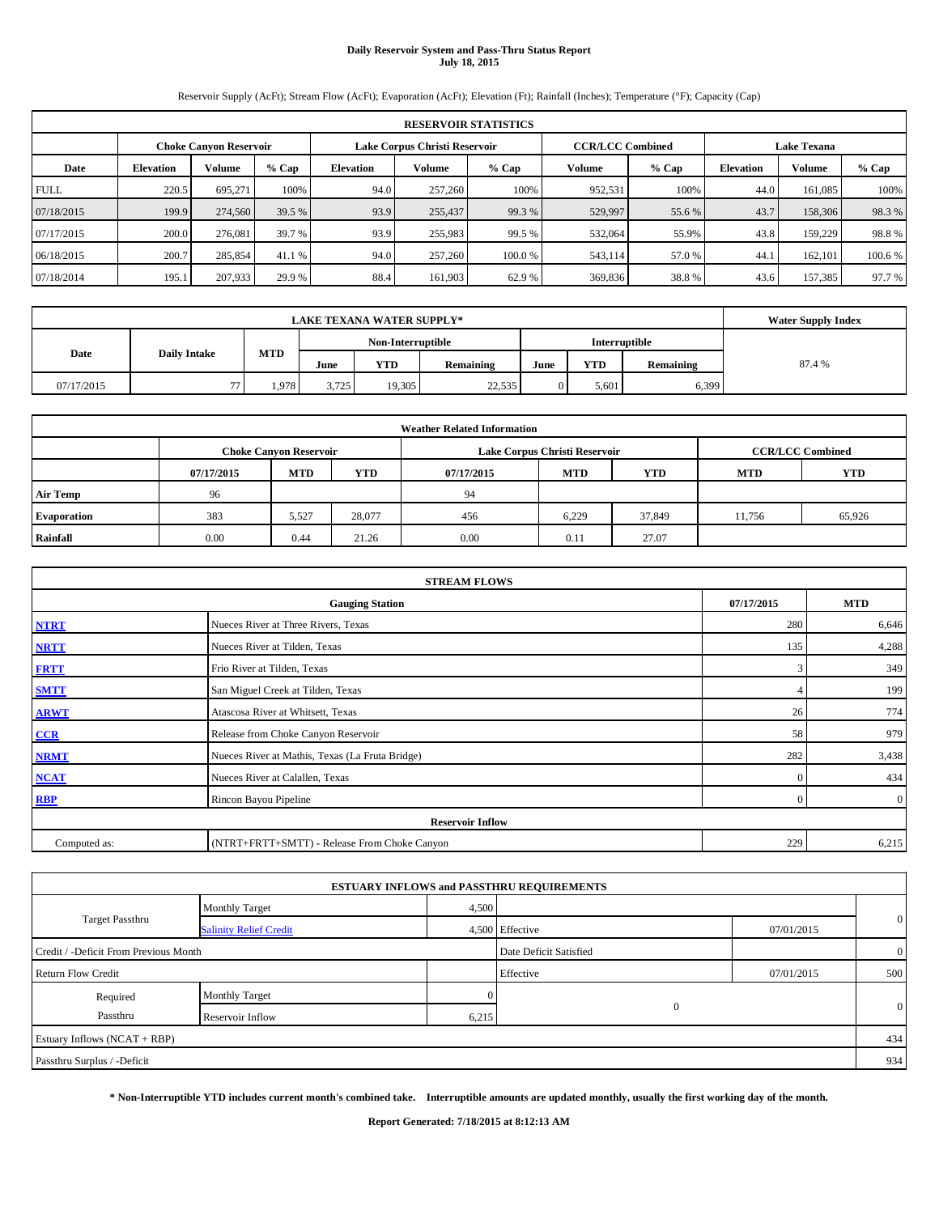# Daily Reservoir System and Pass-Thru Status Report
## July 18, 2015

Reservoir Supply (AcFt); Stream Flow (AcFt); Evaporation (AcFt); Elevation (Ft); Rainfall (Inches); Temperature (°F); Capacity (Cap)

| RESERVOIR STATISTICS | | | | | | | | | | | |
|---|---|---|---|---|---|---|---|---|---|---|---|
| | Choke Canyon Reservoir | | | Lake Corpus Christi Reservoir | | | CCR/LCC Combined | | Lake Texana | | |
| Date | Elevation | Volume | % Cap | Elevation | Volume | % Cap | Volume | % Cap | Elevation | Volume | % Cap |
| FULL | 220.5 | 695,271 | 100% | 94.0 | 257,260 | 100% | 952,531 | 100% | 44.0 | 161,085 | 100% |
| 07/18/2015 | 199.9 | 274,560 | 39.5 % | 93.9 | 255,437 | 99.3 % | 529,997 | 55.6 % | 43.7 | 158,306 | 98.3 % |
| 07/17/2015 | 200.0 | 276,081 | 39.7 % | 93.9 | 255,983 | 99.5 % | 532,064 | 55.9% | 43.8 | 159,229 | 98.8 % |
| 06/18/2015 | 200.7 | 285,854 | 41.1 % | 94.0 | 257,260 | 100.0 % | 543,114 | 57.0 % | 44.1 | 162,101 | 100.6 % |
| 07/18/2014 | 195.1 | 207,933 | 29.9 % | 88.4 | 161,903 | 62.9 % | 369,836 | 38.8 % | 43.6 | 157,385 | 97.7 % |

| LAKE TEXANA WATER SUPPLY* | | | | | | | | | Water Supply Index |
|---|---|---|---|---|---|---|---|---|---|
| Date | Daily Intake | MTD | Non-Interruptible | | | Interruptible | | | |
| | | | June | YTD | Remaining | June | YTD | Remaining | |
| 07/17/2015 | 77 | 1,978 | 3,725 | 19,305 | 22,535 | 0 | 5,601 | 6,399 | 87.4 % |

| Weather Related Information | | | | | | | | |
|---|---|---|---|---|---|---|---|---|
| | Choke Canyon Reservoir | | | Lake Corpus Christi Reservoir | | | CCR/LCC Combined | |
| | 07/17/2015 | MTD | YTD | 07/17/2015 | MTD | YTD | MTD | YTD |
| Air Temp | 96 | | | 94 | | | | |
| Evaporation | 383 | 5,527 | 28,077 | 456 | 6,229 | 37,849 | 11,756 | 65,926 |
| Rainfall | 0.00 | 0.44 | 21.26 | 0.00 | 0.11 | 27.07 | | |

| STREAM FLOWS | | | |
|---|---|---|---|
| | Gauging Station | 07/17/2015 | MTD |
| NTRT | Nueces River at Three Rivers, Texas | 280 | 6,646 |
| NRTT | Nueces River at Tilden, Texas | 135 | 4,288 |
| FRTT | Frio River at Tilden, Texas | 3 | 349 |
| SMTT | San Miguel Creek at Tilden, Texas | 4 | 199 |
| ARWT | Atascosa River at Whitsett, Texas | 26 | 774 |
| CCR | Release from Choke Canyon Reservoir | 58 | 979 |
| NRMT | Nueces River at Mathis, Texas (La Fruta Bridge) | 282 | 3,438 |
| NCAT | Nueces River at Calallen, Texas | 0 | 434 |
| RBP | Rincon Bayou Pipeline | 0 | 0 |
| Reservoir Inflow | | | |
| Computed as: | (NTRT+FRTT+SMTT) - Release From Choke Canyon | 229 | 6,215 |

| ESTUARY INFLOWS and PASSTHRU REQUIREMENTS | | | | | |
|---|---|---|---|---|---|
| Target Passthru | Monthly Target | 4,500 | | | 0 |
| | Salinity Relief Credit | 4,500 | Effective | 07/01/2015 | |
| Credit / -Deficit From Previous Month | | | Date Deficit Satisfied | | 0 |
| Return Flow Credit | | | Effective | 07/01/2015 | 500 |
| Required Passthru | Monthly Target | 0 | 0 | | 0 |
| | Reservoir Inflow | 6,215 | | | |
| Estuary Inflows (NCAT + RBP) | | | | | 434 |
| Passthru Surplus / -Deficit | | | | | 934 |

**\* Non-Interruptible YTD includes current month's combined take. Interruptible amounts are updated monthly, usually the first working day of the month.**

**Report Generated: 7/18/2015 at 8:12:13 AM**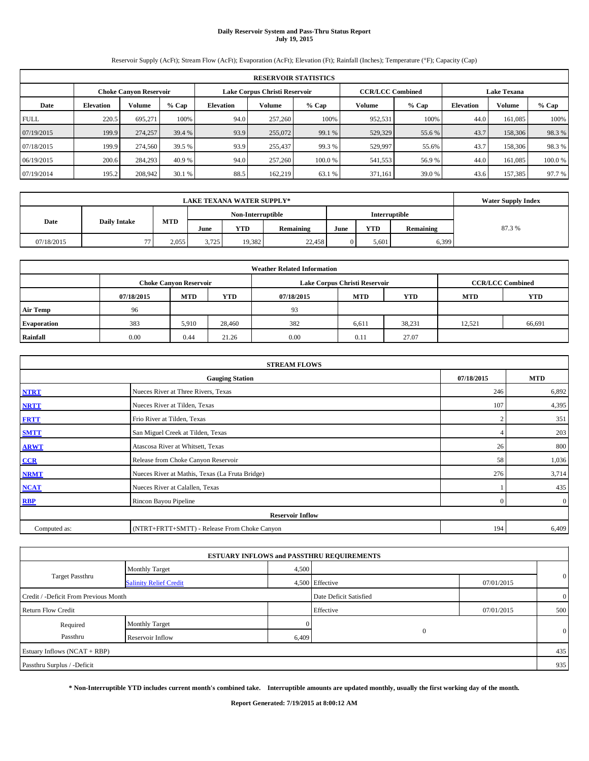# Daily Reservoir System and Pass-Thru Status Report
## July 19, 2015

Reservoir Supply (AcFt); Stream Flow (AcFt); Evaporation (AcFt); Elevation (Ft); Rainfall (Inches); Temperature (°F); Capacity (Cap)

| RESERVOIR STATISTICS | | | | | | | | | | | |
|---|---|---|---|---|---|---|---|---|---|---|---|
| | Choke Canyon Reservoir | | | Lake Corpus Christi Reservoir | | | CCR/LCC Combined | | Lake Texana | | |
| Date | Elevation | Volume | % Cap | Elevation | Volume | % Cap | Volume | % Cap | Elevation | Volume | % Cap |
| FULL | 220.5 | 695,271 | 100% | 94.0 | 257,260 | 100% | 952,531 | 100% | 44.0 | 161,085 | 100% |
| 07/19/2015 | 199.9 | 274,257 | 39.4 % | 93.9 | 255,072 | 99.1 % | 529,329 | 55.6 % | 43.7 | 158,306 | 98.3 % |
| 07/18/2015 | 199.9 | 274,560 | 39.5 % | 93.9 | 255,437 | 99.3 % | 529,997 | 55.6% | 43.7 | 158,306 | 98.3 % |
| 06/19/2015 | 200.6 | 284,293 | 40.9 % | 94.0 | 257,260 | 100.0 % | 541,553 | 56.9 % | 44.0 | 161,085 | 100.0 % |
| 07/19/2014 | 195.2 | 208,942 | 30.1 % | 88.5 | 162,219 | 63.1 % | 371,161 | 39.0 % | 43.6 | 157,385 | 97.7 % |

| LAKE TEXANA WATER SUPPLY* | | | | | | | | | Water Supply Index |
|---|---|---|---|---|---|---|---|---|---|
| Date | Daily Intake | MTD | Non-Interruptible | | | Interruptible | | | |
| | | | June | YTD | Remaining | June | YTD | Remaining | |
| 07/18/2015 | 77 | 2,055 | 3,725 | 19,382 | 22,458 | 0 | 5,601 | 6,399 | 87.3 % |

| Weather Related Information | | | | | | | | |
|---|---|---|---|---|---|---|---|---|
| | Choke Canyon Reservoir | | | Lake Corpus Christi Reservoir | | | CCR/LCC Combined | |
| | 07/18/2015 | MTD | YTD | 07/18/2015 | MTD | YTD | MTD | YTD |
| Air Temp | 96 | | | 93 | | | | |
| Evaporation | 383 | 5,910 | 28,460 | 382 | 6,611 | 38,231 | 12,521 | 66,691 |
| Rainfall | 0.00 | 0.44 | 21.26 | 0.00 | 0.11 | 27.07 | | |

| STREAM FLOWS | | | |
|---|---|---|---|
| | Gauging Station | 07/18/2015 | MTD |
| NTRT | Nueces River at Three Rivers, Texas | 246 | 6,892 |
| NRTT | Nueces River at Tilden, Texas | 107 | 4,395 |
| FRTT | Frio River at Tilden, Texas | 2 | 351 |
| SMTT | San Miguel Creek at Tilden, Texas | 4 | 203 |
| ARWT | Atascosa River at Whitsett, Texas | 26 | 800 |
| CCR | Release from Choke Canyon Reservoir | 58 | 1,036 |
| NRMT | Nueces River at Mathis, Texas (La Fruta Bridge) | 276 | 3,714 |
| NCAT | Nueces River at Calallen, Texas | 1 | 435 |
| RBP | Rincon Bayou Pipeline | 0 | 0 |
| Reservoir Inflow | | | |
| Computed as: | (NTRT+FRTT+SMTT) - Release From Choke Canyon | 194 | 6,409 |

| ESTUARY INFLOWS and PASSTHRU REQUIREMENTS | | | | | |
|---|---|---|---|---|---|
| Target Passthru | Monthly Target | 4,500 | | | 0 |
| | Salinity Relief Credit | 4,500 | Effective | 07/01/2015 | |
| Credit / -Deficit From Previous Month | | | Date Deficit Satisfied | | 0 |
| Return Flow Credit | | | Effective | 07/01/2015 | 500 |
| Required Passthru | Monthly Target | 0 | 0 | | 0 |
| | Reservoir Inflow | 6,409 | | | |
| Estuary Inflows (NCAT + RBP) | | | | | 435 |
| Passthru Surplus / -Deficit | | | | | 935 |

**\* Non-Interruptible YTD includes current month's combined take. Interruptible amounts are updated monthly, usually the first working day of the month.**

**Report Generated: 7/19/2015 at 8:00:12 AM**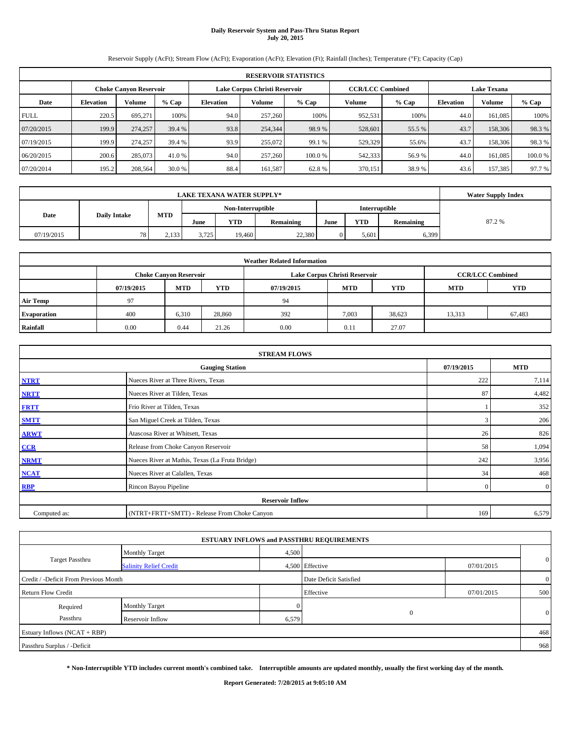# Daily Reservoir System and Pass-Thru Status Report
**July 20, 2015**

Reservoir Supply (AcFt); Stream Flow (AcFt); Evaporation (AcFt); Elevation (Ft); Rainfall (Inches); Temperature (°F); Capacity (Cap)

| RESERVOIR STATISTICS | | | | | | | | | | | |
|---|---|---|---|---|---|---|---|---|---|---|---|
| | Choke Canyon Reservoir | | | Lake Corpus Christi Reservoir | | | CCR/LCC Combined | | Lake Texana | | |
| Date | Elevation | Volume | % Cap | Elevation | Volume | % Cap | Volume | % Cap | Elevation | Volume | % Cap |
| FULL | 220.5 | 695,271 | 100% | 94.0 | 257,260 | 100% | 952,531 | 100% | 44.0 | 161,085 | 100% |
| 07/20/2015 | 199.9 | 274,257 | 39.4 % | 93.8 | 254,344 | 98.9 % | 528,601 | 55.5 % | 43.7 | 158,306 | 98.3 % |
| 07/19/2015 | 199.9 | 274,257 | 39.4 % | 93.9 | 255,072 | 99.1 % | 529,329 | 55.6% | 43.7 | 158,306 | 98.3 % |
| 06/20/2015 | 200.6 | 285,073 | 41.0 % | 94.0 | 257,260 | 100.0 % | 542,333 | 56.9 % | 44.0 | 161,085 | 100.0 % |
| 07/20/2014 | 195.2 | 208,564 | 30.0 % | 88.4 | 161,587 | 62.8 % | 370,151 | 38.9 % | 43.6 | 157,385 | 97.7 % |

| LAKE TEXANA WATER SUPPLY* | | | | | | | | | Water Supply Index |
|---|---|---|---|---|---|---|---|---|---|
| Date | Daily Intake | MTD | Non-Interruptible | | | Interruptible | | | |
| | | | June | YTD | Remaining | June | YTD | Remaining | |
| 07/19/2015 | 78 | 2,133 | 3,725 | 19,460 | 22,380 | 0 | 5,601 | 6,399 | 87.2 % |

| Weather Related Information | | | | | | | | |
|---|---|---|---|---|---|---|---|---|
| | Choke Canyon Reservoir | | | Lake Corpus Christi Reservoir | | | CCR/LCC Combined | |
| | 07/19/2015 | MTD | YTD | 07/19/2015 | MTD | YTD | MTD | YTD |
| Air Temp | 97 | | | 94 | | | | |
| Evaporation | 400 | 6,310 | 28,860 | 392 | 7,003 | 38,623 | 13,313 | 67,483 |
| Rainfall | 0.00 | 0.44 | 21.26 | 0.00 | 0.11 | 27.07 | | |

| STREAM FLOWS | | | |
|---|---|---|---|
| | Gauging Station | 07/19/2015 | MTD |
| NTRT | Nueces River at Three Rivers, Texas | 222 | 7,114 |
| NRTT | Nueces River at Tilden, Texas | 87 | 4,482 |
| FRTT | Frio River at Tilden, Texas | 1 | 352 |
| SMTT | San Miguel Creek at Tilden, Texas | 3 | 206 |
| ARWT | Atascosa River at Whitsett, Texas | 26 | 826 |
| CCR | Release from Choke Canyon Reservoir | 58 | 1,094 |
| NRMT | Nueces River at Mathis, Texas (La Fruta Bridge) | 242 | 3,956 |
| NCAT | Nueces River at Calallen, Texas | 34 | 468 |
| RBP | Rincon Bayou Pipeline | 0 | 0 |
| **Reservoir Inflow** | | | |
| Computed as: | (NTRT+FRTT+SMTT) - Release From Choke Canyon | 169 | 6,579 |

| ESTUARY INFLOWS and PASSTHRU REQUIREMENTS | | | | | |
|---|---|---|---|---|---|
| Target Passthru | Monthly Target | 4,500 | | | 0 |
| | Salinity Relief Credit | 4,500 | Effective | 07/01/2015 | |
| Credit / -Deficit From Previous Month | | | Date Deficit Satisfied | | 0 |
| Return Flow Credit | | | Effective | 07/01/2015 | 500 |
| Required Passthru | Monthly Target | 0 | 0 | | 0 |
| | Reservoir Inflow | 6,579 | | | |
| Estuary Inflows (NCAT + RBP) | | | | | 468 |
| Passthru Surplus / -Deficit | | | | | 968 |

**\* Non-Interruptible YTD includes current month's combined take. Interruptible amounts are updated monthly, usually the first working day of the month.**

**Report Generated: 7/20/2015 at 9:05:10 AM**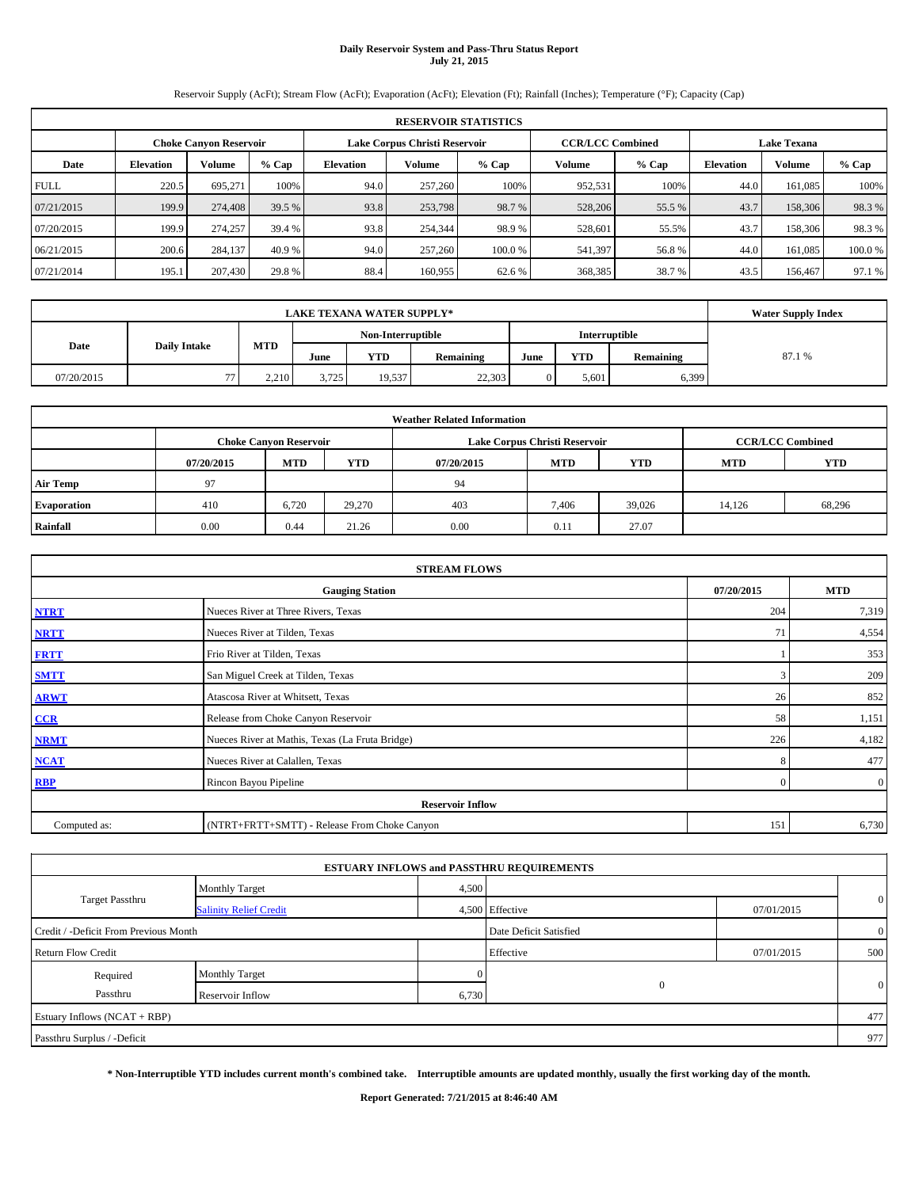# Daily Reservoir System and Pass-Thru Status Report
**July 21, 2015**

Reservoir Supply (AcFt); Stream Flow (AcFt); Evaporation (AcFt); Elevation (Ft); Rainfall (Inches); Temperature (°F); Capacity (Cap)

| RESERVOIR STATISTICS | | | | | | | | | | | |
|---|---|---|---|---|---|---|---|---|---|---|---|
| | Choke Canyon Reservoir | | | Lake Corpus Christi Reservoir | | | CCR/LCC Combined | | Lake Texana | | |
| Date | Elevation | Volume | % Cap | Elevation | Volume | % Cap | Volume | % Cap | Elevation | Volume | % Cap |
| FULL | 220.5 | 695,271 | 100% | 94.0 | 257,260 | 100% | 952,531 | 100% | 44.0 | 161,085 | 100% |
| 07/21/2015 | 199.9 | 274,408 | 39.5 % | 93.8 | 253,798 | 98.7 % | 528,206 | 55.5 % | 43.7 | 158,306 | 98.3 % |
| 07/20/2015 | 199.9 | 274,257 | 39.4 % | 93.8 | 254,344 | 98.9 % | 528,601 | 55.5% | 43.7 | 158,306 | 98.3 % |
| 06/21/2015 | 200.6 | 284,137 | 40.9 % | 94.0 | 257,260 | 100.0 % | 541,397 | 56.8 % | 44.0 | 161,085 | 100.0 % |
| 07/21/2014 | 195.1 | 207,430 | 29.8 % | 88.4 | 160,955 | 62.6 % | 368,385 | 38.7 % | 43.5 | 156,467 | 97.1 % |

| LAKE TEXANA WATER SUPPLY* | | | | | | | | | Water Supply Index |
|---|---|---|---|---|---|---|---|---|---|
| Date | Daily Intake | MTD | Non-Interruptible | | | Interruptible | | | |
| | | | June | YTD | Remaining | June | YTD | Remaining | |
| 07/20/2015 | 77 | 2,210 | 3,725 | 19,537 | 22,303 | 0 | 5,601 | 6,399 | 87.1 % |

| Weather Related Information | | | | | | | | |
|---|---|---|---|---|---|---|---|---|
| | Choke Canyon Reservoir | | | Lake Corpus Christi Reservoir | | | CCR/LCC Combined | |
| | 07/20/2015 | MTD | YTD | 07/20/2015 | MTD | YTD | MTD | YTD |
| Air Temp | 97 | | | 94 | | | | |
| Evaporation | 410 | 6,720 | 29,270 | 403 | 7,406 | 39,026 | 14,126 | 68,296 |
| Rainfall | 0.00 | 0.44 | 21.26 | 0.00 | 0.11 | 27.07 | | |

| STREAM FLOWS | | | |
|---|---|---|---|
| | Gauging Station | 07/20/2015 | MTD |
| NTRT | Nueces River at Three Rivers, Texas | 204 | 7,319 |
| NRTT | Nueces River at Tilden, Texas | 71 | 4,554 |
| FRTT | Frio River at Tilden, Texas | 1 | 353 |
| SMTT | San Miguel Creek at Tilden, Texas | 3 | 209 |
| ARWT | Atascosa River at Whitsett, Texas | 26 | 852 |
| CCR | Release from Choke Canyon Reservoir | 58 | 1,151 |
| NRMT | Nueces River at Mathis, Texas (La Fruta Bridge) | 226 | 4,182 |
| NCAT | Nueces River at Calallen, Texas | 8 | 477 |
| RBP | Rincon Bayou Pipeline | 0 | 0 |
| **Reservoir Inflow** | | | |
| Computed as: | (NTRT+FRTT+SMTT) - Release From Choke Canyon | 151 | 6,730 |

| ESTUARY INFLOWS and PASSTHRU REQUIREMENTS | | | | | |
|---|---|---|---|---|---|
| Target Passthru | Monthly Target | 4,500 | | | 0 |
| | Salinity Relief Credit | 4,500 | Effective | 07/01/2015 | |
| Credit / -Deficit From Previous Month | | | Date Deficit Satisfied | | 0 |
| Return Flow Credit | | | Effective | 07/01/2015 | 500 |
| Required Passthru | Monthly Target | 0 | 0 | | 0 |
| | Reservoir Inflow | 6,730 | | | |
| Estuary Inflows (NCAT + RBP) | | | | | 477 |
| Passthru Surplus / -Deficit | | | | | 977 |

**\* Non-Interruptible YTD includes current month's combined take. Interruptible amounts are updated monthly, usually the first working day of the month.**

**Report Generated: 7/21/2015 at 8:46:40 AM**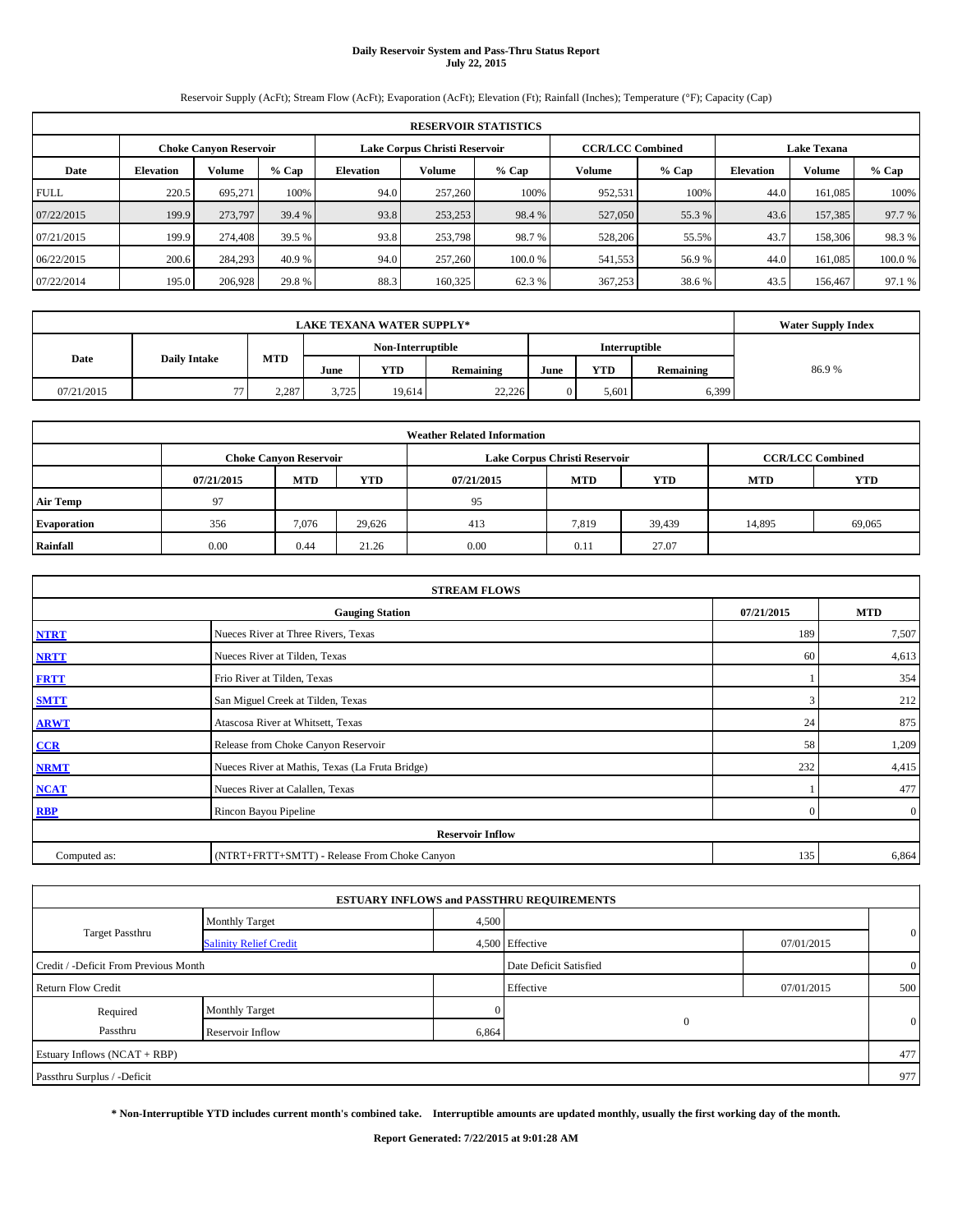# Daily Reservoir System and Pass-Thru Status Report
## July 22, 2015

Reservoir Supply (AcFt); Stream Flow (AcFt); Evaporation (AcFt); Elevation (Ft); Rainfall (Inches); Temperature (°F); Capacity (Cap)

| RESERVOIR STATISTICS | | | | | | | | | | | |
|---|---|---|---|---|---|---|---|---|---|---|---|
| | Choke Canyon Reservoir | | | Lake Corpus Christi Reservoir | | | CCR/LCC Combined | | Lake Texana | | |
| Date | Elevation | Volume | % Cap | Elevation | Volume | % Cap | Volume | % Cap | Elevation | Volume | % Cap |
| FULL | 220.5 | 695,271 | 100% | 94.0 | 257,260 | 100% | 952,531 | 100% | 44.0 | 161,085 | 100% |
| 07/22/2015 | 199.9 | 273,797 | 39.4 % | 93.8 | 253,253 | 98.4 % | 527,050 | 55.3 % | 43.6 | 157,385 | 97.7 % |
| 07/21/2015 | 199.9 | 274,408 | 39.5 % | 93.8 | 253,798 | 98.7 % | 528,206 | 55.5% | 43.7 | 158,306 | 98.3 % |
| 06/22/2015 | 200.6 | 284,293 | 40.9 % | 94.0 | 257,260 | 100.0 % | 541,553 | 56.9 % | 44.0 | 161,085 | 100.0 % |
| 07/22/2014 | 195.0 | 206,928 | 29.8 % | 88.3 | 160,325 | 62.3 % | 367,253 | 38.6 % | 43.5 | 156,467 | 97.1 % |

| LAKE TEXANA WATER SUPPLY* | | | | | | | | | Water Supply Index |
|---|---|---|---|---|---|---|---|---|---|
| Date | Daily Intake | MTD | Non-Interruptible | | | Interruptible | | | |
| | | | June | YTD | Remaining | June | YTD | Remaining | |
| 07/21/2015 | 77 | 2,287 | 3,725 | 19,614 | 22,226 | 0 | 5,601 | 6,399 | 86.9 % |

| Weather Related Information | | | | | | | |
|---|---|---|---|---|---|---|---|
| | Choke Canyon Reservoir | | | Lake Corpus Christi Reservoir | | | CCR/LCC Combined | |
| | 07/21/2015 | MTD | YTD | 07/21/2015 | MTD | YTD | MTD | YTD |
| Air Temp | 97 | | | 95 | | | | |
| Evaporation | 356 | 7,076 | 29,626 | 413 | 7,819 | 39,439 | 14,895 | 69,065 |
| Rainfall | 0.00 | 0.44 | 21.26 | 0.00 | 0.11 | 27.07 | | |

| STREAM FLOWS | | | |
|---|---|---|---|
| | Gauging Station | 07/21/2015 | MTD |
| NTRT | Nueces River at Three Rivers, Texas | 189 | 7,507 |
| NRTT | Nueces River at Tilden, Texas | 60 | 4,613 |
| FRTT | Frio River at Tilden, Texas | 1 | 354 |
| SMTT | San Miguel Creek at Tilden, Texas | 3 | 212 |
| ARWT | Atascosa River at Whitsett, Texas | 24 | 875 |
| CCR | Release from Choke Canyon Reservoir | 58 | 1,209 |
| NRMT | Nueces River at Mathis, Texas (La Fruta Bridge) | 232 | 4,415 |
| NCAT | Nueces River at Calallen, Texas | 1 | 477 |
| RBP | Rincon Bayou Pipeline | 0 | 0 |
| Reservoir Inflow | | | |
| Computed as: | (NTRT+FRTT+SMTT) - Release From Choke Canyon | 135 | 6,864 |

| ESTUARY INFLOWS and PASSTHRU REQUIREMENTS | | | | | |
|---|---|---|---|---|---|
| Target Passthru | Monthly Target | 4,500 | | | 0 |
| | Salinity Relief Credit | 4,500 | Effective | 07/01/2015 | |
| Credit / -Deficit From Previous Month | | | Date Deficit Satisfied | | 0 |
| Return Flow Credit | | | Effective | 07/01/2015 | 500 |
| Required Passthru | Monthly Target | 0 | 0 | | 0 |
| | Reservoir Inflow | 6,864 | | | |
| Estuary Inflows (NCAT + RBP) | | | | | 477 |
| Passthru Surplus / -Deficit | | | | | 977 |

**\* Non-Interruptible YTD includes current month's combined take. Interruptible amounts are updated monthly, usually the first working day of the month.**

**Report Generated: 7/22/2015 at 9:01:28 AM**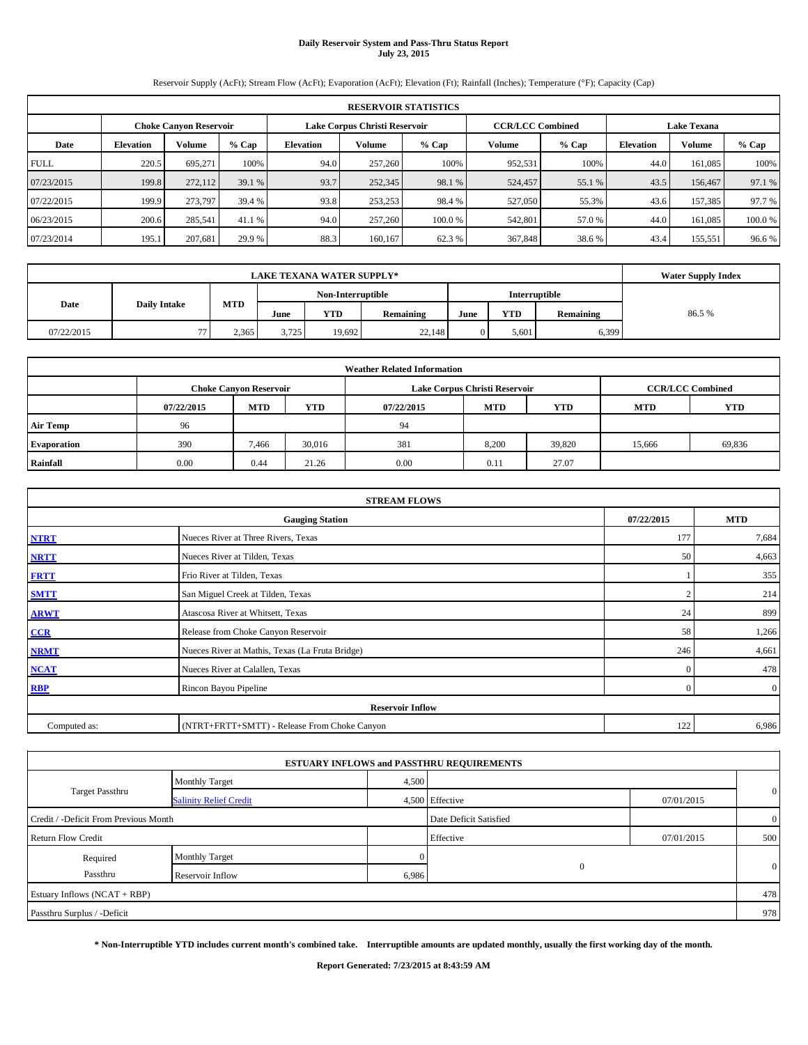# Daily Reservoir System and Pass-Thru Status Report
## July 23, 2015

Reservoir Supply (AcFt); Stream Flow (AcFt); Evaporation (AcFt); Elevation (Ft); Rainfall (Inches); Temperature (°F); Capacity (Cap)

| RESERVOIR STATISTICS | | | | | | | | | | | |
|---|---|---|---|---|---|---|---|---|---|---|---|
| | Choke Canyon Reservoir | | | Lake Corpus Christi Reservoir | | | CCR/LCC Combined | | Lake Texana | | |
| Date | Elevation | Volume | % Cap | Elevation | Volume | % Cap | Volume | % Cap | Elevation | Volume | % Cap |
| FULL | 220.5 | 695,271 | 100% | 94.0 | 257,260 | 100% | 952,531 | 100% | 44.0 | 161,085 | 100% |
| 07/23/2015 | 199.8 | 272,112 | 39.1 % | 93.7 | 252,345 | 98.1 % | 524,457 | 55.1 % | 43.5 | 156,467 | 97.1 % |
| 07/22/2015 | 199.9 | 273,797 | 39.4 % | 93.8 | 253,253 | 98.4 % | 527,050 | 55.3% | 43.6 | 157,385 | 97.7 % |
| 06/23/2015 | 200.6 | 285,541 | 41.1 % | 94.0 | 257,260 | 100.0 % | 542,801 | 57.0 % | 44.0 | 161,085 | 100.0 % |
| 07/23/2014 | 195.1 | 207,681 | 29.9 % | 88.3 | 160,167 | 62.3 % | 367,848 | 38.6 % | 43.4 | 155,551 | 96.6 % |

| LAKE TEXANA WATER SUPPLY* | | | | | | | | | Water Supply Index |
|---|---|---|---|---|---|---|---|---|---|
| Date | Daily Intake | MTD | Non-Interruptible | | | Interruptible | | | |
| | | | June | YTD | Remaining | June | YTD | Remaining | |
| 07/22/2015 | 77 | 2,365 | 3,725 | 19,692 | 22,148 | 0 | 5,601 | 6,399 | 86.5 % |

| Weather Related Information | | | | | | | |
|---|---|---|---|---|---|---|---|
| | Choke Canyon Reservoir | | | Lake Corpus Christi Reservoir | | | CCR/LCC Combined | |
| | 07/22/2015 | MTD | YTD | 07/22/2015 | MTD | YTD | MTD | YTD |
| Air Temp | 96 | | | 94 | | | | |
| Evaporation | 390 | 7,466 | 30,016 | 381 | 8,200 | 39,820 | 15,666 | 69,836 |
| Rainfall | 0.00 | 0.44 | 21.26 | 0.00 | 0.11 | 27.07 | | |

| STREAM FLOWS | | | |
|---|---|---|---|
| | Gauging Station | 07/22/2015 | MTD |
| NTRT | Nueces River at Three Rivers, Texas | 177 | 7,684 |
| NRTT | Nueces River at Tilden, Texas | 50 | 4,663 |
| FRTT | Frio River at Tilden, Texas | 1 | 355 |
| SMTT | San Miguel Creek at Tilden, Texas | 2 | 214 |
| ARWT | Atascosa River at Whitsett, Texas | 24 | 899 |
| CCR | Release from Choke Canyon Reservoir | 58 | 1,266 |
| NRMT | Nueces River at Mathis, Texas (La Fruta Bridge) | 246 | 4,661 |
| NCAT | Nueces River at Calallen, Texas | 0 | 478 |
| RBP | Rincon Bayou Pipeline | 0 | 0 |
| **Reservoir Inflow** | | | |
| Computed as: | (NTRT+FRTT+SMTT) - Release From Choke Canyon | 122 | 6,986 |

| ESTUARY INFLOWS and PASSTHRU REQUIREMENTS | | | | | |
|---|---|---|---|---|---|
| Target Passthru | Monthly Target | 4,500 | | | 0 |
| | Salinity Relief Credit | 4,500 | Effective | 07/01/2015 | |
| Credit / -Deficit From Previous Month | | | Date Deficit Satisfied | | 0 |
| Return Flow Credit | | | Effective | 07/01/2015 | 500 |
| Required Passthru | Monthly Target | 0 | 0 | | 0 |
| | Reservoir Inflow | 6,986 | | | |
| Estuary Inflows (NCAT + RBP) | | | | | 478 |
| Passthru Surplus / -Deficit | | | | | 978 |

**\* Non-Interruptible YTD includes current month's combined take. Interruptible amounts are updated monthly, usually the first working day of the month.**

**Report Generated: 7/23/2015 at 8:43:59 AM**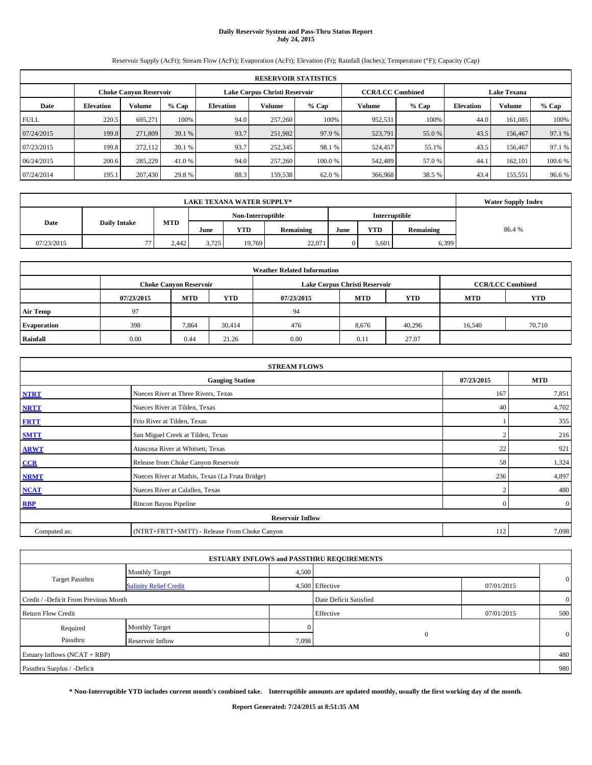# Daily Reservoir System and Pass-Thru Status Report
**July 24, 2015**

Reservoir Supply (AcFt); Stream Flow (AcFt); Evaporation (AcFt); Elevation (Ft); Rainfall (Inches); Temperature (°F); Capacity (Cap)

| RESERVOIR STATISTICS | | | | | | | | | | | |
|---|---|---|---|---|---|---|---|---|---|---|---|
| | Choke Canyon Reservoir | | | Lake Corpus Christi Reservoir | | | CCR/LCC Combined | | Lake Texana | | |
| Date | Elevation | Volume | % Cap | Elevation | Volume | % Cap | Volume | % Cap | Elevation | Volume | % Cap |
| FULL | 220.5 | 695,271 | 100% | 94.0 | 257,260 | 100% | 952,531 | 100% | 44.0 | 161,085 | 100% |
| 07/24/2015 | 199.8 | 271,809 | 39.1 % | 93.7 | 251,982 | 97.9 % | 523,791 | 55.0 % | 43.5 | 156,467 | 97.1 % |
| 07/23/2015 | 199.8 | 272,112 | 39.1 % | 93.7 | 252,345 | 98.1 % | 524,457 | 55.1% | 43.5 | 156,467 | 97.1 % |
| 06/24/2015 | 200.6 | 285,229 | 41.0 % | 94.0 | 257,260 | 100.0 % | 542,489 | 57.0 % | 44.1 | 162,101 | 100.6 % |
| 07/24/2014 | 195.1 | 207,430 | 29.8 % | 88.3 | 159,538 | 62.0 % | 366,968 | 38.5 % | 43.4 | 155,551 | 96.6 % |

| LAKE TEXANA WATER SUPPLY* | | | | | | | | | Water Supply Index |
|---|---|---|---|---|---|---|---|---|---|
| Date | Daily Intake | MTD | Non-Interruptible | | | Interruptible | | | |
| | | | June | YTD | Remaining | June | YTD | Remaining | |
| 07/23/2015 | 77 | 2,442 | 3,725 | 19,769 | 22,071 | 0 | 5,601 | 6,399 | 86.4 % |

| Weather Related Information | | | | | | | | |
|---|---|---|---|---|---|---|---|---|
| | Choke Canyon Reservoir | | | Lake Corpus Christi Reservoir | | | CCR/LCC Combined | |
| | 07/23/2015 | MTD | YTD | 07/23/2015 | MTD | YTD | MTD | YTD |
| Air Temp | 97 | | | 94 | | | | |
| Evaporation | 398 | 7,864 | 30,414 | 476 | 8,676 | 40,296 | 16,540 | 70,710 |
| Rainfall | 0.00 | 0.44 | 21.26 | 0.00 | 0.11 | 27.07 | | |

| STREAM FLOWS | | | |
|---|---|---|---|
| | Gauging Station | 07/23/2015 | MTD |
| NTRT | Nueces River at Three Rivers, Texas | 167 | 7,851 |
| NRTT | Nueces River at Tilden, Texas | 40 | 4,702 |
| FRTT | Frio River at Tilden, Texas | 1 | 355 |
| SMTT | San Miguel Creek at Tilden, Texas | 2 | 216 |
| ARWT | Atascosa River at Whitsett, Texas | 22 | 921 |
| CCR | Release from Choke Canyon Reservoir | 58 | 1,324 |
| NRMT | Nueces River at Mathis, Texas (La Fruta Bridge) | 236 | 4,897 |
| NCAT | Nueces River at Calallen, Texas | 2 | 480 |
| RBP | Rincon Bayou Pipeline | 0 | 0 |
| **Reservoir Inflow** | | | |
| Computed as: | (NTRT+FRTT+SMTT) - Release From Choke Canyon | 112 | 7,098 |

| ESTUARY INFLOWS and PASSTHRU REQUIREMENTS | | | | | |
|---|---|---|---|---|---|
| Target Passthru | Monthly Target | 4,500 | | | 0 |
| | Salinity Relief Credit | 4,500 | Effective | 07/01/2015 | |
| Credit / -Deficit From Previous Month | | | Date Deficit Satisfied | | 0 |
| Return Flow Credit | | | Effective | 07/01/2015 | 500 |
| Required Passthru | Monthly Target | 0 | 0 | | 0 |
| | Reservoir Inflow | 7,098 | | | |
| Estuary Inflows (NCAT + RBP) | | | | | 480 |
| Passthru Surplus / -Deficit | | | | | 980 |

**\* Non-Interruptible YTD includes current month's combined take. Interruptible amounts are updated monthly, usually the first working day of the month.**

**Report Generated: 7/24/2015 at 8:51:35 AM**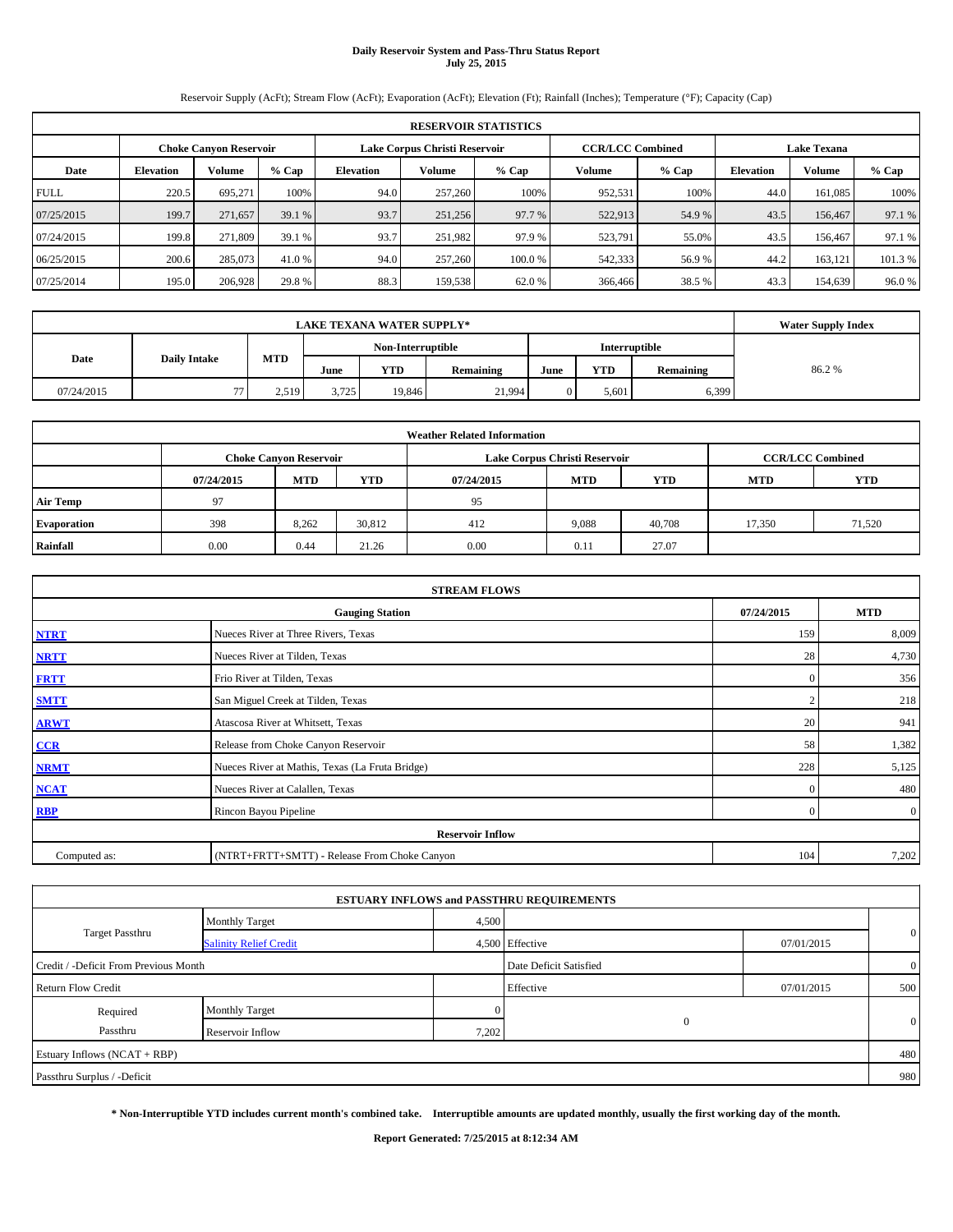# Daily Reservoir System and Pass-Thru Status Report
## July 25, 2015

Reservoir Supply (AcFt); Stream Flow (AcFt); Evaporation (AcFt); Elevation (Ft); Rainfall (Inches); Temperature (°F); Capacity (Cap)

| RESERVOIR STATISTICS | | | | | | | | | | | |
|---|---|---|---|---|---|---|---|---|---|---|---|
| | Choke Canyon Reservoir | | | Lake Corpus Christi Reservoir | | | CCR/LCC Combined | | Lake Texana | | |
| Date | Elevation | Volume | % Cap | Elevation | Volume | % Cap | Volume | % Cap | Elevation | Volume | % Cap |
| FULL | 220.5 | 695,271 | 100% | 94.0 | 257,260 | 100% | 952,531 | 100% | 44.0 | 161,085 | 100% |
| 07/25/2015 | 199.7 | 271,657 | 39.1 % | 93.7 | 251,256 | 97.7 % | 522,913 | 54.9 % | 43.5 | 156,467 | 97.1 % |
| 07/24/2015 | 199.8 | 271,809 | 39.1 % | 93.7 | 251,982 | 97.9 % | 523,791 | 55.0% | 43.5 | 156,467 | 97.1 % |
| 06/25/2015 | 200.6 | 285,073 | 41.0 % | 94.0 | 257,260 | 100.0 % | 542,333 | 56.9 % | 44.2 | 163,121 | 101.3 % |
| 07/25/2014 | 195.0 | 206,928 | 29.8 % | 88.3 | 159,538 | 62.0 % | 366,466 | 38.5 % | 43.3 | 154,639 | 96.0 % |

| LAKE TEXANA WATER SUPPLY* | | | | | | | | | Water Supply Index |
|---|---|---|---|---|---|---|---|---|---|
| Date | Daily Intake | MTD | Non-Interruptible | | | Interruptible | | | |
| | | | June | YTD | Remaining | June | YTD | Remaining | |
| 07/24/2015 | 77 | 2,519 | 3,725 | 19,846 | 21,994 | 0 | 5,601 | 6,399 | 86.2 % |

| Weather Related Information | | | | | | | |
|---|---|---|---|---|---|---|---|
| | Choke Canyon Reservoir | | | Lake Corpus Christi Reservoir | | | CCR/LCC Combined | |
| | 07/24/2015 | MTD | YTD | 07/24/2015 | MTD | YTD | MTD | YTD |
| Air Temp | 97 | | | 95 | | | | |
| Evaporation | 398 | 8,262 | 30,812 | 412 | 9,088 | 40,708 | 17,350 | 71,520 |
| Rainfall | 0.00 | 0.44 | 21.26 | 0.00 | 0.11 | 27.07 | | |

| STREAM FLOWS | | | |
|---|---|---|---|
| | Gauging Station | 07/24/2015 | MTD |
| NTRT | Nueces River at Three Rivers, Texas | 159 | 8,009 |
| NRTT | Nueces River at Tilden, Texas | 28 | 4,730 |
| FRTT | Frio River at Tilden, Texas | 0 | 356 |
| SMTT | San Miguel Creek at Tilden, Texas | 2 | 218 |
| ARWT | Atascosa River at Whitsett, Texas | 20 | 941 |
| CCR | Release from Choke Canyon Reservoir | 58 | 1,382 |
| NRMT | Nueces River at Mathis, Texas (La Fruta Bridge) | 228 | 5,125 |
| NCAT | Nueces River at Calallen, Texas | 0 | 480 |
| RBP | Rincon Bayou Pipeline | 0 | 0 |
| **Reservoir Inflow** | | | |
| Computed as: | (NTRT+FRTT+SMTT) - Release From Choke Canyon | 104 | 7,202 |

| ESTUARY INFLOWS and PASSTHRU REQUIREMENTS | | | | | |
|---|---|---|---|---|---|
| Target Passthru | Monthly Target | 4,500 | | | 0 |
| | Salinity Relief Credit | 4,500 | Effective | 07/01/2015 | |
| Credit / -Deficit From Previous Month | | | Date Deficit Satisfied | | 0 |
| Return Flow Credit | | | Effective | 07/01/2015 | 500 |
| Required Passthru | Monthly Target | 0 | 0 | | 0 |
| | Reservoir Inflow | 7,202 | | | |
| Estuary Inflows (NCAT + RBP) | | | | | 480 |
| Passthru Surplus / -Deficit | | | | | 980 |

**\* Non-Interruptible YTD includes current month's combined take. Interruptible amounts are updated monthly, usually the first working day of the month.**

**Report Generated: 7/25/2015 at 8:12:34 AM**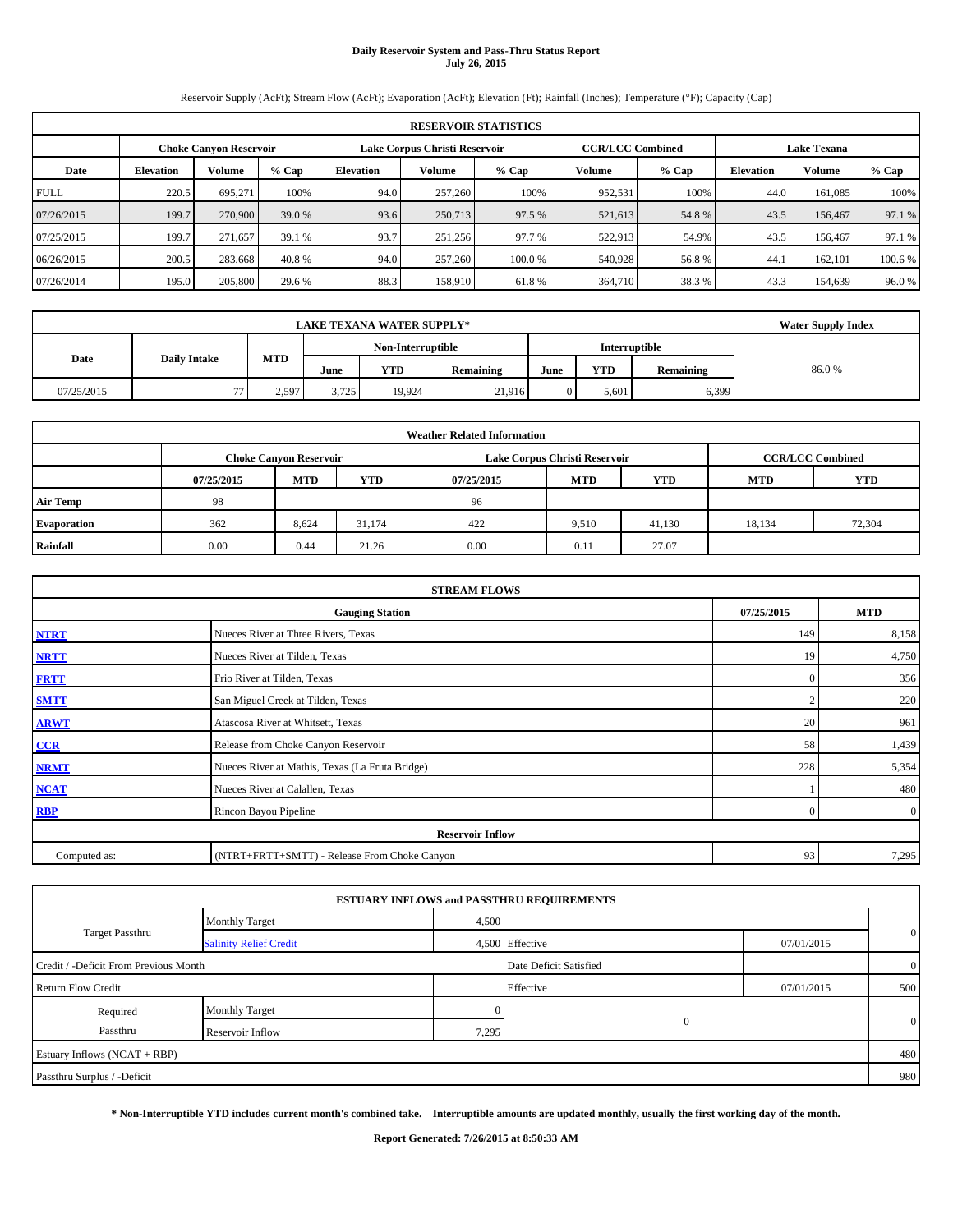# Daily Reservoir System and Pass-Thru Status Report
## July 26, 2015

Reservoir Supply (AcFt); Stream Flow (AcFt); Evaporation (AcFt); Elevation (Ft); Rainfall (Inches); Temperature (°F); Capacity (Cap)

| RESERVOIR STATISTICS | | | | | | | | | | | |
|---|---|---|---|---|---|---|---|---|---|---|---|
| | Choke Canyon Reservoir | | | Lake Corpus Christi Reservoir | | | CCR/LCC Combined | | Lake Texana | | |
| Date | Elevation | Volume | % Cap | Elevation | Volume | % Cap | Volume | % Cap | Elevation | Volume | % Cap |
| FULL | 220.5 | 695,271 | 100% | 94.0 | 257,260 | 100% | 952,531 | 100% | 44.0 | 161,085 | 100% |
| 07/26/2015 | 199.7 | 270,900 | 39.0 % | 93.6 | 250,713 | 97.5 % | 521,613 | 54.8 % | 43.5 | 156,467 | 97.1 % |
| 07/25/2015 | 199.7 | 271,657 | 39.1 % | 93.7 | 251,256 | 97.7 % | 522,913 | 54.9% | 43.5 | 156,467 | 97.1 % |
| 06/26/2015 | 200.5 | 283,668 | 40.8 % | 94.0 | 257,260 | 100.0 % | 540,928 | 56.8 % | 44.1 | 162,101 | 100.6 % |
| 07/26/2014 | 195.0 | 205,800 | 29.6 % | 88.3 | 158,910 | 61.8 % | 364,710 | 38.3 % | 43.3 | 154,639 | 96.0 % |

| LAKE TEXANA WATER SUPPLY* | | | | | | | | | Water Supply Index |
|---|---|---|---|---|---|---|---|---|---|
| Date | Daily Intake | MTD | Non-Interruptible | | | Interruptible | | | |
| | | | June | YTD | Remaining | June | YTD | Remaining | |
| 07/25/2015 | 77 | 2,597 | 3,725 | 19,924 | 21,916 | 0 | 5,601 | 6,399 | 86.0 % |

| Weather Related Information | | | | | | | | |
|---|---|---|---|---|---|---|---|---|
| | Choke Canyon Reservoir | | | Lake Corpus Christi Reservoir | | | CCR/LCC Combined | |
| | 07/25/2015 | MTD | YTD | 07/25/2015 | MTD | YTD | MTD | YTD |
| Air Temp | 98 | | | 96 | | | | |
| Evaporation | 362 | 8,624 | 31,174 | 422 | 9,510 | 41,130 | 18,134 | 72,304 |
| Rainfall | 0.00 | 0.44 | 21.26 | 0.00 | 0.11 | 27.07 | | |

| STREAM FLOWS | | | |
|---|---|---|---|
| | Gauging Station | 07/25/2015 | MTD |
| NTRT | Nueces River at Three Rivers, Texas | 149 | 8,158 |
| NRTT | Nueces River at Tilden, Texas | 19 | 4,750 |
| FRTT | Frio River at Tilden, Texas | 0 | 356 |
| SMTT | San Miguel Creek at Tilden, Texas | 2 | 220 |
| ARWT | Atascosa River at Whitsett, Texas | 20 | 961 |
| CCR | Release from Choke Canyon Reservoir | 58 | 1,439 |
| NRMT | Nueces River at Mathis, Texas (La Fruta Bridge) | 228 | 5,354 |
| NCAT | Nueces River at Calallen, Texas | 1 | 480 |
| RBP | Rincon Bayou Pipeline | 0 | 0 |
| Reservoir Inflow | | | |
| Computed as: | (NTRT+FRTT+SMTT) - Release From Choke Canyon | 93 | 7,295 |

| ESTUARY INFLOWS and PASSTHRU REQUIREMENTS | | | | | |
|---|---|---|---|---|---|
| Target Passthru | Monthly Target | 4,500 | | | 0 |
| | Salinity Relief Credit | 4,500 | Effective | 07/01/2015 | |
| Credit / -Deficit From Previous Month | | | Date Deficit Satisfied | | 0 |
| Return Flow Credit | | | Effective | 07/01/2015 | 500 |
| Required Passthru | Monthly Target | 0 | 0 | | 0 |
| | Reservoir Inflow | 7,295 | | | |
| Estuary Inflows (NCAT + RBP) | | | | | 480 |
| Passthru Surplus / -Deficit | | | | | 980 |

**\* Non-Interruptible YTD includes current month's combined take. Interruptible amounts are updated monthly, usually the first working day of the month.**

**Report Generated: 7/26/2015 at 8:50:33 AM**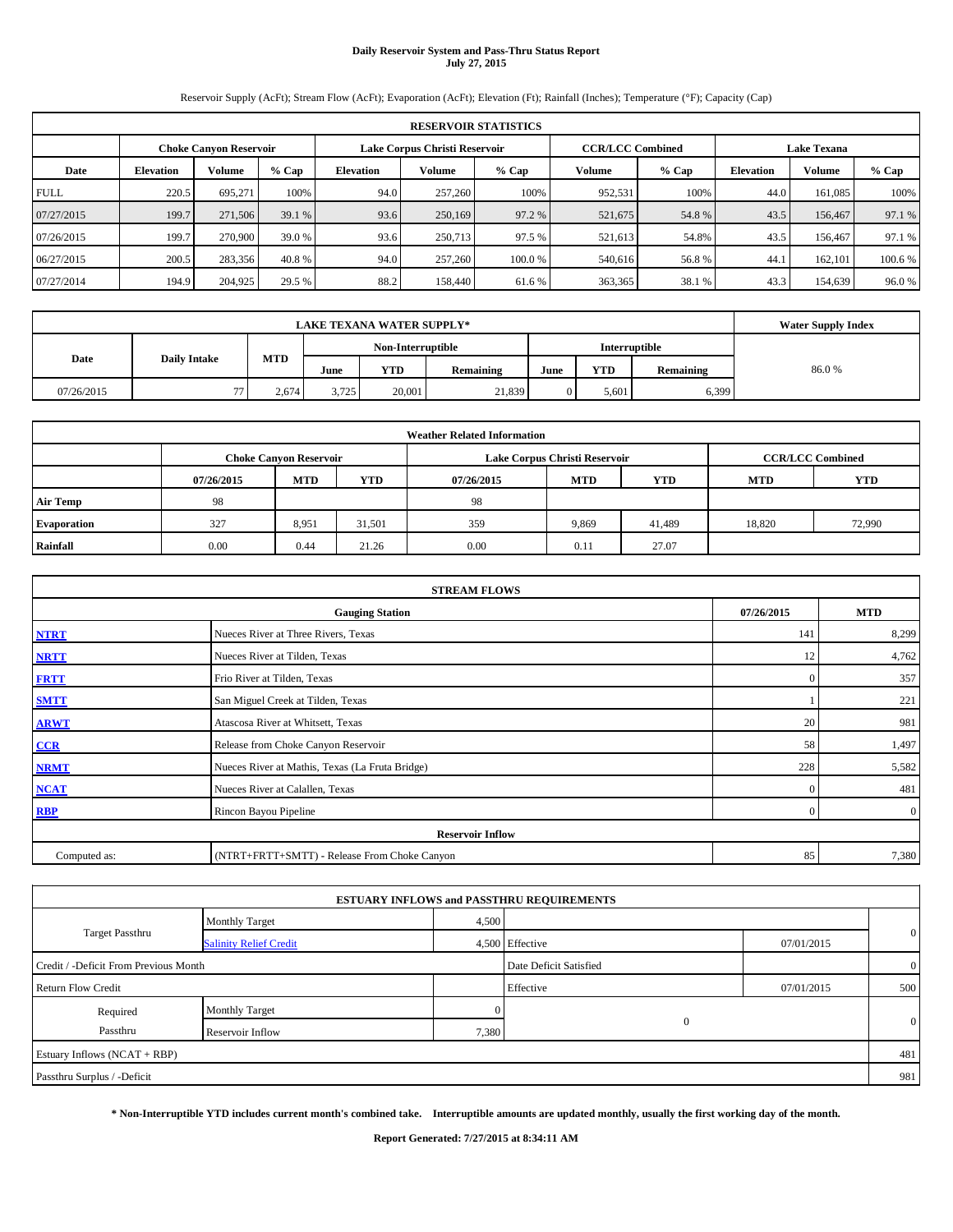# Daily Reservoir System and Pass-Thru Status Report
**July 27, 2015**

Reservoir Supply (AcFt); Stream Flow (AcFt); Evaporation (AcFt); Elevation (Ft); Rainfall (Inches); Temperature (°F); Capacity (Cap)

| RESERVOIR STATISTICS | | | | | | | | | | | |
|---|---|---|---|---|---|---|---|---|---|---|---|
| | Choke Canyon Reservoir | | | Lake Corpus Christi Reservoir | | | CCR/LCC Combined | | Lake Texana | | |
| Date | Elevation | Volume | % Cap | Elevation | Volume | % Cap | Volume | % Cap | Elevation | Volume | % Cap |
| FULL | 220.5 | 695,271 | 100% | 94.0 | 257,260 | 100% | 952,531 | 100% | 44.0 | 161,085 | 100% |
| 07/27/2015 | 199.7 | 271,506 | 39.1 % | 93.6 | 250,169 | 97.2 % | 521,675 | 54.8 % | 43.5 | 156,467 | 97.1 % |
| 07/26/2015 | 199.7 | 270,900 | 39.0 % | 93.6 | 250,713 | 97.5 % | 521,613 | 54.8% | 43.5 | 156,467 | 97.1 % |
| 06/27/2015 | 200.5 | 283,356 | 40.8 % | 94.0 | 257,260 | 100.0 % | 540,616 | 56.8 % | 44.1 | 162,101 | 100.6 % |
| 07/27/2014 | 194.9 | 204,925 | 29.5 % | 88.2 | 158,440 | 61.6 % | 363,365 | 38.1 % | 43.3 | 154,639 | 96.0 % |

| LAKE TEXANA WATER SUPPLY* | | | | | | | | | Water Supply Index |
|---|---|---|---|---|---|---|---|---|---|
| Date | Daily Intake | MTD | Non-Interruptible | | | Interruptible | | | |
| | | | June | YTD | Remaining | June | YTD | Remaining | |
| 07/26/2015 | 77 | 2,674 | 3,725 | 20,001 | 21,839 | 0 | 5,601 | 6,399 | 86.0 % |

| Weather Related Information | | | | | | | | |
|---|---|---|---|---|---|---|---|---|
| | Choke Canyon Reservoir | | | Lake Corpus Christi Reservoir | | | CCR/LCC Combined | |
| | 07/26/2015 | MTD | YTD | 07/26/2015 | MTD | YTD | MTD | YTD |
| **Air Temp** | 98 | | | 98 | | | | |
| **Evaporation** | 327 | 8,951 | 31,501 | 359 | 9,869 | 41,489 | 18,820 | 72,990 |
| **Rainfall** | 0.00 | 0.44 | 21.26 | 0.00 | 0.11 | 27.07 | | |

| STREAM FLOWS | | | |
|---|---|---|---|
| | Gauging Station | 07/26/2015 | MTD |
| **NTRT** | Nueces River at Three Rivers, Texas | 141 | 8,299 |
| **NRTT** | Nueces River at Tilden, Texas | 12 | 4,762 |
| **FRTT** | Frio River at Tilden, Texas | 0 | 357 |
| **SMTT** | San Miguel Creek at Tilden, Texas | 1 | 221 |
| **ARWT** | Atascosa River at Whitsett, Texas | 20 | 981 |
| **CCR** | Release from Choke Canyon Reservoir | 58 | 1,497 |
| **NRMT** | Nueces River at Mathis, Texas (La Fruta Bridge) | 228 | 5,582 |
| **NCAT** | Nueces River at Calallen, Texas | 0 | 481 |
| **RBP** | Rincon Bayou Pipeline | 0 | 0 |
| **Reservoir Inflow** | | | |
| Computed as: | (NTRT+FRTT+SMTT) - Release From Choke Canyon | 85 | 7,380 |

| ESTUARY INFLOWS and PASSTHRU REQUIREMENTS | | | | | |
|---|---|---|---|---|---|
| Target Passthru | Monthly Target | 4,500 | | | 0 |
| | Salinity Relief Credit | 4,500 | Effective | 07/01/2015 | |
| Credit / -Deficit From Previous Month | | | Date Deficit Satisfied | | 0 |
| Return Flow Credit | | | Effective | 07/01/2015 | 500 |
| Required Passthru | Monthly Target | 0 | 0 | | 0 |
| | Reservoir Inflow | 7,380 | | | |
| Estuary Inflows (NCAT + RBP) | | | | | 481 |
| Passthru Surplus / -Deficit | | | | | 981 |

**\* Non-Interruptible YTD includes current month's combined take. Interruptible amounts are updated monthly, usually the first working day of the month.**

**Report Generated: 7/27/2015 at 8:34:11 AM**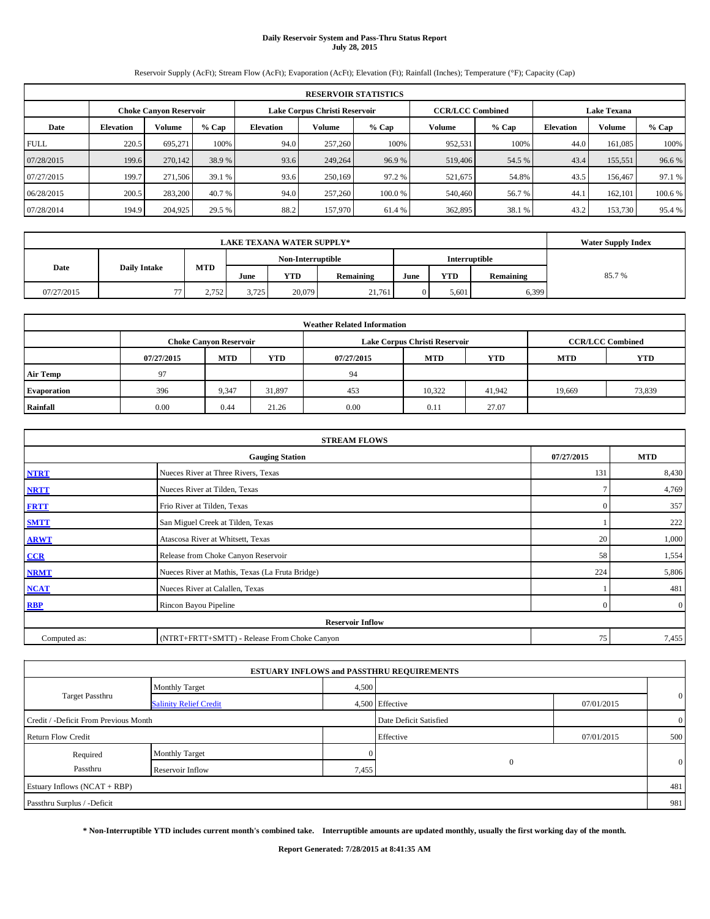# Daily Reservoir System and Pass-Thru Status Report
## July 28, 2015

Reservoir Supply (AcFt); Stream Flow (AcFt); Evaporation (AcFt); Elevation (Ft); Rainfall (Inches); Temperature (°F); Capacity (Cap)

| RESERVOIR STATISTICS | | | | | | | | | | | |
|---|---|---|---|---|---|---|---|---|---|---|---|
| | Choke Canyon Reservoir | | | Lake Corpus Christi Reservoir | | | CCR/LCC Combined | | Lake Texana | | |
| Date | Elevation | Volume | % Cap | Elevation | Volume | % Cap | Volume | % Cap | Elevation | Volume | % Cap |
| FULL | 220.5 | 695,271 | 100% | 94.0 | 257,260 | 100% | 952,531 | 100% | 44.0 | 161,085 | 100% |
| 07/28/2015 | 199.6 | 270,142 | 38.9 % | 93.6 | 249,264 | 96.9 % | 519,406 | 54.5 % | 43.4 | 155,551 | 96.6 % |
| 07/27/2015 | 199.7 | 271,506 | 39.1 % | 93.6 | 250,169 | 97.2 % | 521,675 | 54.8% | 43.5 | 156,467 | 97.1 % |
| 06/28/2015 | 200.5 | 283,200 | 40.7 % | 94.0 | 257,260 | 100.0 % | 540,460 | 56.7 % | 44.1 | 162,101 | 100.6 % |
| 07/28/2014 | 194.9 | 204,925 | 29.5 % | 88.2 | 157,970 | 61.4 % | 362,895 | 38.1 % | 43.2 | 153,730 | 95.4 % |

| LAKE TEXANA WATER SUPPLY* | | | | | | | | | Water Supply Index |
|---|---|---|---|---|---|---|---|---|---|
| Date | Daily Intake | MTD | Non-Interruptible | | | Interruptible | | | |
| | | | June | YTD | Remaining | June | YTD | Remaining | |
| 07/27/2015 | 77 | 2,752 | 3,725 | 20,079 | 21,761 | 0 | 5,601 | 6,399 | 85.7 % |

| Weather Related Information | | | | | | | | |
|---|---|---|---|---|---|---|---|---|
| | Choke Canyon Reservoir | | | Lake Corpus Christi Reservoir | | | CCR/LCC Combined | |
| | 07/27/2015 | MTD | YTD | 07/27/2015 | MTD | YTD | MTD | YTD |
| Air Temp | 97 | | | 94 | | | | |
| Evaporation | 396 | 9,347 | 31,897 | 453 | 10,322 | 41,942 | 19,669 | 73,839 |
| Rainfall | 0.00 | 0.44 | 21.26 | 0.00 | 0.11 | 27.07 | | |

| STREAM FLOWS | | | |
|---|---|---|---|
| | Gauging Station | 07/27/2015 | MTD |
| NTRT | Nueces River at Three Rivers, Texas | 131 | 8,430 |
| NRTT | Nueces River at Tilden, Texas | 7 | 4,769 |
| FRTT | Frio River at Tilden, Texas | 0 | 357 |
| SMTT | San Miguel Creek at Tilden, Texas | 1 | 222 |
| ARWT | Atascosa River at Whitsett, Texas | 20 | 1,000 |
| CCR | Release from Choke Canyon Reservoir | 58 | 1,554 |
| NRMT | Nueces River at Mathis, Texas (La Fruta Bridge) | 224 | 5,806 |
| NCAT | Nueces River at Calallen, Texas | 1 | 481 |
| RBP | Rincon Bayou Pipeline | 0 | 0 |
| Reservoir Inflow | | | |
| Computed as: | (NTRT+FRTT+SMTT) - Release From Choke Canyon | 75 | 7,455 |

| ESTUARY INFLOWS and PASSTHRU REQUIREMENTS | | | | | |
|---|---|---|---|---|---|
| Target Passthru | Monthly Target | 4,500 | | | 0 |
| | Salinity Relief Credit | 4,500 | Effective | 07/01/2015 | |
| Credit / -Deficit From Previous Month | | | Date Deficit Satisfied | | 0 |
| Return Flow Credit | | | Effective | 07/01/2015 | 500 |
| Required Passthru | Monthly Target | 0 | 0 | | 0 |
| | Reservoir Inflow | 7,455 | | | |
| Estuary Inflows (NCAT + RBP) | | | | | 481 |
| Passthru Surplus / -Deficit | | | | | 981 |

**\* Non-Interruptible YTD includes current month's combined take. Interruptible amounts are updated monthly, usually the first working day of the month.**

**Report Generated: 7/28/2015 at 8:41:35 AM**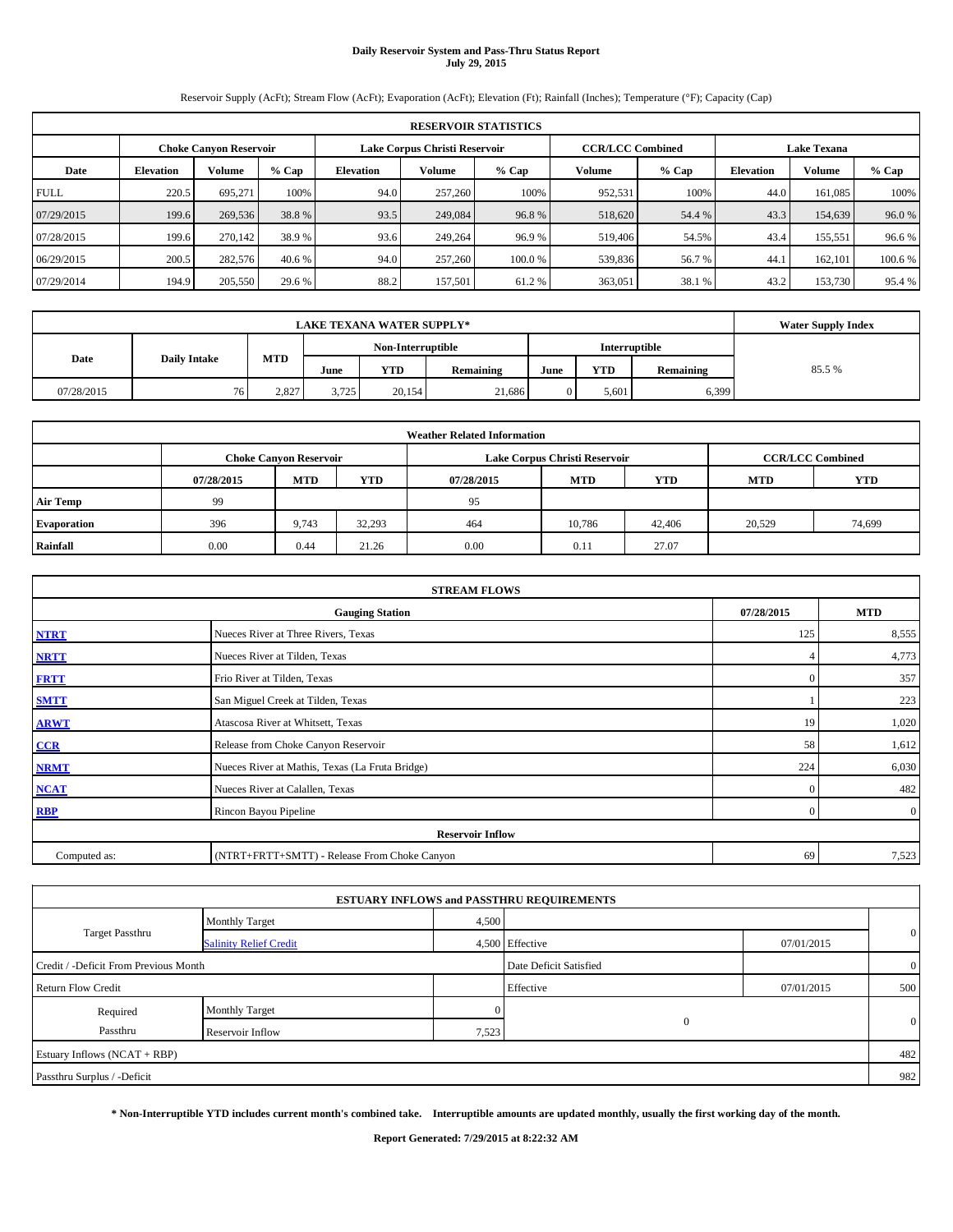# Daily Reservoir System and Pass-Thru Status Report
**July 29, 2015**

Reservoir Supply (AcFt); Stream Flow (AcFt); Evaporation (AcFt); Elevation (Ft); Rainfall (Inches); Temperature (°F); Capacity (Cap)

| RESERVOIR STATISTICS | | | | | | | | | | | |
|---|---|---|---|---|---|---|---|---|---|---|---|
| | Choke Canyon Reservoir | | | Lake Corpus Christi Reservoir | | | CCR/LCC Combined | | Lake Texana | | |
| Date | Elevation | Volume | % Cap | Elevation | Volume | % Cap | Volume | % Cap | Elevation | Volume | % Cap |
| FULL | 220.5 | 695,271 | 100% | 94.0 | 257,260 | 100% | 952,531 | 100% | 44.0 | 161,085 | 100% |
| 07/29/2015 | 199.6 | 269,536 | 38.8 % | 93.5 | 249,084 | 96.8 % | 518,620 | 54.4 % | 43.3 | 154,639 | 96.0 % |
| 07/28/2015 | 199.6 | 270,142 | 38.9 % | 93.6 | 249,264 | 96.9 % | 519,406 | 54.5% | 43.4 | 155,551 | 96.6 % |
| 06/29/2015 | 200.5 | 282,576 | 40.6 % | 94.0 | 257,260 | 100.0 % | 539,836 | 56.7 % | 44.1 | 162,101 | 100.6 % |
| 07/29/2014 | 194.9 | 205,550 | 29.6 % | 88.2 | 157,501 | 61.2 % | 363,051 | 38.1 % | 43.2 | 153,730 | 95.4 % |

| LAKE TEXANA WATER SUPPLY* | | | | | | | | | Water Supply Index |
|---|---|---|---|---|---|---|---|---|---|
| Date | Daily Intake | MTD | Non-Interruptible | | | Interruptible | | | |
| | | | June | YTD | Remaining | June | YTD | Remaining | |
| 07/28/2015 | 76 | 2,827 | 3,725 | 20,154 | 21,686 | 0 | 5,601 | 6,399 | 85.5 % |

| Weather Related Information | | | | | | | | |
|---|---|---|---|---|---|---|---|---|
| | Choke Canyon Reservoir | | | Lake Corpus Christi Reservoir | | | CCR/LCC Combined | |
| | 07/28/2015 | MTD | YTD | 07/28/2015 | MTD | YTD | MTD | YTD |
| Air Temp | 99 | | | 95 | | | | |
| Evaporation | 396 | 9,743 | 32,293 | 464 | 10,786 | 42,406 | 20,529 | 74,699 |
| Rainfall | 0.00 | 0.44 | 21.26 | 0.00 | 0.11 | 27.07 | | |

| STREAM FLOWS | | | |
|---|---|---|---|
| | Gauging Station | 07/28/2015 | MTD |
| NTRT | Nueces River at Three Rivers, Texas | 125 | 8,555 |
| NRTT | Nueces River at Tilden, Texas | 4 | 4,773 |
| FRTT | Frio River at Tilden, Texas | 0 | 357 |
| SMTT | San Miguel Creek at Tilden, Texas | 1 | 223 |
| ARWT | Atascosa River at Whitsett, Texas | 19 | 1,020 |
| CCR | Release from Choke Canyon Reservoir | 58 | 1,612 |
| NRMT | Nueces River at Mathis, Texas (La Fruta Bridge) | 224 | 6,030 |
| NCAT | Nueces River at Calallen, Texas | 0 | 482 |
| RBP | Rincon Bayou Pipeline | 0 | 0 |
| **Reservoir Inflow** | | | |
| Computed as: | (NTRT+FRTT+SMTT) - Release From Choke Canyon | 69 | 7,523 |

| ESTUARY INFLOWS and PASSTHRU REQUIREMENTS | | | | | |
|---|---|---|---|---|---|
| Target Passthru | Monthly Target | 4,500 | | | 0 |
| | Salinity Relief Credit | 4,500 | Effective | 07/01/2015 | |
| Credit / -Deficit From Previous Month | | | Date Deficit Satisfied | | 0 |
| Return Flow Credit | | | Effective | 07/01/2015 | 500 |
| Required Passthru | Monthly Target | 0 | 0 | | 0 |
| | Reservoir Inflow | 7,523 | | | |
| Estuary Inflows (NCAT + RBP) | | | | | 482 |
| Passthru Surplus / -Deficit | | | | | 982 |

**\* Non-Interruptible YTD includes current month's combined take. Interruptible amounts are updated monthly, usually the first working day of the month.**

**Report Generated: 7/29/2015 at 8:22:32 AM**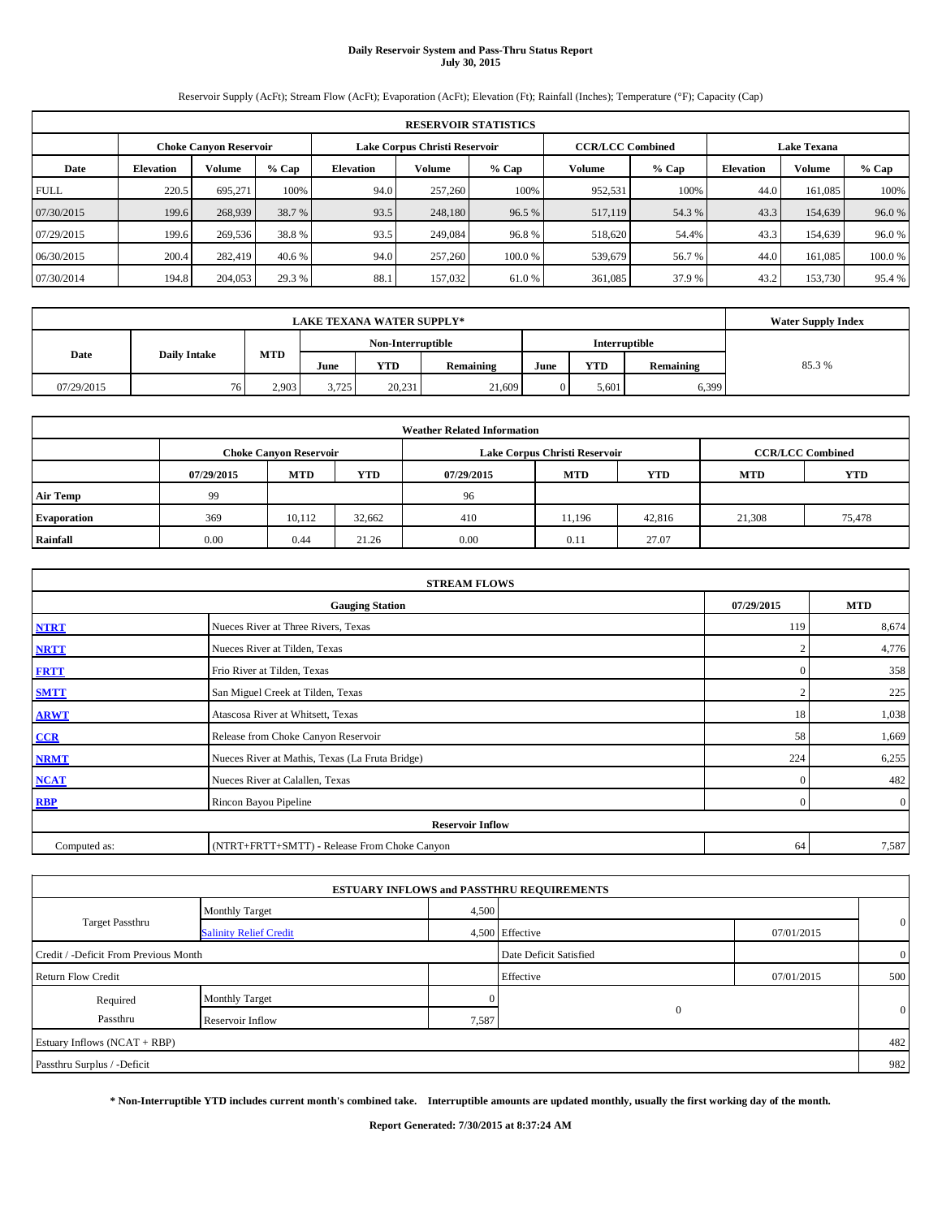# Daily Reservoir System and Pass-Thru Status Report
## July 30, 2015

Reservoir Supply (AcFt); Stream Flow (AcFt); Evaporation (AcFt); Elevation (Ft); Rainfall (Inches); Temperature (°F); Capacity (Cap)

| RESERVOIR STATISTICS | | | | | | | | | | | |
|---|---|---|---|---|---|---|---|---|---|---|---|
| | Choke Canyon Reservoir | | | Lake Corpus Christi Reservoir | | | CCR/LCC Combined | | Lake Texana | | |
| Date | Elevation | Volume | % Cap | Elevation | Volume | % Cap | Volume | % Cap | Elevation | Volume | % Cap |
| FULL | 220.5 | 695,271 | 100% | 94.0 | 257,260 | 100% | 952,531 | 100% | 44.0 | 161,085 | 100% |
| 07/30/2015 | 199.6 | 268,939 | 38.7 % | 93.5 | 248,180 | 96.5 % | 517,119 | 54.3 % | 43.3 | 154,639 | 96.0 % |
| 07/29/2015 | 199.6 | 269,536 | 38.8 % | 93.5 | 249,084 | 96.8 % | 518,620 | 54.4% | 43.3 | 154,639 | 96.0 % |
| 06/30/2015 | 200.4 | 282,419 | 40.6 % | 94.0 | 257,260 | 100.0 % | 539,679 | 56.7 % | 44.0 | 161,085 | 100.0 % |
| 07/30/2014 | 194.8 | 204,053 | 29.3 % | 88.1 | 157,032 | 61.0 % | 361,085 | 37.9 % | 43.2 | 153,730 | 95.4 % |

| LAKE TEXANA WATER SUPPLY* | | | | | | | | | Water Supply Index |
|---|---|---|---|---|---|---|---|---|---|
| Date | Daily Intake | MTD | Non-Interruptible | | | Interruptible | | | |
| | | | June | YTD | Remaining | June | YTD | Remaining | |
| 07/29/2015 | 76 | 2,903 | 3,725 | 20,231 | 21,609 | 0 | 5,601 | 6,399 | 85.3 % |

| Weather Related Information | | | | | | | | |
|---|---|---|---|---|---|---|---|---|
| | Choke Canyon Reservoir | | | Lake Corpus Christi Reservoir | | | CCR/LCC Combined | |
| | 07/29/2015 | MTD | YTD | 07/29/2015 | MTD | YTD | MTD | YTD |
| Air Temp | 99 | | | 96 | | | | |
| Evaporation | 369 | 10,112 | 32,662 | 410 | 11,196 | 42,816 | 21,308 | 75,478 |
| Rainfall | 0.00 | 0.44 | 21.26 | 0.00 | 0.11 | 27.07 | | |

| STREAM FLOWS | | | |
|---|---|---|---|
| | Gauging Station | 07/29/2015 | MTD |
| NTRT | Nueces River at Three Rivers, Texas | 119 | 8,674 |
| NRTT | Nueces River at Tilden, Texas | 2 | 4,776 |
| FRTT | Frio River at Tilden, Texas | 0 | 358 |
| SMTT | San Miguel Creek at Tilden, Texas | 2 | 225 |
| ARWT | Atascosa River at Whitsett, Texas | 18 | 1,038 |
| CCR | Release from Choke Canyon Reservoir | 58 | 1,669 |
| NRMT | Nueces River at Mathis, Texas (La Fruta Bridge) | 224 | 6,255 |
| NCAT | Nueces River at Calallen, Texas | 0 | 482 |
| RBP | Rincon Bayou Pipeline | 0 | 0 |
| Reservoir Inflow | | | |
| Computed as: | (NTRT+FRTT+SMTT) - Release From Choke Canyon | 64 | 7,587 |

| ESTUARY INFLOWS and PASSTHRU REQUIREMENTS | | | | | |
|---|---|---|---|---|---|
| Target Passthru | Monthly Target | 4,500 | | | 0 |
| | Salinity Relief Credit | 4,500 | Effective | 07/01/2015 | |
| Credit / -Deficit From Previous Month | | | Date Deficit Satisfied | | 0 |
| Return Flow Credit | | | Effective | 07/01/2015 | 500 |
| Required Passthru | Monthly Target | 0 | 0 | | 0 |
| | Reservoir Inflow | 7,587 | | | |
| Estuary Inflows (NCAT + RBP) | | | | | 482 |
| Passthru Surplus / -Deficit | | | | | 982 |

**\* Non-Interruptible YTD includes current month's combined take. Interruptible amounts are updated monthly, usually the first working day of the month.**

**Report Generated: 7/30/2015 at 8:37:24 AM**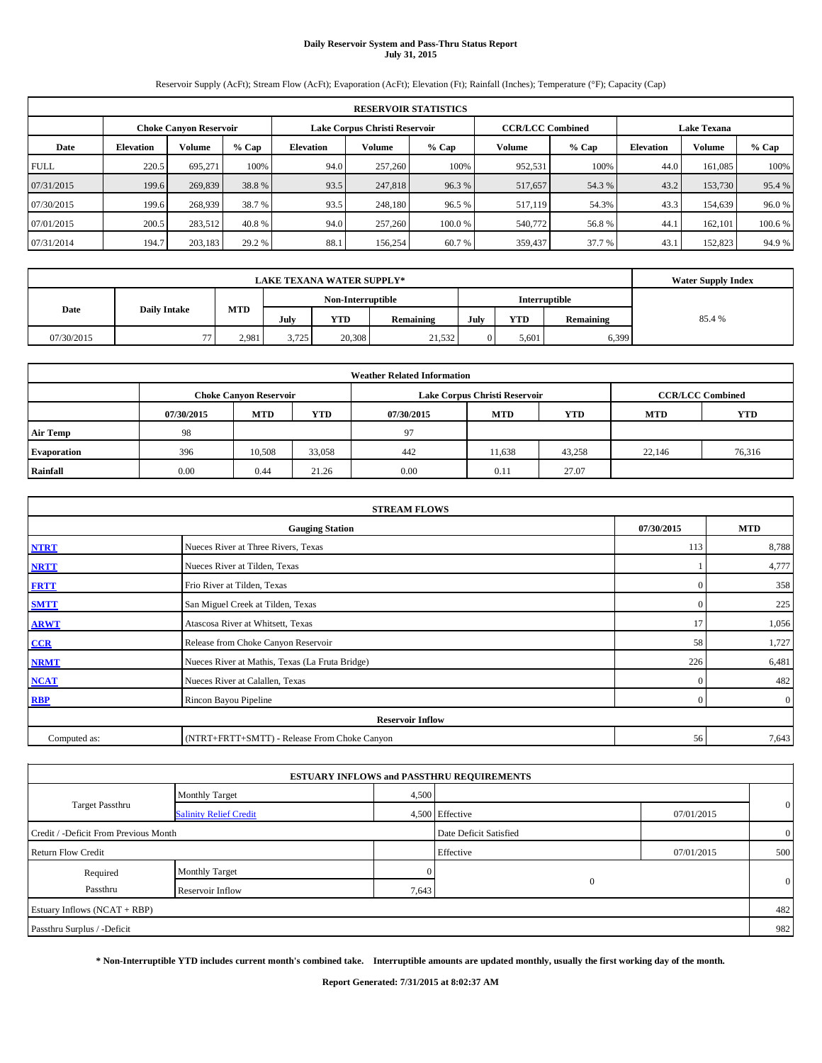**Daily Reservoir System and Pass-Thru Status Report**
**July 31, 2015**

Reservoir Supply (AcFt); Stream Flow (AcFt); Evaporation (AcFt); Elevation (Ft); Rainfall (Inches); Temperature (°F); Capacity (Cap)

| RESERVOIR STATISTICS | | | | | | | | | | | |
|---|---|---|---|---|---|---|---|---|---|---|---|
| | Choke Canyon Reservoir | | | Lake Corpus Christi Reservoir | | | CCR/LCC Combined | | Lake Texana | | |
| Date | Elevation | Volume | % Cap | Elevation | Volume | % Cap | Volume | % Cap | Elevation | Volume | % Cap |
| FULL | 220.5 | 695,271 | 100% | 94.0 | 257,260 | 100% | 952,531 | 100% | 44.0 | 161,085 | 100% |
| 07/31/2015 | 199.6 | 269,839 | 38.8 % | 93.5 | 247,818 | 96.3 % | 517,657 | 54.3 % | 43.2 | 153,730 | 95.4 % |
| 07/30/2015 | 199.6 | 268,939 | 38.7 % | 93.5 | 248,180 | 96.5 % | 517,119 | 54.3% | 43.3 | 154,639 | 96.0 % |
| 07/01/2015 | 200.5 | 283,512 | 40.8 % | 94.0 | 257,260 | 100.0 % | 540,772 | 56.8 % | 44.1 | 162,101 | 100.6 % |
| 07/31/2014 | 194.7 | 203,183 | 29.2 % | 88.1 | 156,254 | 60.7 % | 359,437 | 37.7 % | 43.1 | 152,823 | 94.9 % |

| LAKE TEXANA WATER SUPPLY* | | | | | | | | | Water Supply Index |
|---|---|---|---|---|---|---|---|---|---|
| Date | Daily Intake | MTD | Non-Interruptible | | | Interruptible | | | |
| | | | July | YTD | Remaining | July | YTD | Remaining | |
| 07/30/2015 | 77 | 2,981 | 3,725 | 20,308 | 21,532 | 0 | 5,601 | 6,399 | 85.4 % |

| Weather Related Information | | | | | | | | |
|---|---|---|---|---|---|---|---|---|
| | Choke Canyon Reservoir | | | Lake Corpus Christi Reservoir | | | CCR/LCC Combined | |
| | 07/30/2015 | MTD | YTD | 07/30/2015 | MTD | YTD | MTD | YTD |
| Air Temp | 98 | | | 97 | | | | |
| Evaporation | 396 | 10,508 | 33,058 | 442 | 11,638 | 43,258 | 22,146 | 76,316 |
| Rainfall | 0.00 | 0.44 | 21.26 | 0.00 | 0.11 | 27.07 | | |

| STREAM FLOWS | | | |
|---|---|---|---|
| | Gauging Station | 07/30/2015 | MTD |
| NTRT | Nueces River at Three Rivers, Texas | 113 | 8,788 |
| NRTT | Nueces River at Tilden, Texas | 1 | 4,777 |
| FRTT | Frio River at Tilden, Texas | 0 | 358 |
| SMTT | San Miguel Creek at Tilden, Texas | 0 | 225 |
| ARWT | Atascosa River at Whitsett, Texas | 17 | 1,056 |
| CCR | Release from Choke Canyon Reservoir | 58 | 1,727 |
| NRMT | Nueces River at Mathis, Texas (La Fruta Bridge) | 226 | 6,481 |
| NCAT | Nueces River at Calallen, Texas | 0 | 482 |
| RBP | Rincon Bayou Pipeline | 0 | 0 |
| Reservoir Inflow | | | |
| Computed as: | (NTRT+FRTT+SMTT) - Release From Choke Canyon | 56 | 7,643 |

| ESTUARY INFLOWS and PASSTHRU REQUIREMENTS | | | | | |
|---|---|---|---|---|---|
| Target Passthru | Monthly Target | 4,500 | | | 0 |
| | Salinity Relief Credit | 4,500 | Effective | 07/01/2015 | |
| Credit / -Deficit From Previous Month | | | Date Deficit Satisfied | | 0 |
| Return Flow Credit | | | Effective | 07/01/2015 | 500 |
| Required Passthru | Monthly Target | 0 | 0 | | 0 |
| | Reservoir Inflow | 7,643 | | | |
| Estuary Inflows (NCAT + RBP) | | | | | 482 |
| Passthru Surplus / -Deficit | | | | | 982 |

**\* Non-Interruptible YTD includes current month's combined take. Interruptible amounts are updated monthly, usually the first working day of the month.**

**Report Generated: 7/31/2015 at 8:02:37 AM**